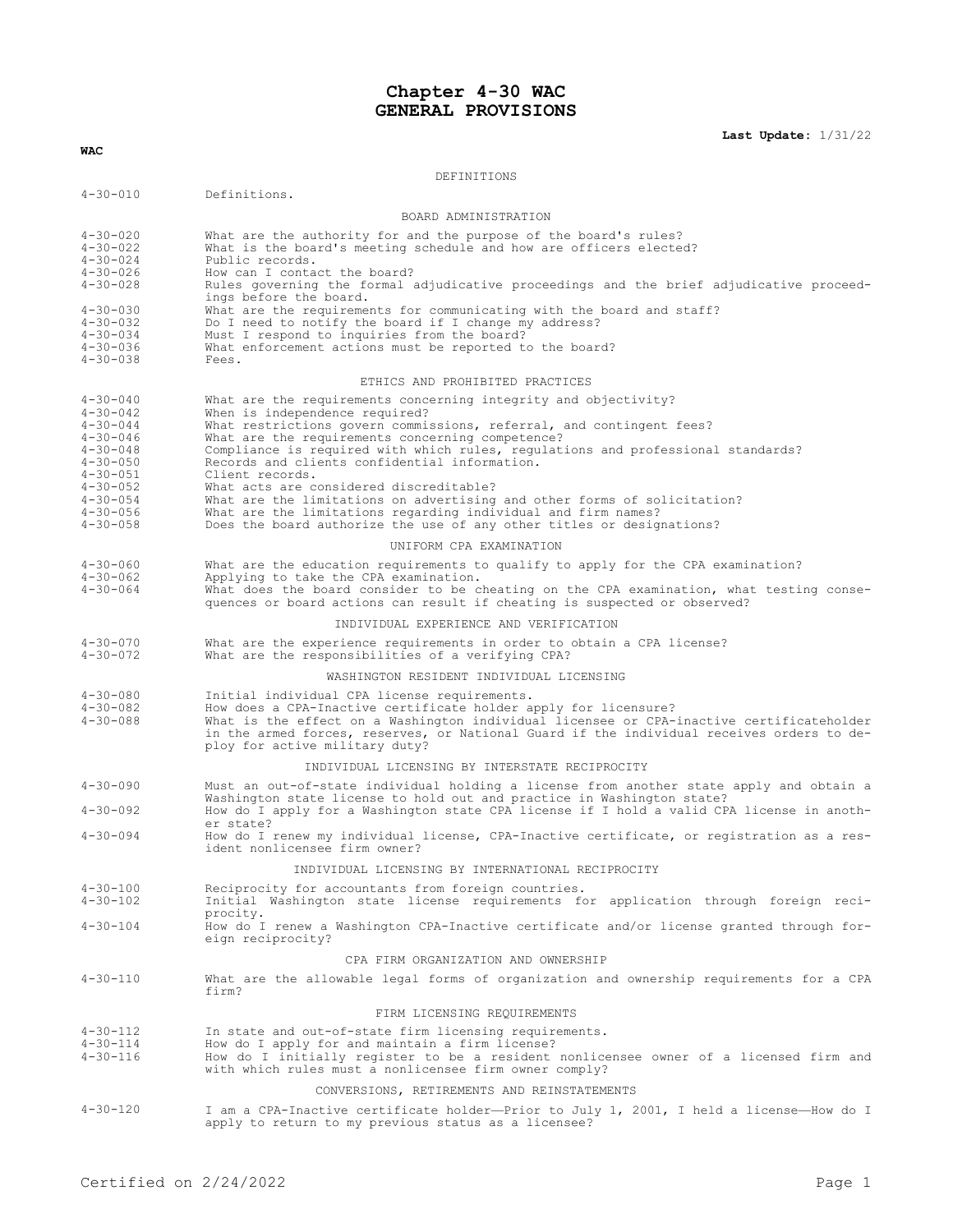# Chapter 4-30 WAC
## GENERAL PROVISIONS

**Last Update:** 1/31/22

**WAC**

### DEFINITIONS

| | |
|---|---|
| 4-30-010 | Definitions. |

### BOARD ADMINISTRATION

| | |
|---|---|
| 4-30-020 | What are the authority for and the purpose of the board's rules? |
| 4-30-022 | What is the board's meeting schedule and how are officers elected? |
| 4-30-024 | Public records. |
| 4-30-026 | How can I contact the board? |
| 4-30-028 | Rules governing the formal adjudicative proceedings and the brief adjudicative proceedings before the board. |
| 4-30-030 | What are the requirements for communicating with the board and staff? |
| 4-30-032 | Do I need to notify the board if I change my address? |
| 4-30-034 | Must I respond to inquiries from the board? |
| 4-30-036 | What enforcement actions must be reported to the board? |
| 4-30-038 | Fees. |

### ETHICS AND PROHIBITED PRACTICES

| | |
|---|---|
| 4-30-040 | What are the requirements concerning integrity and objectivity? |
| 4-30-042 | When is independence required? |
| 4-30-044 | What restrictions govern commissions, referral, and contingent fees? |
| 4-30-046 | What are the requirements concerning competence? |
| 4-30-048 | Compliance is required with which rules, regulations and professional standards? |
| 4-30-050 | Records and clients confidential information. |
| 4-30-051 | Client records. |
| 4-30-052 | What acts are considered discreditable? |
| 4-30-054 | What are the limitations on advertising and other forms of solicitation? |
| 4-30-056 | What are the limitations regarding individual and firm names? |
| 4-30-058 | Does the board authorize the use of any other titles or designations? |

### UNIFORM CPA EXAMINATION

| | |
|---|---|
| 4-30-060 | What are the education requirements to qualify to apply for the CPA examination? |
| 4-30-062 | Applying to take the CPA examination. |
| 4-30-064 | What does the board consider to be cheating on the CPA examination, what testing consequences or board actions can result if cheating is suspected or observed? |

### INDIVIDUAL EXPERIENCE AND VERIFICATION

| | |
|---|---|
| 4-30-070 | What are the experience requirements in order to obtain a CPA license? |
| 4-30-072 | What are the responsibilities of a verifying CPA? |

### WASHINGTON RESIDENT INDIVIDUAL LICENSING

| | |
|---|---|
| 4-30-080 | Initial individual CPA license requirements. |
| 4-30-082 | How does a CPA-Inactive certificate holder apply for licensure? |
| 4-30-088 | What is the effect on a Washington individual licensee or CPA-inactive certificateholder in the armed forces, reserves, or National Guard if the individual receives orders to deploy for active military duty? |

### INDIVIDUAL LICENSING BY INTERSTATE RECIPROCITY

| | |
|---|---|
| 4-30-090 | Must an out-of-state individual holding a license from another state apply and obtain a Washington state license to hold out and practice in Washington state? |
| 4-30-092 | How do I apply for a Washington state CPA license if I hold a valid CPA license in another state? |
| 4-30-094 | How do I renew my individual license, CPA-Inactive certificate, or registration as a resident nonlicensee firm owner? |

### INDIVIDUAL LICENSING BY INTERNATIONAL RECIPROCITY

| | |
|---|---|
| 4-30-100 | Reciprocity for accountants from foreign countries. |
| 4-30-102 | Initial Washington state license requirements for application through foreign reciprocity. |
| 4-30-104 | How do I renew a Washington CPA-Inactive certificate and/or license granted through foreign reciprocity? |

### CPA FIRM ORGANIZATION AND OWNERSHIP

| | |
|---|---|
| 4-30-110 | What are the allowable legal forms of organization and ownership requirements for a CPA firm? |

### FIRM LICENSING REQUIREMENTS

| | |
|---|---|
| 4-30-112 | In state and out-of-state firm licensing requirements. |
| 4-30-114 | How do I apply for and maintain a firm license? |
| 4-30-116 | How do I initially register to be a resident nonlicensee owner of a licensed firm and with which rules must a nonlicensee firm owner comply? |

### CONVERSIONS, RETIREMENTS AND REINSTATEMENTS

| | |
|---|---|
| 4-30-120 | I am a CPA-Inactive certificate holder—Prior to July 1, 2001, I held a license—How do I apply to return to my previous status as a licensee? |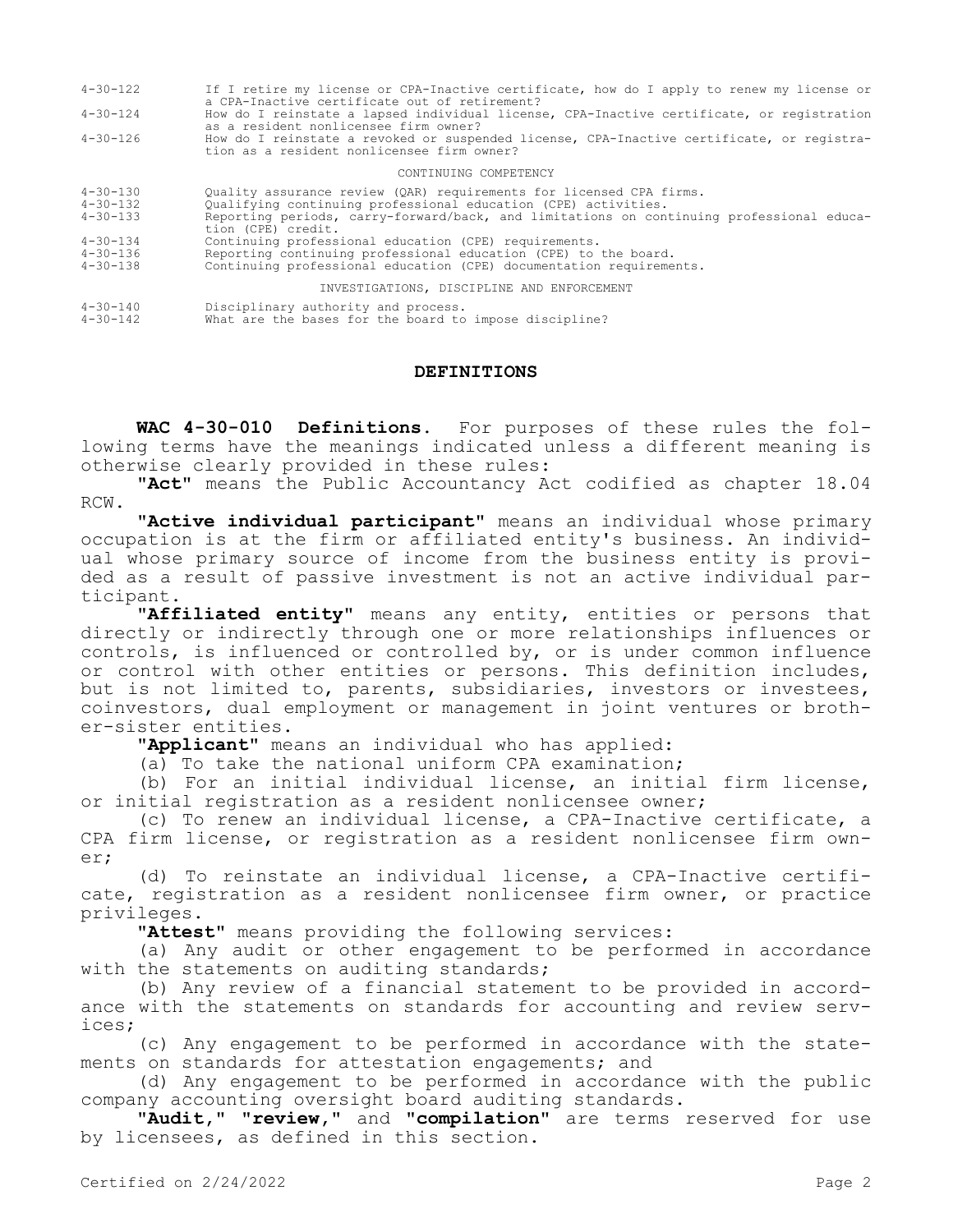| | |
|---|---|
| 4-30-122 | If I retire my license or CPA-Inactive certificate, how do I apply to renew my license or a CPA-Inactive certificate out of retirement? |
| 4-30-124 | How do I reinstate a lapsed individual license, CPA-Inactive certificate, or registration as a resident nonlicensee firm owner? |
| 4-30-126 | How do I reinstate a revoked or suspended license, CPA-Inactive certificate, or registration as a resident nonlicensee firm owner? |
| | CONTINUING COMPETENCY |
| 4-30-130 | Quality assurance review (QAR) requirements for licensed CPA firms. |
| 4-30-132 | Qualifying continuing professional education (CPE) activities. |
| 4-30-133 | Reporting periods, carry-forward/back, and limitations on continuing professional education (CPE) credit. |
| 4-30-134 | Continuing professional education (CPE) requirements. |
| 4-30-136 | Reporting continuing professional education (CPE) to the board. |
| 4-30-138 | Continuing professional education (CPE) documentation requirements. |
| | INVESTIGATIONS, DISCIPLINE AND ENFORCEMENT |
| 4-30-140 | Disciplinary authority and process. |
| 4-30-142 | What are the bases for the board to impose discipline? |

## DEFINITIONS

**WAC 4-30-010 Definitions.** For purposes of these rules the following terms have the meanings indicated unless a different meaning is otherwise clearly provided in these rules:

**"Act"** means the Public Accountancy Act codified as chapter 18.04 RCW.

**"Active individual participant"** means an individual whose primary occupation is at the firm or affiliated entity's business. An individual whose primary source of income from the business entity is provided as a result of passive investment is not an active individual participant.

**"Affiliated entity"** means any entity, entities or persons that directly or indirectly through one or more relationships influences or controls, is influenced or controlled by, or is under common influence or control with other entities or persons. This definition includes, but is not limited to, parents, subsidiaries, investors or investees, coinvestors, dual employment or management in joint ventures or brother-sister entities.

**"Applicant"** means an individual who has applied:

(a) To take the national uniform CPA examination;

(b) For an initial individual license, an initial firm license, or initial registration as a resident nonlicensee owner;

(c) To renew an individual license, a CPA-Inactive certificate, a CPA firm license, or registration as a resident nonlicensee firm owner;

(d) To reinstate an individual license, a CPA-Inactive certificate, registration as a resident nonlicensee firm owner, or practice privileges.

**"Attest"** means providing the following services:

(a) Any audit or other engagement to be performed in accordance with the statements on auditing standards;

(b) Any review of a financial statement to be provided in accordance with the statements on standards for accounting and review services;

(c) Any engagement to be performed in accordance with the statements on standards for attestation engagements; and

(d) Any engagement to be performed in accordance with the public company accounting oversight board auditing standards.

**"Audit," "review,"** and **"compilation"** are terms reserved for use by licensees, as defined in this section.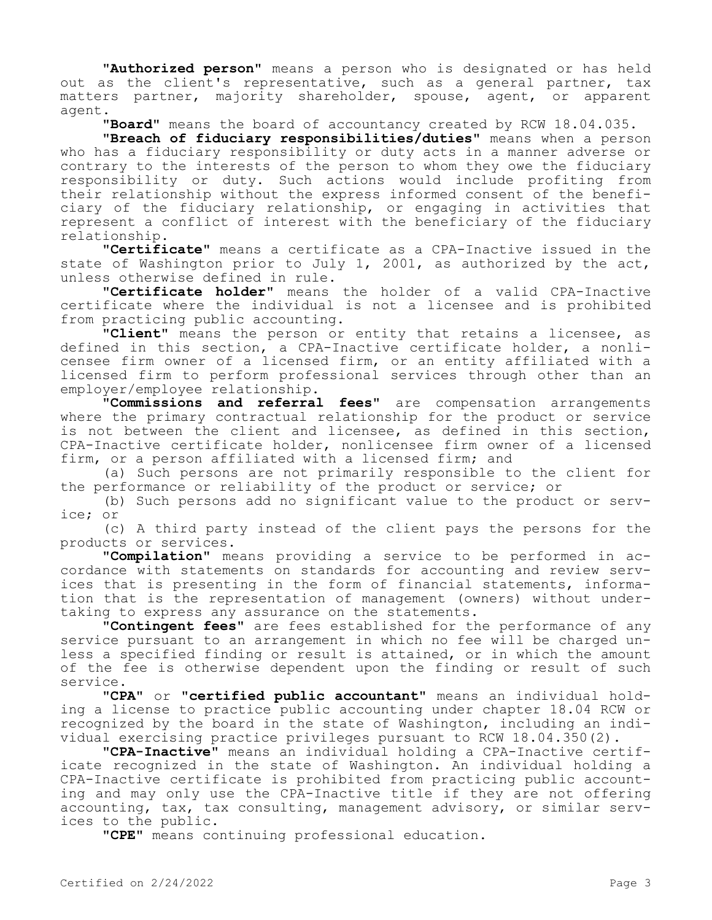"**Authorized person**" means a person who is designated or has held out as the client's representative, such as a general partner, tax matters partner, majority shareholder, spouse, agent, or apparent agent.

"**Board**" means the board of accountancy created by RCW 18.04.035.

"**Breach of fiduciary responsibilities/duties**" means when a person who has a fiduciary responsibility or duty acts in a manner adverse or contrary to the interests of the person to whom they owe the fiduciary responsibility or duty. Such actions would include profiting from their relationship without the express informed consent of the beneficiary of the fiduciary relationship, or engaging in activities that represent a conflict of interest with the beneficiary of the fiduciary relationship.

"**Certificate**" means a certificate as a CPA-Inactive issued in the state of Washington prior to July 1, 2001, as authorized by the act, unless otherwise defined in rule.

"**Certificate holder**" means the holder of a valid CPA-Inactive certificate where the individual is not a licensee and is prohibited from practicing public accounting.

"**Client**" means the person or entity that retains a licensee, as defined in this section, a CPA-Inactive certificate holder, a nonlicensee firm owner of a licensed firm, or an entity affiliated with a licensed firm to perform professional services through other than an employer/employee relationship.

"**Commissions and referral fees**" are compensation arrangements where the primary contractual relationship for the product or service is not between the client and licensee, as defined in this section, CPA-Inactive certificate holder, nonlicensee firm owner of a licensed firm, or a person affiliated with a licensed firm; and

(a) Such persons are not primarily responsible to the client for the performance or reliability of the product or service; or

(b) Such persons add no significant value to the product or service; or

(c) A third party instead of the client pays the persons for the products or services.

"**Compilation**" means providing a service to be performed in accordance with statements on standards for accounting and review services that is presenting in the form of financial statements, information that is the representation of management (owners) without undertaking to express any assurance on the statements.

"**Contingent fees**" are fees established for the performance of any service pursuant to an arrangement in which no fee will be charged unless a specified finding or result is attained, or in which the amount of the fee is otherwise dependent upon the finding or result of such service.

"**CPA**" or "**certified public accountant**" means an individual holding a license to practice public accounting under chapter 18.04 RCW or recognized by the board in the state of Washington, including an individual exercising practice privileges pursuant to RCW 18.04.350(2).

"**CPA-Inactive**" means an individual holding a CPA-Inactive certificate recognized in the state of Washington. An individual holding a CPA-Inactive certificate is prohibited from practicing public accounting and may only use the CPA-Inactive title if they are not offering accounting, tax, tax consulting, management advisory, or similar services to the public.

"**CPE**" means continuing professional education.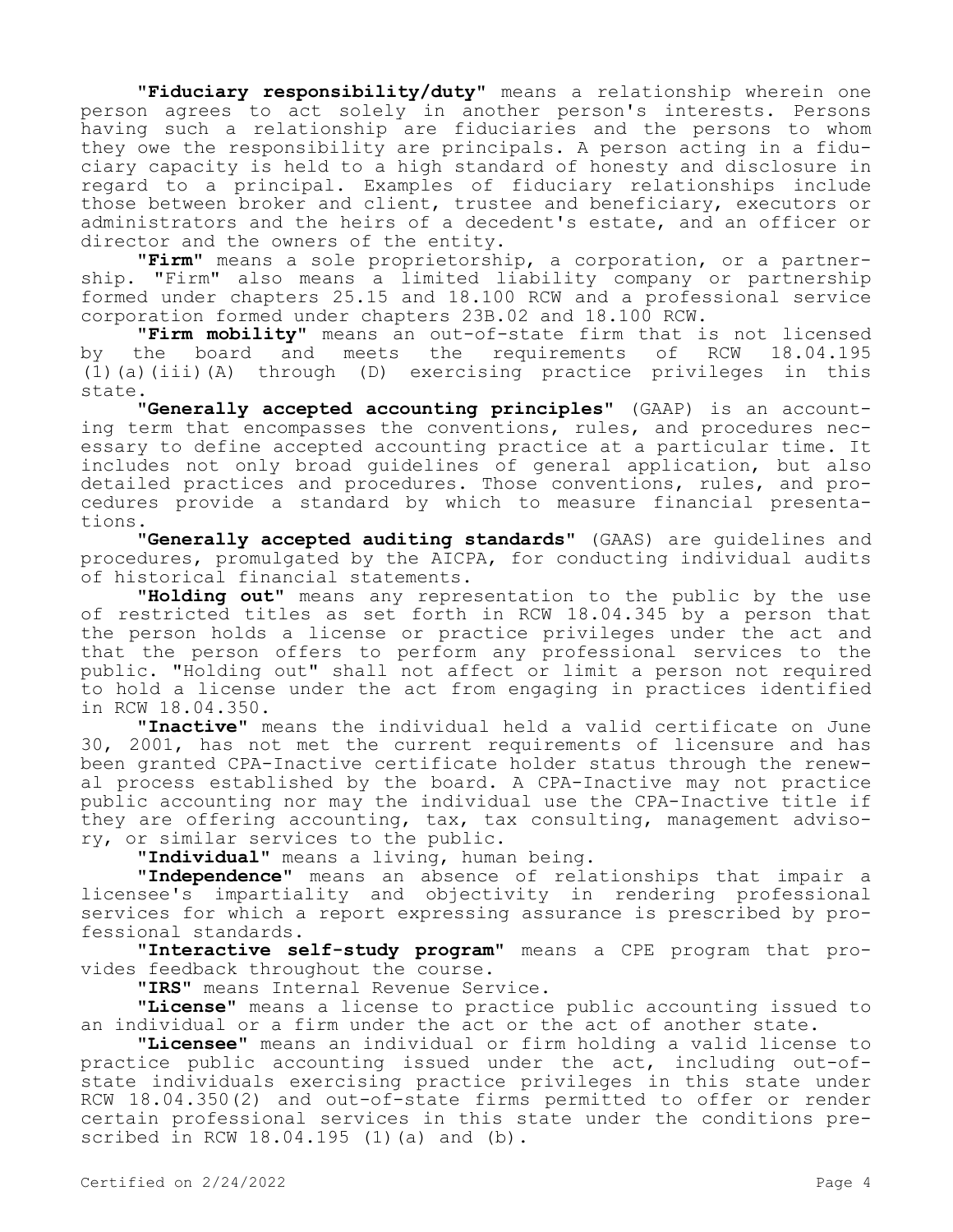"**Fiduciary responsibility/duty**" means a relationship wherein one person agrees to act solely in another person's interests. Persons having such a relationship are fiduciaries and the persons to whom they owe the responsibility are principals. A person acting in a fiduciary capacity is held to a high standard of honesty and disclosure in regard to a principal. Examples of fiduciary relationships include those between broker and client, trustee and beneficiary, executors or administrators and the heirs of a decedent's estate, and an officer or director and the owners of the entity.

"**Firm**" means a sole proprietorship, a corporation, or a partnership. "Firm" also means a limited liability company or partnership formed under chapters 25.15 and 18.100 RCW and a professional service corporation formed under chapters 23B.02 and 18.100 RCW.

"**Firm mobility**" means an out-of-state firm that is not licensed by the board and meets the requirements of RCW 18.04.195 (1)(a)(iii)(A) through (D) exercising practice privileges in this state.

"**Generally accepted accounting principles**" (GAAP) is an accounting term that encompasses the conventions, rules, and procedures necessary to define accepted accounting practice at a particular time. It includes not only broad guidelines of general application, but also detailed practices and procedures. Those conventions, rules, and procedures provide a standard by which to measure financial presentations.

"**Generally accepted auditing standards**" (GAAS) are guidelines and procedures, promulgated by the AICPA, for conducting individual audits of historical financial statements.

"**Holding out**" means any representation to the public by the use of restricted titles as set forth in RCW 18.04.345 by a person that the person holds a license or practice privileges under the act and that the person offers to perform any professional services to the public. "Holding out" shall not affect or limit a person not required to hold a license under the act from engaging in practices identified in RCW 18.04.350.

"**Inactive**" means the individual held a valid certificate on June 30, 2001, has not met the current requirements of licensure and has been granted CPA-Inactive certificate holder status through the renewal process established by the board. A CPA-Inactive may not practice public accounting nor may the individual use the CPA-Inactive title if they are offering accounting, tax, tax consulting, management advisory, or similar services to the public.

"**Individual**" means a living, human being.

"**Independence**" means an absence of relationships that impair a licensee's impartiality and objectivity in rendering professional services for which a report expressing assurance is prescribed by professional standards.

"**Interactive self-study program**" means a CPE program that provides feedback throughout the course.

"**IRS**" means Internal Revenue Service.

"**License**" means a license to practice public accounting issued to an individual or a firm under the act or the act of another state.

"**Licensee**" means an individual or firm holding a valid license to practice public accounting issued under the act, including out-of-state individuals exercising practice privileges in this state under RCW 18.04.350(2) and out-of-state firms permitted to offer or render certain professional services in this state under the conditions prescribed in RCW 18.04.195 (1)(a) and (b).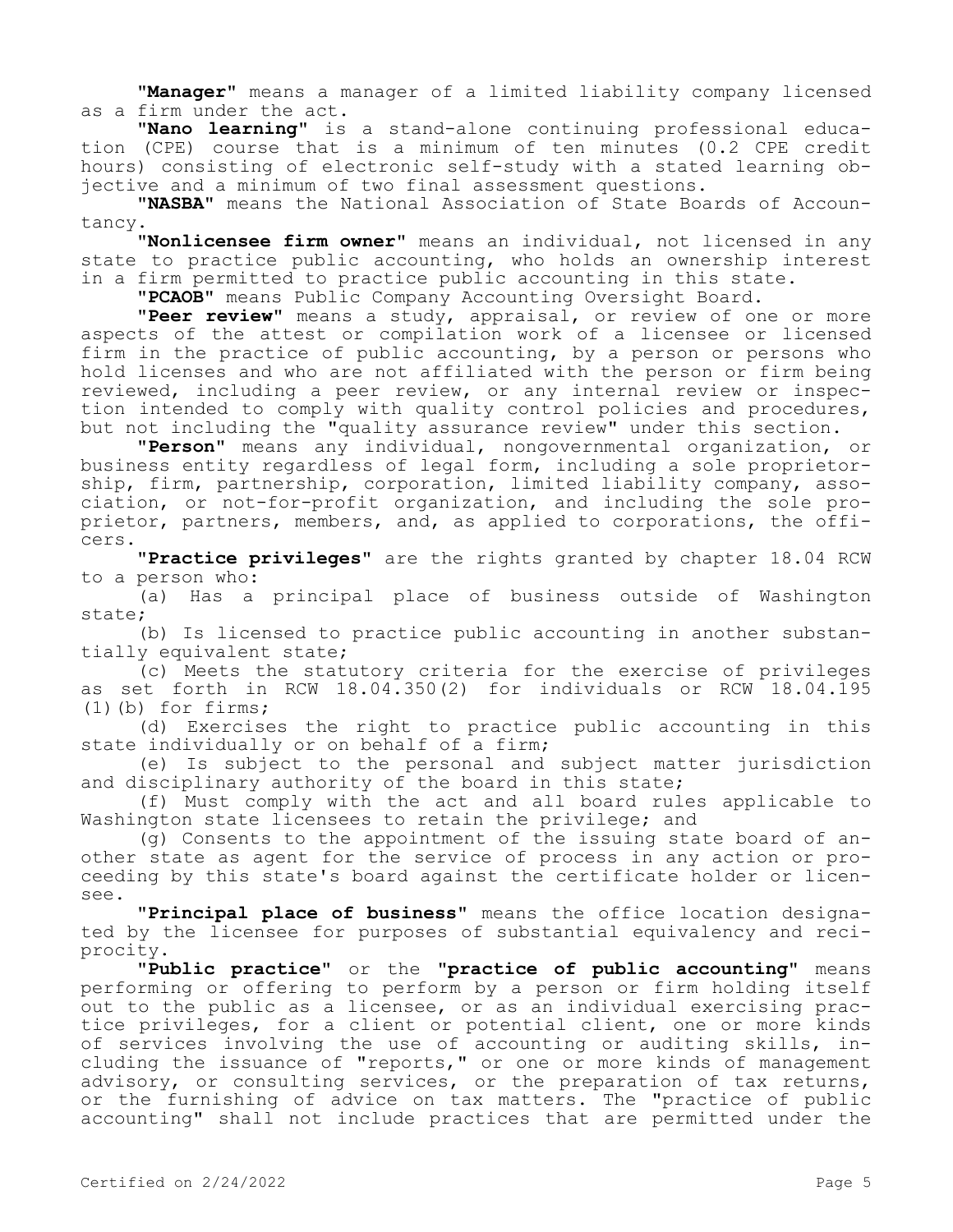"**Manager**" means a manager of a limited liability company licensed as a firm under the act.

"**Nano learning**" is a stand-alone continuing professional education (CPE) course that is a minimum of ten minutes (0.2 CPE credit hours) consisting of electronic self-study with a stated learning objective and a minimum of two final assessment questions.

"**NASBA**" means the National Association of State Boards of Accountancy.

"**Nonlicensee firm owner**" means an individual, not licensed in any state to practice public accounting, who holds an ownership interest in a firm permitted to practice public accounting in this state.

"**PCAOB**" means Public Company Accounting Oversight Board.

"**Peer review**" means a study, appraisal, or review of one or more aspects of the attest or compilation work of a licensee or licensed firm in the practice of public accounting, by a person or persons who hold licenses and who are not affiliated with the person or firm being reviewed, including a peer review, or any internal review or inspection intended to comply with quality control policies and procedures, but not including the "quality assurance review" under this section.

"**Person**" means any individual, nongovernmental organization, or business entity regardless of legal form, including a sole proprietorship, firm, partnership, corporation, limited liability company, association, or not-for-profit organization, and including the sole proprietor, partners, members, and, as applied to corporations, the officers.

"**Practice privileges**" are the rights granted by chapter 18.04 RCW to a person who:

(a) Has a principal place of business outside of Washington state;

(b) Is licensed to practice public accounting in another substantially equivalent state;

(c) Meets the statutory criteria for the exercise of privileges as set forth in RCW 18.04.350(2) for individuals or RCW 18.04.195 (1)(b) for firms;

(d) Exercises the right to practice public accounting in this state individually or on behalf of a firm;

(e) Is subject to the personal and subject matter jurisdiction and disciplinary authority of the board in this state;

(f) Must comply with the act and all board rules applicable to Washington state licensees to retain the privilege; and

(g) Consents to the appointment of the issuing state board of another state as agent for the service of process in any action or proceeding by this state's board against the certificate holder or licensee.

"**Principal place of business**" means the office location designated by the licensee for purposes of substantial equivalency and reciprocity.

"**Public practice**" or the "**practice of public accounting**" means performing or offering to perform by a person or firm holding itself out to the public as a licensee, or as an individual exercising practice privileges, for a client or potential client, one or more kinds of services involving the use of accounting or auditing skills, including the issuance of "reports," or one or more kinds of management advisory, or consulting services, or the preparation of tax returns, or the furnishing of advice on tax matters. The "practice of public accounting" shall not include practices that are permitted under the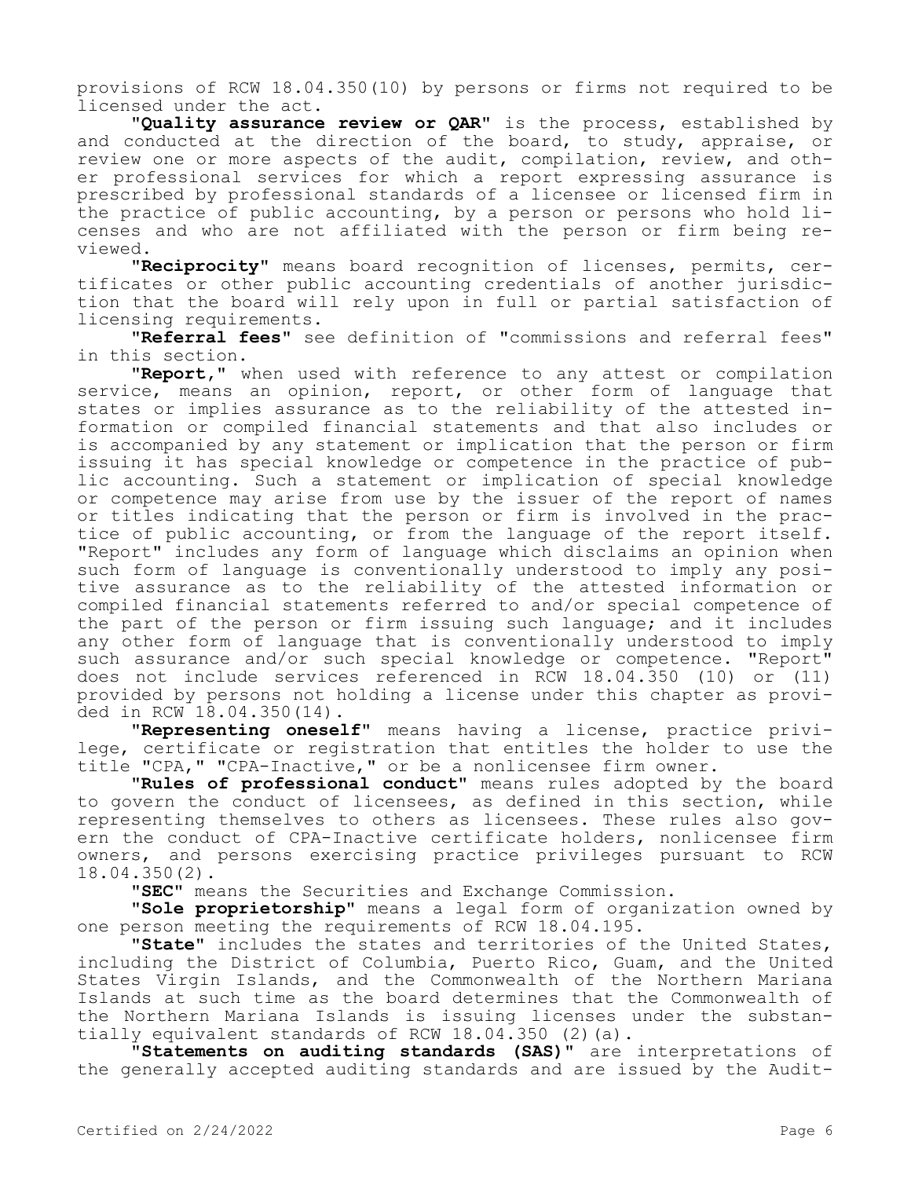provisions of RCW 18.04.350(10) by persons or firms not required to be licensed under the act.

"**Quality assurance review or QAR**" is the process, established by and conducted at the direction of the board, to study, appraise, or review one or more aspects of the audit, compilation, review, and other professional services for which a report expressing assurance is prescribed by professional standards of a licensee or licensed firm in the practice of public accounting, by a person or persons who hold licenses and who are not affiliated with the person or firm being reviewed.

"**Reciprocity**" means board recognition of licenses, permits, certificates or other public accounting credentials of another jurisdiction that the board will rely upon in full or partial satisfaction of licensing requirements.

"**Referral fees**" see definition of "commissions and referral fees" in this section.

"**Report,**" when used with reference to any attest or compilation service, means an opinion, report, or other form of language that states or implies assurance as to the reliability of the attested information or compiled financial statements and that also includes or is accompanied by any statement or implication that the person or firm issuing it has special knowledge or competence in the practice of public accounting. Such a statement or implication of special knowledge or competence may arise from use by the issuer of the report of names or titles indicating that the person or firm is involved in the practice of public accounting, or from the language of the report itself. "Report" includes any form of language which disclaims an opinion when such form of language is conventionally understood to imply any positive assurance as to the reliability of the attested information or compiled financial statements referred to and/or special competence of the part of the person or firm issuing such language; and it includes any other form of language that is conventionally understood to imply such assurance and/or such special knowledge or competence. "Report" does not include services referenced in RCW 18.04.350 (10) or (11) provided by persons not holding a license under this chapter as provided in RCW 18.04.350(14).

"**Representing oneself**" means having a license, practice privilege, certificate or registration that entitles the holder to use the title "CPA," "CPA-Inactive," or be a nonlicensee firm owner.

"**Rules of professional conduct**" means rules adopted by the board to govern the conduct of licensees, as defined in this section, while representing themselves to others as licensees. These rules also govern the conduct of CPA-Inactive certificate holders, nonlicensee firm owners, and persons exercising practice privileges pursuant to RCW 18.04.350(2).

"**SEC**" means the Securities and Exchange Commission.

"**Sole proprietorship**" means a legal form of organization owned by one person meeting the requirements of RCW 18.04.195.

"**State**" includes the states and territories of the United States, including the District of Columbia, Puerto Rico, Guam, and the United States Virgin Islands, and the Commonwealth of the Northern Mariana Islands at such time as the board determines that the Commonwealth of the Northern Mariana Islands is issuing licenses under the substantially equivalent standards of RCW 18.04.350 (2)(a).

"**Statements on auditing standards (SAS)**" are interpretations of the generally accepted auditing standards and are issued by the Audit-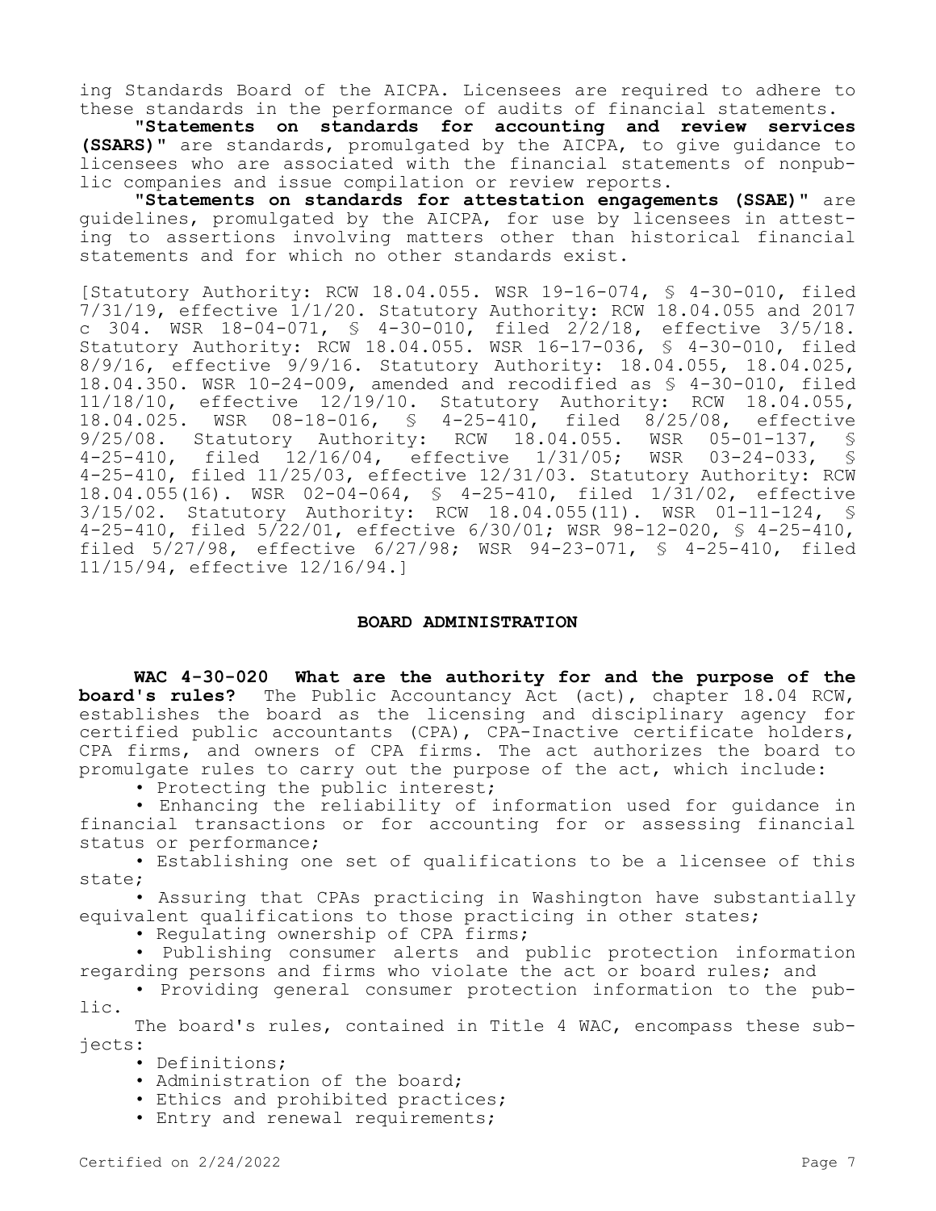ing Standards Board of the AICPA. Licensees are required to adhere to these standards in the performance of audits of financial statements.

**"Statements on standards for accounting and review services (SSARS)"** are standards, promulgated by the AICPA, to give guidance to licensees who are associated with the financial statements of nonpublic companies and issue compilation or review reports.

**"Statements on standards for attestation engagements (SSAE)"** are guidelines, promulgated by the AICPA, for use by licensees in attesting to assertions involving matters other than historical financial statements and for which no other standards exist.

[Statutory Authority: RCW 18.04.055. WSR 19-16-074, § 4-30-010, filed 7/31/19, effective 1/1/20. Statutory Authority: RCW 18.04.055 and 2017 c 304. WSR 18-04-071, § 4-30-010, filed 2/2/18, effective 3/5/18. Statutory Authority: RCW 18.04.055. WSR 16-17-036, § 4-30-010, filed 8/9/16, effective 9/9/16. Statutory Authority: 18.04.055, 18.04.025, 18.04.350. WSR 10-24-009, amended and recodified as § 4-30-010, filed 11/18/10, effective 12/19/10. Statutory Authority: RCW 18.04.055, 18.04.025. WSR 08-18-016, § 4-25-410, filed 8/25/08, effective 9/25/08. Statutory Authority: RCW 18.04.055. WSR 05-01-137, § 4-25-410, filed 12/16/04, effective 1/31/05; WSR 03-24-033, § 4-25-410, filed 11/25/03, effective 12/31/03. Statutory Authority: RCW 18.04.055(16). WSR 02-04-064, § 4-25-410, filed 1/31/02, effective 3/15/02. Statutory Authority: RCW 18.04.055(11). WSR 01-11-124, § 4-25-410, filed 5/22/01, effective 6/30/01; WSR 98-12-020, § 4-25-410, filed 5/27/98, effective 6/27/98; WSR 94-23-071, § 4-25-410, filed 11/15/94, effective 12/16/94.]

## BOARD ADMINISTRATION

**WAC 4-30-020 What are the authority for and the purpose of the board's rules?** The Public Accountancy Act (act), chapter 18.04 RCW, establishes the board as the licensing and disciplinary agency for certified public accountants (CPA), CPA-Inactive certificate holders, CPA firms, and owners of CPA firms. The act authorizes the board to promulgate rules to carry out the purpose of the act, which include:

- Protecting the public interest;
- Enhancing the reliability of information used for guidance in financial transactions or for accounting for or assessing financial status or performance;
- Establishing one set of qualifications to be a licensee of this state;
- Assuring that CPAs practicing in Washington have substantially equivalent qualifications to those practicing in other states;
- Regulating ownership of CPA firms;
- Publishing consumer alerts and public protection information regarding persons and firms who violate the act or board rules; and
- Providing general consumer protection information to the public.

The board's rules, contained in Title 4 WAC, encompass these subjects:

- Definitions;
- Administration of the board;
- Ethics and prohibited practices;
- Entry and renewal requirements;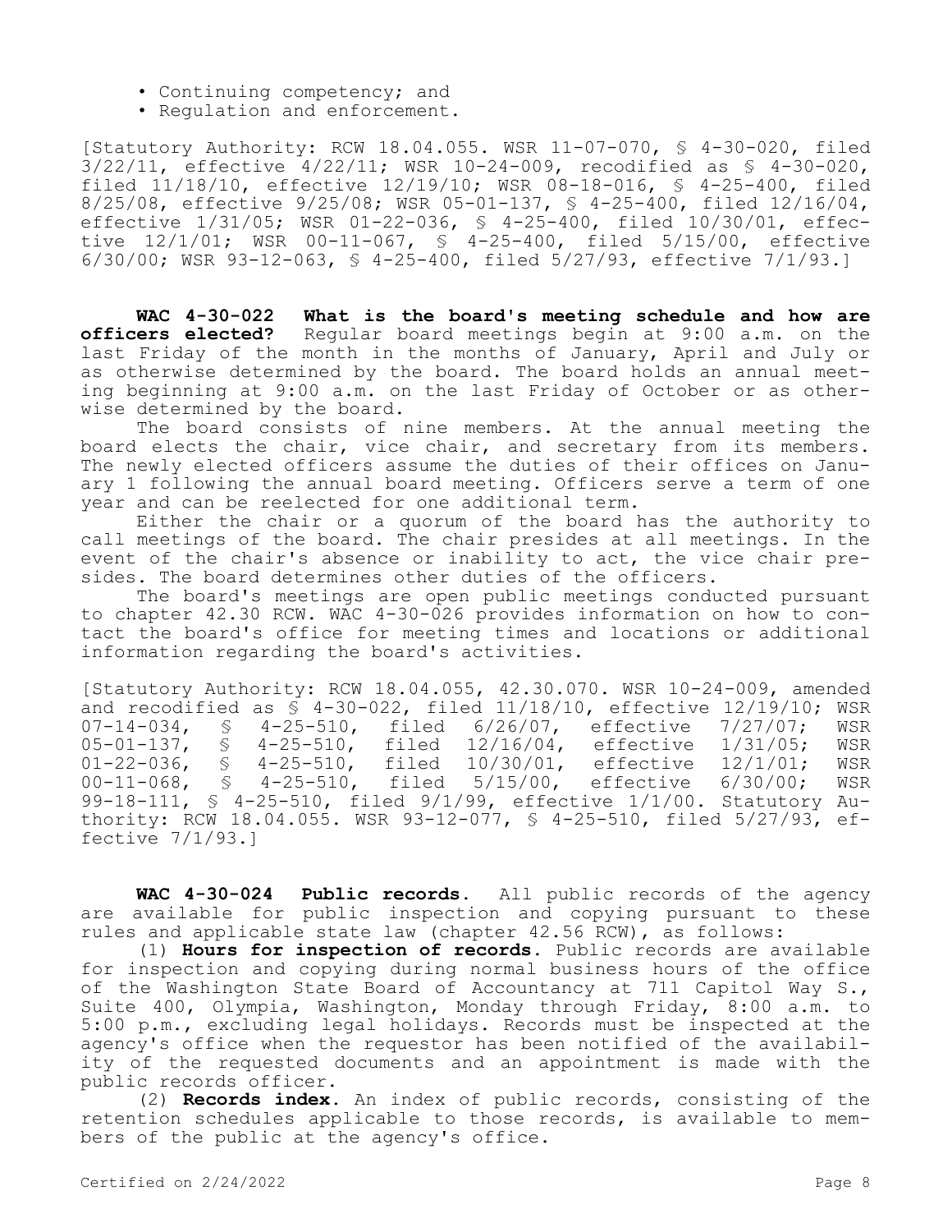- Continuing competency; and
- Regulation and enforcement.

[Statutory Authority: RCW 18.04.055. WSR 11-07-070, § 4-30-020, filed 3/22/11, effective 4/22/11; WSR 10-24-009, recodified as § 4-30-020, filed 11/18/10, effective 12/19/10; WSR 08-18-016, § 4-25-400, filed 8/25/08, effective 9/25/08; WSR 05-01-137, § 4-25-400, filed 12/16/04, effective 1/31/05; WSR 01-22-036, § 4-25-400, filed 10/30/01, effective 12/1/01; WSR 00-11-067, § 4-25-400, filed 5/15/00, effective 6/30/00; WSR 93-12-063, § 4-25-400, filed 5/27/93, effective 7/1/93.]

**WAC 4-30-022 What is the board's meeting schedule and how are officers elected?** Regular board meetings begin at 9:00 a.m. on the last Friday of the month in the months of January, April and July or as otherwise determined by the board. The board holds an annual meeting beginning at 9:00 a.m. on the last Friday of October or as otherwise determined by the board.

The board consists of nine members. At the annual meeting the board elects the chair, vice chair, and secretary from its members. The newly elected officers assume the duties of their offices on January 1 following the annual board meeting. Officers serve a term of one year and can be reelected for one additional term.

Either the chair or a quorum of the board has the authority to call meetings of the board. The chair presides at all meetings. In the event of the chair's absence or inability to act, the vice chair presides. The board determines other duties of the officers.

The board's meetings are open public meetings conducted pursuant to chapter 42.30 RCW. WAC 4-30-026 provides information on how to contact the board's office for meeting times and locations or additional information regarding the board's activities.

[Statutory Authority: RCW 18.04.055, 42.30.070. WSR 10-24-009, amended and recodified as § 4-30-022, filed 11/18/10, effective 12/19/10; WSR 07-14-034, § 4-25-510, filed 6/26/07, effective 7/27/07; WSR 05-01-137, § 4-25-510, filed 12/16/04, effective 1/31/05; WSR 01-22-036, § 4-25-510, filed 10/30/01, effective 12/1/01; WSR 00-11-068, § 4-25-510, filed 5/15/00, effective 6/30/00; WSR 99-18-111, § 4-25-510, filed 9/1/99, effective 1/1/00. Statutory Authority: RCW 18.04.055. WSR 93-12-077, § 4-25-510, filed 5/27/93, effective 7/1/93.]

**WAC 4-30-024 Public records.** All public records of the agency are available for public inspection and copying pursuant to these rules and applicable state law (chapter 42.56 RCW), as follows:

(1) **Hours for inspection of records.** Public records are available for inspection and copying during normal business hours of the office of the Washington State Board of Accountancy at 711 Capitol Way S., Suite 400, Olympia, Washington, Monday through Friday, 8:00 a.m. to 5:00 p.m., excluding legal holidays. Records must be inspected at the agency's office when the requestor has been notified of the availability of the requested documents and an appointment is made with the public records officer.

(2) **Records index.** An index of public records, consisting of the retention schedules applicable to those records, is available to members of the public at the agency's office.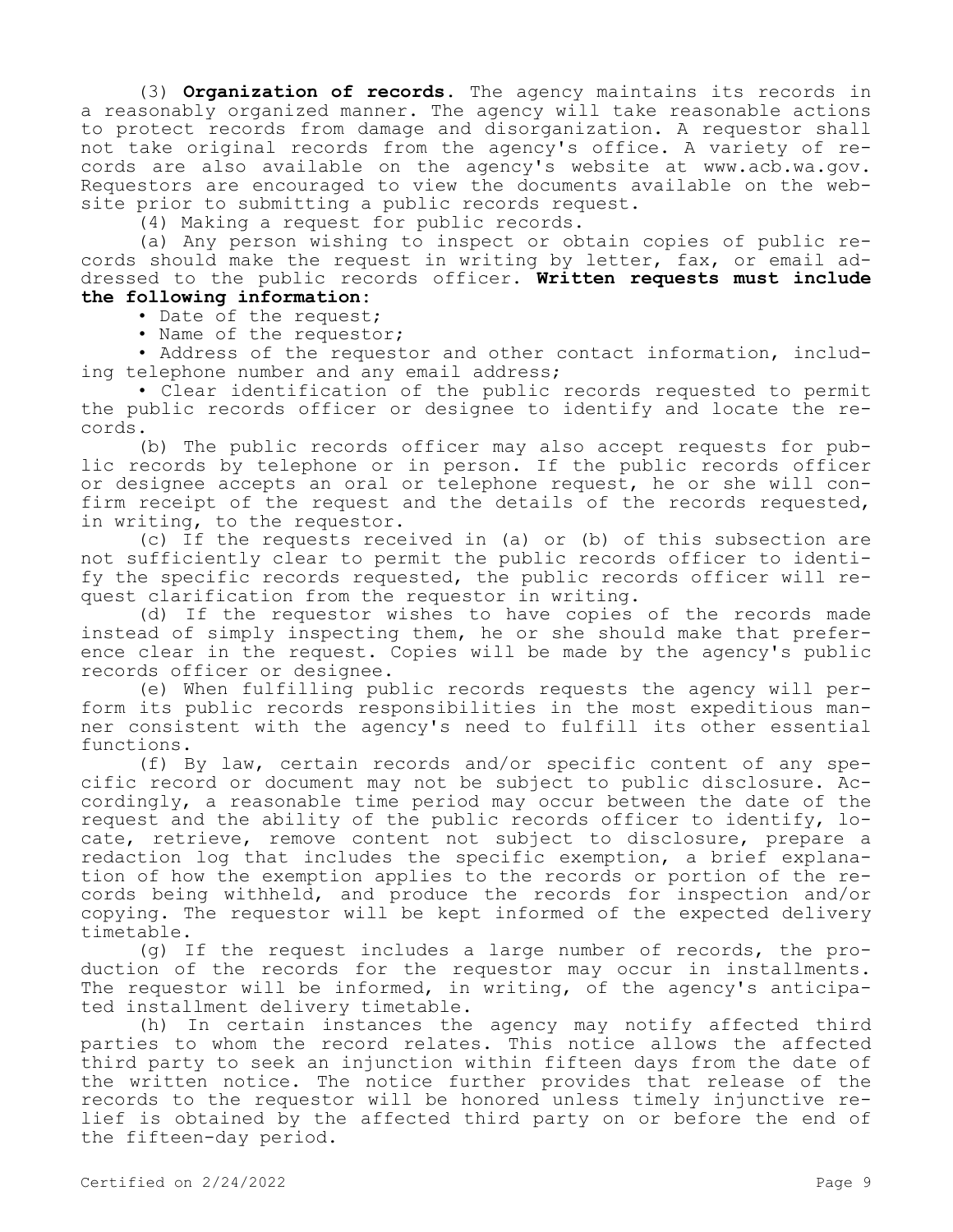(3) **Organization of records.** The agency maintains its records in a reasonably organized manner. The agency will take reasonable actions to protect records from damage and disorganization. A requestor shall not take original records from the agency's office. A variety of records are also available on the agency's website at www.acb.wa.gov. Requestors are encouraged to view the documents available on the website prior to submitting a public records request.

(4) Making a request for public records.

(a) Any person wishing to inspect or obtain copies of public records should make the request in writing by letter, fax, or email addressed to the public records officer. **Written requests must include the following information:**

- Date of the request;
- Name of the requestor;
- Address of the requestor and other contact information, including telephone number and any email address;
- Clear identification of the public records requested to permit the public records officer or designee to identify and locate the records.

(b) The public records officer may also accept requests for public records by telephone or in person. If the public records officer or designee accepts an oral or telephone request, he or she will confirm receipt of the request and the details of the records requested, in writing, to the requestor.

(c) If the requests received in (a) or (b) of this subsection are not sufficiently clear to permit the public records officer to identify the specific records requested, the public records officer will request clarification from the requestor in writing.

(d) If the requestor wishes to have copies of the records made instead of simply inspecting them, he or she should make that preference clear in the request. Copies will be made by the agency's public records officer or designee.

(e) When fulfilling public records requests the agency will perform its public records responsibilities in the most expeditious manner consistent with the agency's need to fulfill its other essential functions.

(f) By law, certain records and/or specific content of any specific record or document may not be subject to public disclosure. Accordingly, a reasonable time period may occur between the date of the request and the ability of the public records officer to identify, locate, retrieve, remove content not subject to disclosure, prepare a redaction log that includes the specific exemption, a brief explanation of how the exemption applies to the records or portion of the records being withheld, and produce the records for inspection and/or copying. The requestor will be kept informed of the expected delivery timetable.

(g) If the request includes a large number of records, the production of the records for the requestor may occur in installments. The requestor will be informed, in writing, of the agency's anticipated installment delivery timetable.

(h) In certain instances the agency may notify affected third parties to whom the record relates. This notice allows the affected third party to seek an injunction within fifteen days from the date of the written notice. The notice further provides that release of the records to the requestor will be honored unless timely injunctive relief is obtained by the affected third party on or before the end of the fifteen-day period.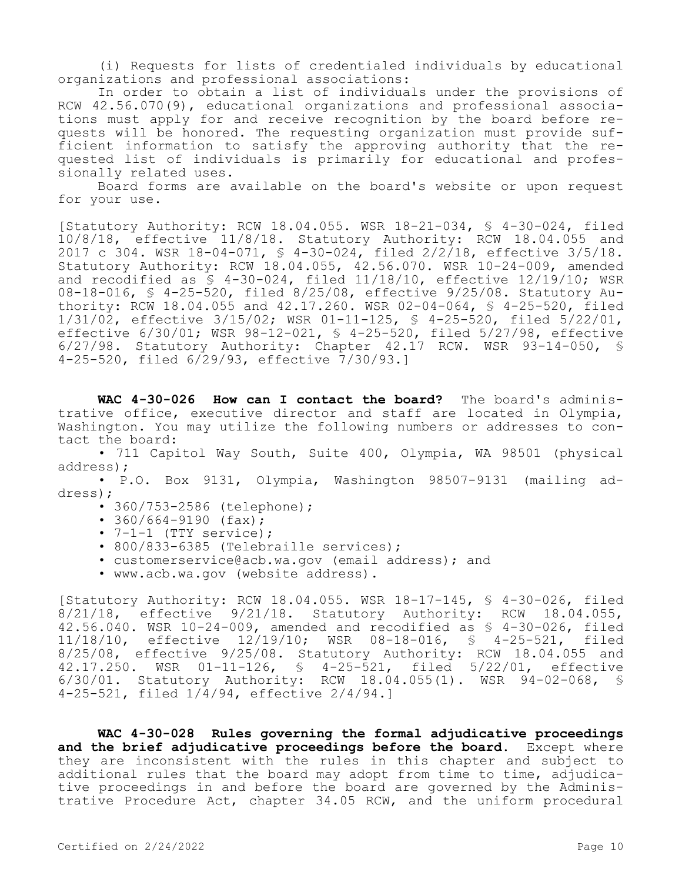(i) Requests for lists of credentialed individuals by educational organizations and professional associations:

In order to obtain a list of individuals under the provisions of RCW 42.56.070(9), educational organizations and professional associations must apply for and receive recognition by the board before requests will be honored. The requesting organization must provide sufficient information to satisfy the approving authority that the requested list of individuals is primarily for educational and professionally related uses.

Board forms are available on the board's website or upon request for your use.

[Statutory Authority: RCW 18.04.055. WSR 18-21-034, § 4-30-024, filed 10/8/18, effective 11/8/18. Statutory Authority: RCW 18.04.055 and 2017 c 304. WSR 18-04-071, § 4-30-024, filed 2/2/18, effective 3/5/18. Statutory Authority: RCW 18.04.055, 42.56.070. WSR 10-24-009, amended and recodified as § 4-30-024, filed 11/18/10, effective 12/19/10; WSR 08-18-016, § 4-25-520, filed 8/25/08, effective 9/25/08. Statutory Authority: RCW 18.04.055 and 42.17.260. WSR 02-04-064, § 4-25-520, filed 1/31/02, effective 3/15/02; WSR 01-11-125, § 4-25-520, filed 5/22/01, effective 6/30/01; WSR 98-12-021, § 4-25-520, filed 5/27/98, effective 6/27/98. Statutory Authority: Chapter 42.17 RCW. WSR 93-14-050, § 4-25-520, filed 6/29/93, effective 7/30/93.]

**WAC 4-30-026 How can I contact the board?** The board's administrative office, executive director and staff are located in Olympia, Washington. You may utilize the following numbers or addresses to contact the board:

- 711 Capitol Way South, Suite 400, Olympia, WA 98501 (physical address);
- P.O. Box 9131, Olympia, Washington 98507-9131 (mailing address);
- 360/753-2586 (telephone);
- 360/664-9190 (fax);
- 7-1-1 (TTY service);
- 800/833-6385 (Telebraille services);
- customerservice@acb.wa.gov (email address); and
- www.acb.wa.gov (website address).

[Statutory Authority: RCW 18.04.055. WSR 18-17-145, § 4-30-026, filed 8/21/18, effective 9/21/18. Statutory Authority: RCW 18.04.055, 42.56.040. WSR 10-24-009, amended and recodified as § 4-30-026, filed 11/18/10, effective 12/19/10; WSR 08-18-016, § 4-25-521, filed 8/25/08, effective 9/25/08. Statutory Authority: RCW 18.04.055 and 42.17.250. WSR 01-11-126, § 4-25-521, filed 5/22/01, effective 6/30/01. Statutory Authority: RCW 18.04.055(1). WSR 94-02-068, § 4-25-521, filed 1/4/94, effective 2/4/94.]

**WAC 4-30-028 Rules governing the formal adjudicative proceedings and the brief adjudicative proceedings before the board.** Except where they are inconsistent with the rules in this chapter and subject to additional rules that the board may adopt from time to time, adjudicative proceedings in and before the board are governed by the Administrative Procedure Act, chapter 34.05 RCW, and the uniform procedural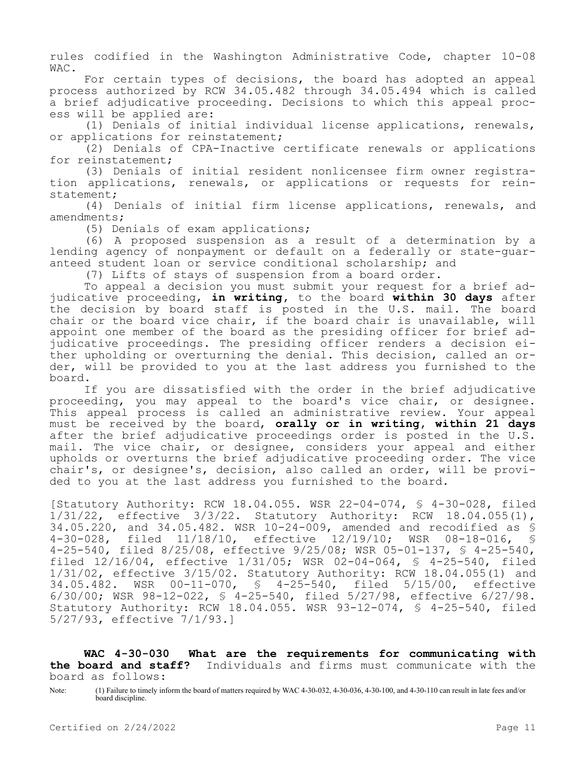rules codified in the Washington Administrative Code, chapter 10-08 WAC.

For certain types of decisions, the board has adopted an appeal process authorized by RCW 34.05.482 through 34.05.494 which is called a brief adjudicative proceeding. Decisions to which this appeal process will be applied are:

(1) Denials of initial individual license applications, renewals, or applications for reinstatement;

(2) Denials of CPA-Inactive certificate renewals or applications for reinstatement;

(3) Denials of initial resident nonlicensee firm owner registration applications, renewals, or applications or requests for reinstatement;

(4) Denials of initial firm license applications, renewals, and amendments;

(5) Denials of exam applications;

(6) A proposed suspension as a result of a determination by a lending agency of nonpayment or default on a federally or state-guaranteed student loan or service conditional scholarship; and

(7) Lifts of stays of suspension from a board order.

To appeal a decision you must submit your request for a brief adjudicative proceeding, **in writing**, to the board **within 30 days** after the decision by board staff is posted in the U.S. mail. The board chair or the board vice chair, if the board chair is unavailable, will appoint one member of the board as the presiding officer for brief adjudicative proceedings. The presiding officer renders a decision either upholding or overturning the denial. This decision, called an order, will be provided to you at the last address you furnished to the board.

If you are dissatisfied with the order in the brief adjudicative proceeding, you may appeal to the board's vice chair, or designee. This appeal process is called an administrative review. Your appeal must be received by the board, **orally or in writing**, **within 21 days** after the brief adjudicative proceedings order is posted in the U.S. mail. The vice chair, or designee, considers your appeal and either upholds or overturns the brief adjudicative proceeding order. The vice chair's, or designee's, decision, also called an order, will be provided to you at the last address you furnished to the board.

[Statutory Authority: RCW 18.04.055. WSR 22-04-074, § 4-30-028, filed 1/31/22, effective 3/3/22. Statutory Authority: RCW 18.04.055(1), 34.05.220, and 34.05.482. WSR 10-24-009, amended and recodified as § 4-30-028, filed 11/18/10, effective 12/19/10; WSR 08-18-016, § 4-25-540, filed 8/25/08, effective 9/25/08; WSR 05-01-137, § 4-25-540, filed 12/16/04, effective 1/31/05; WSR 02-04-064, § 4-25-540, filed 1/31/02, effective 3/15/02. Statutory Authority: RCW 18.04.055(1) and 34.05.482. WSR 00-11-070, § 4-25-540, filed 5/15/00, effective 6/30/00; WSR 98-12-022, § 4-25-540, filed 5/27/98, effective 6/27/98. Statutory Authority: RCW 18.04.055. WSR 93-12-074, § 4-25-540, filed 5/27/93, effective 7/1/93.]

**WAC 4-30-030 What are the requirements for communicating with the board and staff?** Individuals and firms must communicate with the board as follows:

Note: (1) Failure to timely inform the board of matters required by WAC 4-30-032, 4-30-036, 4-30-100, and 4-30-110 can result in late fees and/or board discipline.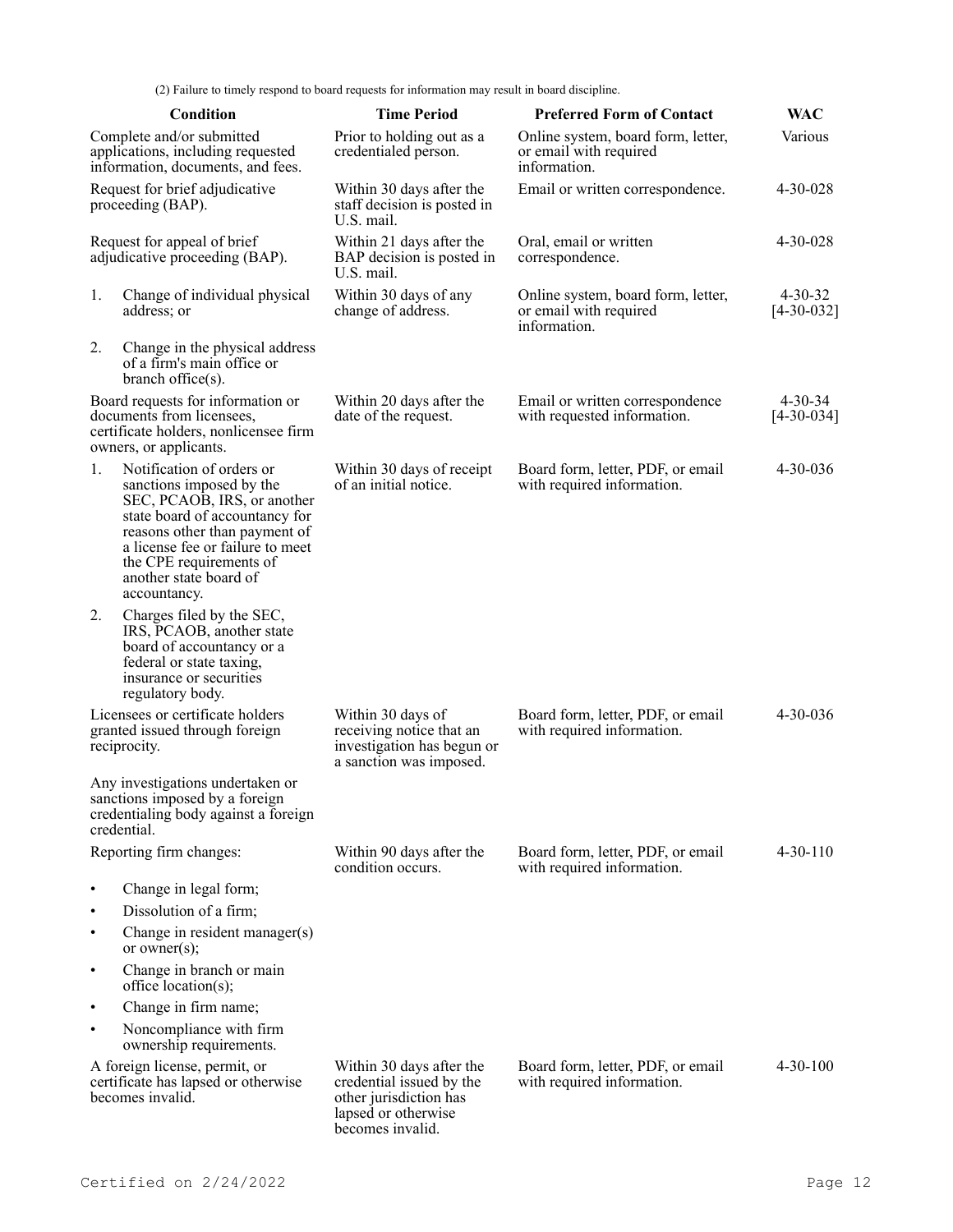(2) Failure to timely respond to board requests for information may result in board discipline.

| Condition | Time Period | Preferred Form of Contact | WAC |
| --- | --- | --- | --- |
| Complete and/or submitted applications, including requested information, documents, and fees. | Prior to holding out as a credentialed person. | Online system, board form, letter, or email with required information. | Various |
| Request for brief adjudicative proceeding (BAP). | Within 30 days after the staff decision is posted in U.S. mail. | Email or written correspondence. | 4-30-028 |
| Request for appeal of brief adjudicative proceeding (BAP). | Within 21 days after the BAP decision is posted in U.S. mail. | Oral, email or written correspondence. | 4-30-028 |
| 1. Change of individual physical address; or<br>2. Change in the physical address of a firm's main office or branch office(s). | Within 30 days of any change of address. | Online system, board form, letter, or email with required information. | 4-30-32 [4-30-032] |
| Board requests for information or documents from licensees, certificate holders, nonlicensee firm owners, or applicants. | Within 20 days after the date of the request. | Email or written correspondence with requested information. | 4-30-34 [4-30-034] |
| 1. Notification of orders or sanctions imposed by the SEC, PCAOB, IRS, or another state board of accountancy for reasons other than payment of a license fee or failure to meet the CPE requirements of another state board of accountancy.<br>2. Charges filed by the SEC, IRS, PCAOB, another state board of accountancy or a federal or state taxing, insurance or securities regulatory body. | Within 30 days of receipt of an initial notice. | Board form, letter, PDF, or email with required information. | 4-30-036 |
| Licensees or certificate holders granted issued through foreign reciprocity.<br>Any investigations undertaken or sanctions imposed by a foreign credentialing body against a foreign credential. | Within 30 days of receiving notice that an investigation has begun or a sanction was imposed. | Board form, letter, PDF, or email with required information. | 4-30-036 |
| Reporting firm changes:<br>• Change in legal form;<br>• Dissolution of a firm;<br>• Change in resident manager(s) or owner(s);<br>• Change in branch or main office location(s);<br>• Change in firm name;<br>• Noncompliance with firm ownership requirements. | Within 90 days after the condition occurs. | Board form, letter, PDF, or email with required information. | 4-30-110 |
| A foreign license, permit, or certificate has lapsed or otherwise becomes invalid. | Within 30 days after the credential issued by the other jurisdiction has lapsed or otherwise becomes invalid. | Board form, letter, PDF, or email with required information. | 4-30-100 |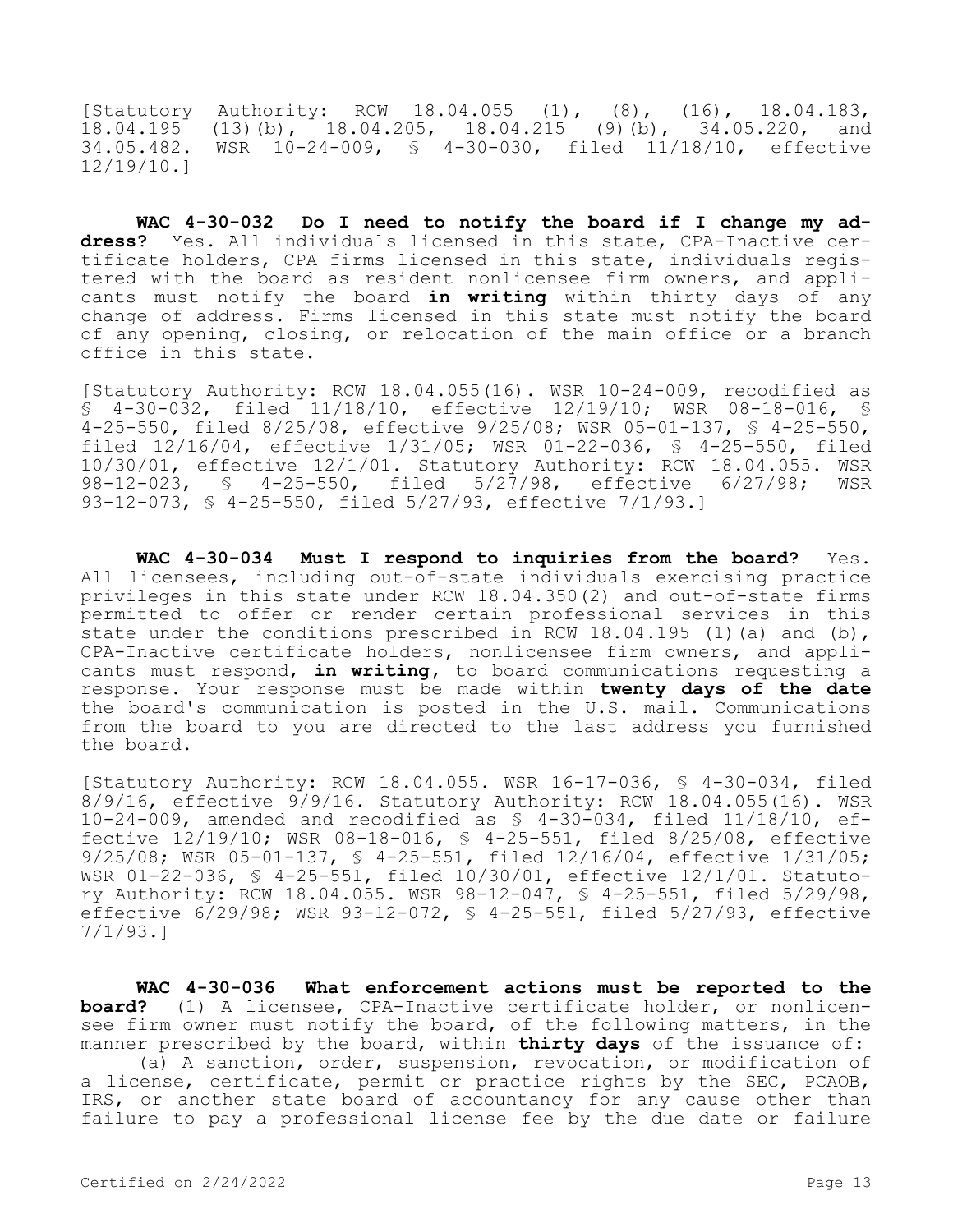[Statutory Authority: RCW 18.04.055 (1), (8), (16), 18.04.183, 18.04.195 (13)(b), 18.04.205, 18.04.215 (9)(b), 34.05.220, and 34.05.482. WSR 10-24-009, § 4-30-030, filed 11/18/10, effective 12/19/10.]

**WAC 4-30-032 Do I need to notify the board if I change my address?** Yes. All individuals licensed in this state, CPA-Inactive certificate holders, CPA firms licensed in this state, individuals registered with the board as resident nonlicensee firm owners, and applicants must notify the board **in writing** within thirty days of any change of address. Firms licensed in this state must notify the board of any opening, closing, or relocation of the main office or a branch office in this state.

[Statutory Authority: RCW 18.04.055(16). WSR 10-24-009, recodified as § 4-30-032, filed 11/18/10, effective 12/19/10; WSR 08-18-016, § 4-25-550, filed 8/25/08, effective 9/25/08; WSR 05-01-137, § 4-25-550, filed 12/16/04, effective 1/31/05; WSR 01-22-036, § 4-25-550, filed 10/30/01, effective 12/1/01. Statutory Authority: RCW 18.04.055. WSR 98-12-023, § 4-25-550, filed 5/27/98, effective 6/27/98; WSR 93-12-073, § 4-25-550, filed 5/27/93, effective 7/1/93.]

**WAC 4-30-034 Must I respond to inquiries from the board?** Yes. All licensees, including out-of-state individuals exercising practice privileges in this state under RCW 18.04.350(2) and out-of-state firms permitted to offer or render certain professional services in this state under the conditions prescribed in RCW 18.04.195 (1)(a) and (b), CPA-Inactive certificate holders, nonlicensee firm owners, and applicants must respond, **in writing**, to board communications requesting a response. Your response must be made within **twenty days of the date** the board's communication is posted in the U.S. mail. Communications from the board to you are directed to the last address you furnished the board.

[Statutory Authority: RCW 18.04.055. WSR 16-17-036, § 4-30-034, filed 8/9/16, effective 9/9/16. Statutory Authority: RCW 18.04.055(16). WSR 10-24-009, amended and recodified as § 4-30-034, filed 11/18/10, effective 12/19/10; WSR 08-18-016, § 4-25-551, filed 8/25/08, effective 9/25/08; WSR 05-01-137, § 4-25-551, filed 12/16/04, effective 1/31/05; WSR 01-22-036, § 4-25-551, filed 10/30/01, effective 12/1/01. Statutory Authority: RCW 18.04.055. WSR 98-12-047, § 4-25-551, filed 5/29/98, effective 6/29/98; WSR 93-12-072, § 4-25-551, filed 5/27/93, effective 7/1/93.]

**WAC 4-30-036 What enforcement actions must be reported to the board?** (1) A licensee, CPA-Inactive certificate holder, or nonlicensee firm owner must notify the board, of the following matters, in the manner prescribed by the board, within **thirty days** of the issuance of:

(a) A sanction, order, suspension, revocation, or modification of a license, certificate, permit or practice rights by the SEC, PCAOB, IRS, or another state board of accountancy for any cause other than failure to pay a professional license fee by the due date or failure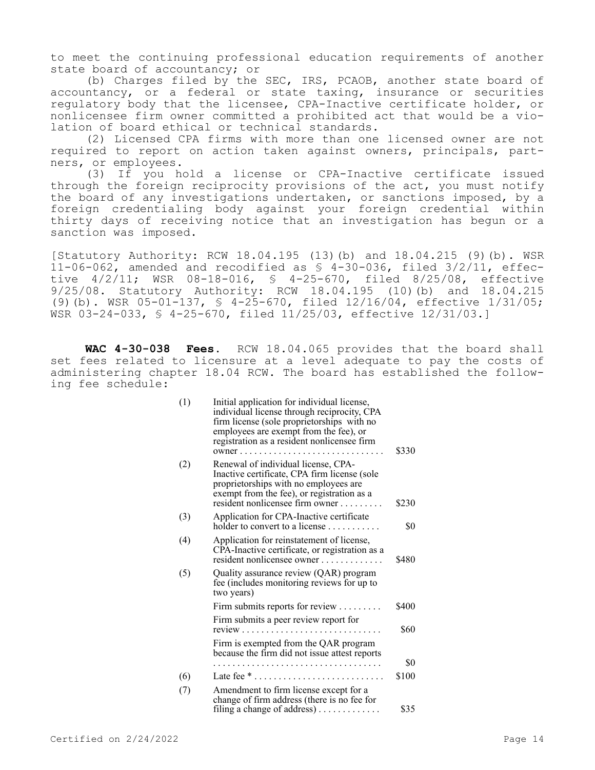to meet the continuing professional education requirements of another state board of accountancy; or

(b) Charges filed by the SEC, IRS, PCAOB, another state board of accountancy, or a federal or state taxing, insurance or securities regulatory body that the licensee, CPA-Inactive certificate holder, or nonlicensee firm owner committed a prohibited act that would be a violation of board ethical or technical standards.

(2) Licensed CPA firms with more than one licensed owner are not required to report on action taken against owners, principals, partners, or employees.

(3) If you hold a license or CPA-Inactive certificate issued through the foreign reciprocity provisions of the act, you must notify the board of any investigations undertaken, or sanctions imposed, by a foreign credentialing body against your foreign credential within thirty days of receiving notice that an investigation has begun or a sanction was imposed.

[Statutory Authority: RCW 18.04.195 (13)(b) and 18.04.215 (9)(b). WSR 11-06-062, amended and recodified as § 4-30-036, filed 3/2/11, effective 4/2/11; WSR 08-18-016, § 4-25-670, filed 8/25/08, effective 9/25/08. Statutory Authority: RCW 18.04.195 (10)(b) and 18.04.215 (9)(b). WSR 05-01-137, § 4-25-670, filed 12/16/04, effective 1/31/05; WSR 03-24-033, § 4-25-670, filed 11/25/03, effective 12/31/03.]

**WAC 4-30-038 Fees.** RCW 18.04.065 provides that the board shall set fees related to licensure at a level adequate to pay the costs of administering chapter 18.04 RCW. The board has established the following fee schedule:

| | | |
|---|---|---|
| (1) | Initial application for individual license, individual license through reciprocity, CPA firm license (sole proprietorships with no employees are exempt from the fee), or registration as a resident nonlicensee firm owner . . . . . . . . . . . . . . . . . . . . . . . . . . . . . | $330 |
| (2) | Renewal of individual license, CPA-Inactive certificate, CPA firm license (sole proprietorships with no employees are exempt from the fee), or registration as a resident nonlicensee firm owner . . . . . . . . . | $230 |
| (3) | Application for CPA-Inactive certificate holder to convert to a license . . . . . . . . . . . | $0 |
| (4) | Application for reinstatement of license, CPA-Inactive certificate, or registration as a resident nonlicensee owner . . . . . . . . . . . . . | $480 |
| (5) | Quality assurance review (QAR) program fee (includes monitoring reviews for up to two years) | |
| | Firm submits reports for review . . . . . . . . . | $400 |
| | Firm submits a peer review report for review . . . . . . . . . . . . . . . . . . . . . . . . . . . . | $60 |
| | Firm is exempted from the QAR program because the firm did not issue attest reports . . . . . . . . . . . . . . . . . . . . . . . . . . . . . . . . . . . | $0 |
| (6) | Late fee * . . . . . . . . . . . . . . . . . . . . . . . . . . . | $100 |
| (7) | Amendment to firm license except for a change of firm address (there is no fee for filing a change of address) . . . . . . . . . . . . . | $35 |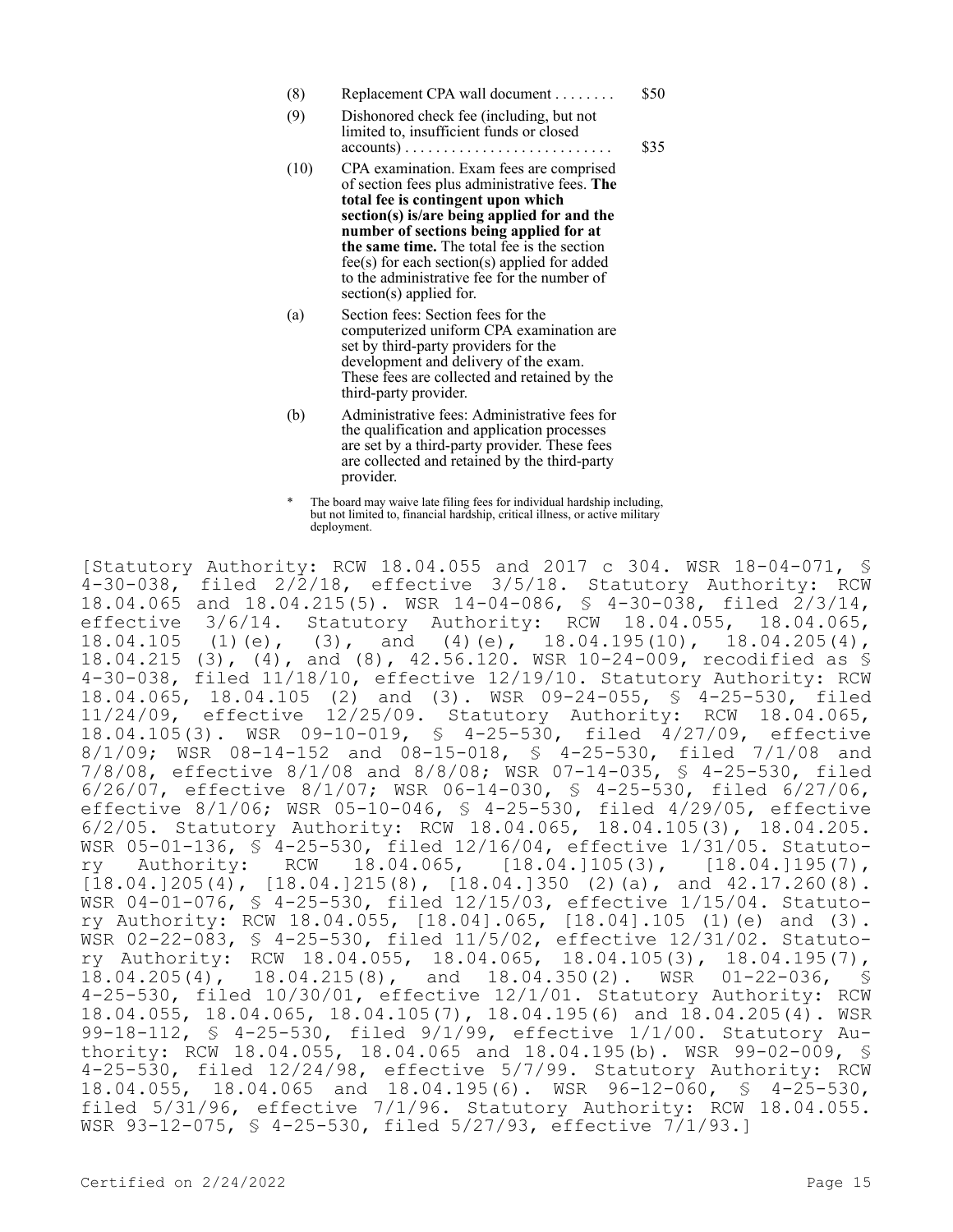| | | |
|---|---|---|
| (8) | Replacement CPA wall document . . . . . . . . | $50 |
| (9) | Dishonored check fee (including, but not limited to, insufficient funds or closed accounts) . . . . . . . . . . . . . . . . . . . . . . . . . . | $35 |
| (10) | CPA examination. Exam fees are comprised of section fees plus administrative fees. **The total fee is contingent upon which section(s) is/are being applied for and the number of sections being applied for at the same time.** The total fee is the section fee(s) for each section(s) applied for added to the administrative fee for the number of section(s) applied for. | |
| (a) | Section fees: Section fees for the computerized uniform CPA examination are set by third-party providers for the development and delivery of the exam. These fees are collected and retained by the third-party provider. | |
| (b) | Administrative fees: Administrative fees for the qualification and application processes are set by a third-party provider. These fees are collected and retained by the third-party provider. | |

\* The board may waive late filing fees for individual hardship including, but not limited to, financial hardship, critical illness, or active military deployment.

[Statutory Authority: RCW 18.04.055 and 2017 c 304. WSR 18-04-071, § 4-30-038, filed 2/2/18, effective 3/5/18. Statutory Authority: RCW 18.04.065 and 18.04.215(5). WSR 14-04-086, § 4-30-038, filed 2/3/14, effective 3/6/14. Statutory Authority: RCW 18.04.055, 18.04.065, 18.04.105 (1)(e), (3), and (4)(e), 18.04.195(10), 18.04.205(4), 18.04.215 (3), (4), and (8), 42.56.120. WSR 10-24-009, recodified as § 4-30-038, filed 11/18/10, effective 12/19/10. Statutory Authority: RCW 18.04.065, 18.04.105 (2) and (3). WSR 09-24-055, § 4-25-530, filed 11/24/09, effective 12/25/09. Statutory Authority: RCW 18.04.065, 18.04.105(3). WSR 09-10-019, § 4-25-530, filed 4/27/09, effective 8/1/09; WSR 08-14-152 and 08-15-018, § 4-25-530, filed 7/1/08 and 7/8/08, effective 8/1/08 and 8/8/08; WSR 07-14-035, § 4-25-530, filed 6/26/07, effective 8/1/07; WSR 06-14-030, § 4-25-530, filed 6/27/06, effective 8/1/06; WSR 05-10-046, § 4-25-530, filed 4/29/05, effective 6/2/05. Statutory Authority: RCW 18.04.065, 18.04.105(3), 18.04.205. WSR 05-01-136, § 4-25-530, filed 12/16/04, effective 1/31/05. Statutory Authority: RCW 18.04.065, [18.04.]105(3), [18.04.]195(7), [18.04.]205(4), [18.04.]215(8), [18.04.]350 (2)(a), and 42.17.260(8). WSR 04-01-076, § 4-25-530, filed 12/15/03, effective 1/15/04. Statutory Authority: RCW 18.04.055, [18.04].065, [18.04].105 (1)(e) and (3). WSR 02-22-083, § 4-25-530, filed 11/5/02, effective 12/31/02. Statutory Authority: RCW 18.04.055, 18.04.065, 18.04.105(3), 18.04.195(7), 18.04.205(4), 18.04.215(8), and 18.04.350(2). WSR 01-22-036, § 4-25-530, filed 10/30/01, effective 12/1/01. Statutory Authority: RCW 18.04.055, 18.04.065, 18.04.105(7), 18.04.195(6) and 18.04.205(4). WSR 99-18-112, § 4-25-530, filed 9/1/99, effective 1/1/00. Statutory Authority: RCW 18.04.055, 18.04.065 and 18.04.195(b). WSR 99-02-009, § 4-25-530, filed 12/24/98, effective 5/7/99. Statutory Authority: RCW 18.04.055, 18.04.065 and 18.04.195(6). WSR 96-12-060, § 4-25-530, filed 5/31/96, effective 7/1/96. Statutory Authority: RCW 18.04.055. WSR 93-12-075, § 4-25-530, filed 5/27/93, effective 7/1/93.]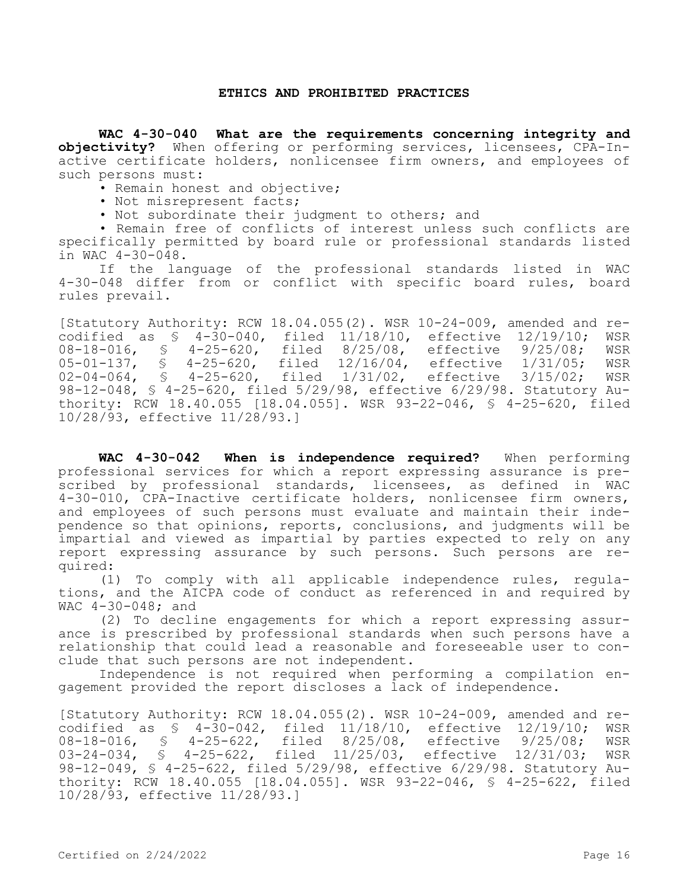## ETHICS AND PROHIBITED PRACTICES

**WAC 4-30-040 What are the requirements concerning integrity and objectivity?** When offering or performing services, licensees, CPA-Inactive certificate holders, nonlicensee firm owners, and employees of such persons must:

- Remain honest and objective;
- Not misrepresent facts;
- Not subordinate their judgment to others; and
- Remain free of conflicts of interest unless such conflicts are specifically permitted by board rule or professional standards listed in WAC 4-30-048.

If the language of the professional standards listed in WAC 4-30-048 differ from or conflict with specific board rules, board rules prevail.

[Statutory Authority: RCW 18.04.055(2). WSR 10-24-009, amended and recodified as § 4-30-040, filed 11/18/10, effective 12/19/10; WSR 08-18-016, § 4-25-620, filed 8/25/08, effective 9/25/08; WSR 05-01-137, § 4-25-620, filed 12/16/04, effective 1/31/05; WSR 02-04-064, § 4-25-620, filed 1/31/02, effective 3/15/02; WSR 98-12-048, § 4-25-620, filed 5/29/98, effective 6/29/98. Statutory Authority: RCW 18.40.055 [18.04.055]. WSR 93-22-046, § 4-25-620, filed 10/28/93, effective 11/28/93.]

**WAC 4-30-042 When is independence required?** When performing professional services for which a report expressing assurance is prescribed by professional standards, licensees, as defined in WAC 4-30-010, CPA-Inactive certificate holders, nonlicensee firm owners, and employees of such persons must evaluate and maintain their independence so that opinions, reports, conclusions, and judgments will be impartial and viewed as impartial by parties expected to rely on any report expressing assurance by such persons. Such persons are required:

(1) To comply with all applicable independence rules, regulations, and the AICPA code of conduct as referenced in and required by WAC 4-30-048; and

(2) To decline engagements for which a report expressing assurance is prescribed by professional standards when such persons have a relationship that could lead a reasonable and foreseeable user to conclude that such persons are not independent.

Independence is not required when performing a compilation engagement provided the report discloses a lack of independence.

[Statutory Authority: RCW 18.04.055(2). WSR 10-24-009, amended and recodified as § 4-30-042, filed 11/18/10, effective 12/19/10; WSR 08-18-016, § 4-25-622, filed 8/25/08, effective 9/25/08; WSR 03-24-034, § 4-25-622, filed 11/25/03, effective 12/31/03; WSR 98-12-049, § 4-25-622, filed 5/29/98, effective 6/29/98. Statutory Authority: RCW 18.40.055 [18.04.055]. WSR 93-22-046, § 4-25-622, filed 10/28/93, effective 11/28/93.]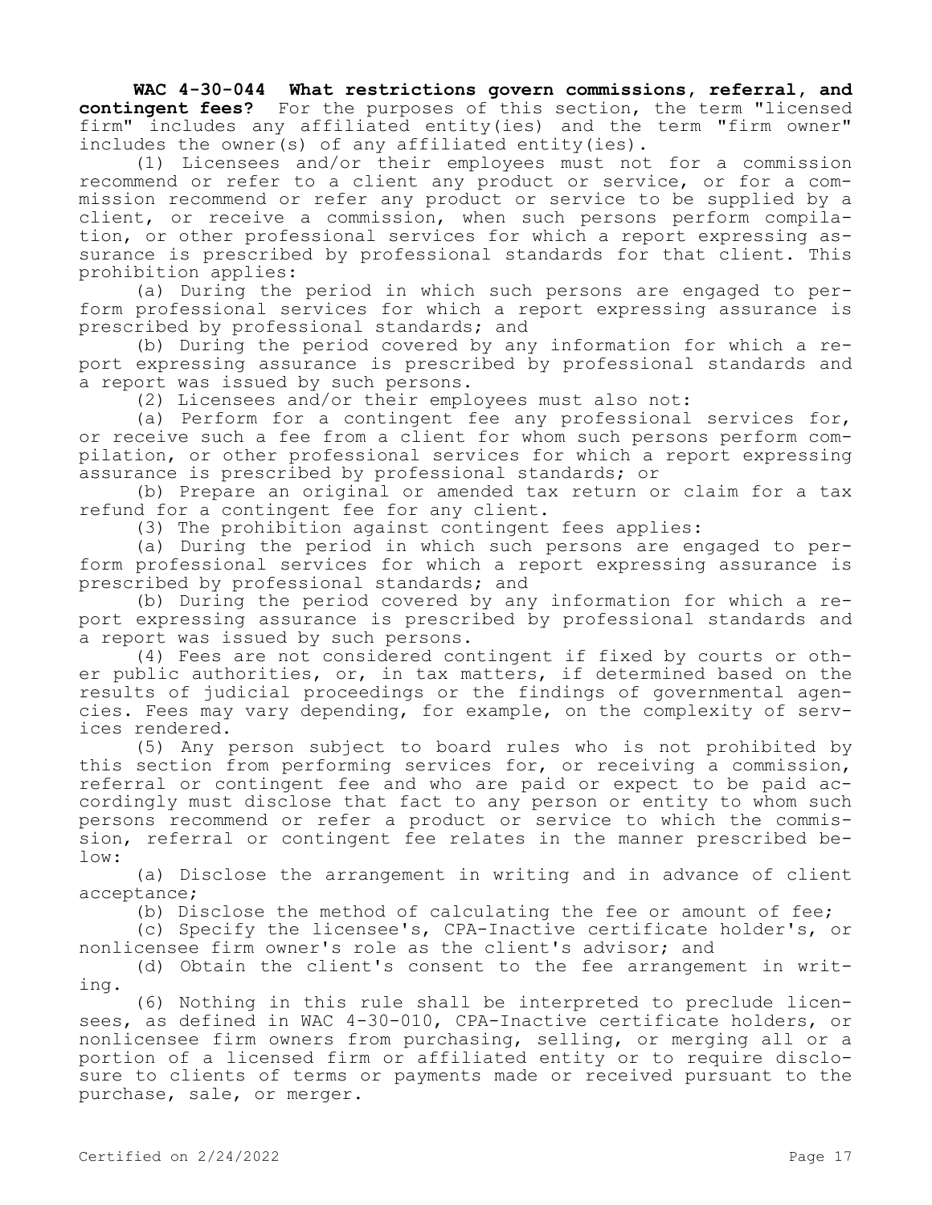**WAC 4-30-044 What restrictions govern commissions, referral, and contingent fees?** For the purposes of this section, the term "licensed firm" includes any affiliated entity(ies) and the term "firm owner" includes the owner(s) of any affiliated entity(ies).

(1) Licensees and/or their employees must not for a commission recommend or refer to a client any product or service, or for a commission recommend or refer any product or service to be supplied by a client, or receive a commission, when such persons perform compilation, or other professional services for which a report expressing assurance is prescribed by professional standards for that client. This prohibition applies:

(a) During the period in which such persons are engaged to perform professional services for which a report expressing assurance is prescribed by professional standards; and

(b) During the period covered by any information for which a report expressing assurance is prescribed by professional standards and a report was issued by such persons.

(2) Licensees and/or their employees must also not:

(a) Perform for a contingent fee any professional services for, or receive such a fee from a client for whom such persons perform compilation, or other professional services for which a report expressing assurance is prescribed by professional standards; or

(b) Prepare an original or amended tax return or claim for a tax refund for a contingent fee for any client.

(3) The prohibition against contingent fees applies:

(a) During the period in which such persons are engaged to perform professional services for which a report expressing assurance is prescribed by professional standards; and

(b) During the period covered by any information for which a report expressing assurance is prescribed by professional standards and a report was issued by such persons.

(4) Fees are not considered contingent if fixed by courts or other public authorities, or, in tax matters, if determined based on the results of judicial proceedings or the findings of governmental agencies. Fees may vary depending, for example, on the complexity of services rendered.

(5) Any person subject to board rules who is not prohibited by this section from performing services for, or receiving a commission, referral or contingent fee and who are paid or expect to be paid accordingly must disclose that fact to any person or entity to whom such persons recommend or refer a product or service to which the commission, referral or contingent fee relates in the manner prescribed below:

(a) Disclose the arrangement in writing and in advance of client acceptance;

(b) Disclose the method of calculating the fee or amount of fee;

(c) Specify the licensee's, CPA-Inactive certificate holder's, or nonlicensee firm owner's role as the client's advisor; and

(d) Obtain the client's consent to the fee arrangement in writing.

(6) Nothing in this rule shall be interpreted to preclude licensees, as defined in WAC 4-30-010, CPA-Inactive certificate holders, or nonlicensee firm owners from purchasing, selling, or merging all or a portion of a licensed firm or affiliated entity or to require disclosure to clients of terms or payments made or received pursuant to the purchase, sale, or merger.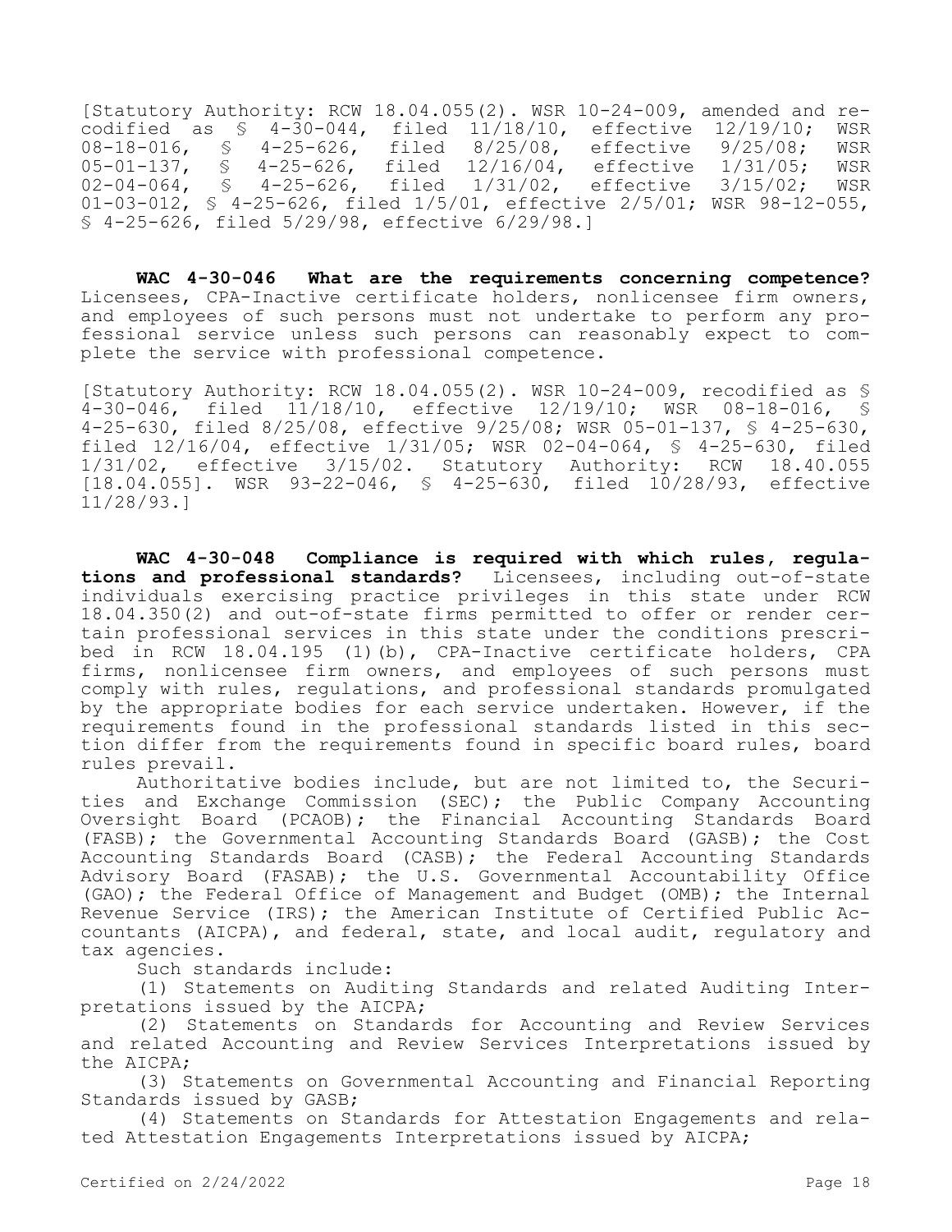[Statutory Authority: RCW 18.04.055(2). WSR 10-24-009, amended and recodified as § 4-30-044, filed 11/18/10, effective 12/19/10; WSR 08-18-016, § 4-25-626, filed 8/25/08, effective 9/25/08; WSR 05-01-137, § 4-25-626, filed 12/16/04, effective 1/31/05; WSR 02-04-064, § 4-25-626, filed 1/31/02, effective 3/15/02; WSR 01-03-012, § 4-25-626, filed 1/5/01, effective 2/5/01; WSR 98-12-055, § 4-25-626, filed 5/29/98, effective 6/29/98.]

**WAC 4-30-046 What are the requirements concerning competence?** Licensees, CPA-Inactive certificate holders, nonlicensee firm owners, and employees of such persons must not undertake to perform any professional service unless such persons can reasonably expect to complete the service with professional competence.

[Statutory Authority: RCW 18.04.055(2). WSR 10-24-009, recodified as § 4-30-046, filed 11/18/10, effective 12/19/10; WSR 08-18-016, § 4-25-630, filed 8/25/08, effective 9/25/08; WSR 05-01-137, § 4-25-630, filed 12/16/04, effective 1/31/05; WSR 02-04-064, § 4-25-630, filed 1/31/02, effective 3/15/02. Statutory Authority: RCW 18.40.055 [18.04.055]. WSR 93-22-046, § 4-25-630, filed 10/28/93, effective 11/28/93.]

**WAC 4-30-048 Compliance is required with which rules, regulations and professional standards?** Licensees, including out-of-state individuals exercising practice privileges in this state under RCW 18.04.350(2) and out-of-state firms permitted to offer or render certain professional services in this state under the conditions prescribed in RCW 18.04.195 (1)(b), CPA-Inactive certificate holders, CPA firms, nonlicensee firm owners, and employees of such persons must comply with rules, regulations, and professional standards promulgated by the appropriate bodies for each service undertaken. However, if the requirements found in the professional standards listed in this section differ from the requirements found in specific board rules, board rules prevail.

Authoritative bodies include, but are not limited to, the Securities and Exchange Commission (SEC); the Public Company Accounting Oversight Board (PCAOB); the Financial Accounting Standards Board (FASB); the Governmental Accounting Standards Board (GASB); the Cost Accounting Standards Board (CASB); the Federal Accounting Standards Advisory Board (FASAB); the U.S. Governmental Accountability Office (GAO); the Federal Office of Management and Budget (OMB); the Internal Revenue Service (IRS); the American Institute of Certified Public Accountants (AICPA), and federal, state, and local audit, regulatory and tax agencies.

Such standards include:

(1) Statements on Auditing Standards and related Auditing Interpretations issued by the AICPA;

(2) Statements on Standards for Accounting and Review Services and related Accounting and Review Services Interpretations issued by the AICPA;

(3) Statements on Governmental Accounting and Financial Reporting Standards issued by GASB;

(4) Statements on Standards for Attestation Engagements and related Attestation Engagements Interpretations issued by AICPA;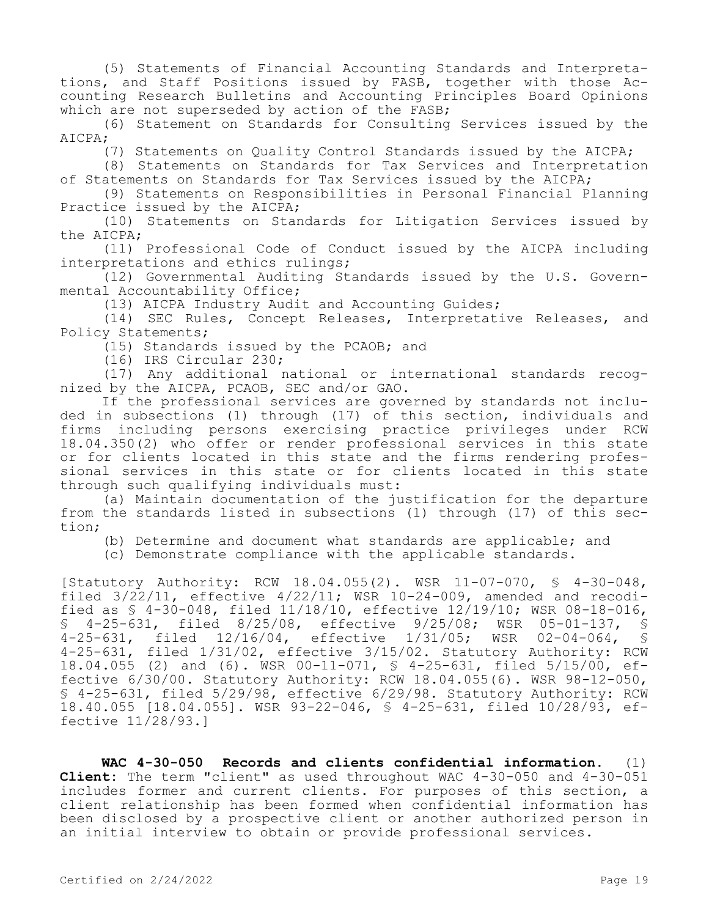(5) Statements of Financial Accounting Standards and Interpretations, and Staff Positions issued by FASB, together with those Accounting Research Bulletins and Accounting Principles Board Opinions which are not superseded by action of the FASB;

(6) Statement on Standards for Consulting Services issued by the AICPA;

(7) Statements on Quality Control Standards issued by the AICPA;

(8) Statements on Standards for Tax Services and Interpretation of Statements on Standards for Tax Services issued by the AICPA;

(9) Statements on Responsibilities in Personal Financial Planning Practice issued by the AICPA;

(10) Statements on Standards for Litigation Services issued by the AICPA;

(11) Professional Code of Conduct issued by the AICPA including interpretations and ethics rulings;

(12) Governmental Auditing Standards issued by the U.S. Governmental Accountability Office;

(13) AICPA Industry Audit and Accounting Guides;

(14) SEC Rules, Concept Releases, Interpretative Releases, and Policy Statements;

(15) Standards issued by the PCAOB; and

(16) IRS Circular 230;

(17) Any additional national or international standards recognized by the AICPA, PCAOB, SEC and/or GAO.

If the professional services are governed by standards not included in subsections (1) through (17) of this section, individuals and firms including persons exercising practice privileges under RCW 18.04.350(2) who offer or render professional services in this state or for clients located in this state and the firms rendering professional services in this state or for clients located in this state through such qualifying individuals must:

(a) Maintain documentation of the justification for the departure from the standards listed in subsections (1) through (17) of this section;

(b) Determine and document what standards are applicable; and

(c) Demonstrate compliance with the applicable standards.

[Statutory Authority: RCW 18.04.055(2). WSR 11-07-070, § 4-30-048, filed 3/22/11, effective 4/22/11; WSR 10-24-009, amended and recodified as § 4-30-048, filed 11/18/10, effective 12/19/10; WSR 08-18-016, § 4-25-631, filed 8/25/08, effective 9/25/08; WSR 05-01-137, § 4-25-631, filed 12/16/04, effective 1/31/05; WSR 02-04-064, § 4-25-631, filed 1/31/02, effective 3/15/02. Statutory Authority: RCW 18.04.055 (2) and (6). WSR 00-11-071, § 4-25-631, filed 5/15/00, effective 6/30/00. Statutory Authority: RCW 18.04.055(6). WSR 98-12-050, § 4-25-631, filed 5/29/98, effective 6/29/98. Statutory Authority: RCW 18.40.055 [18.04.055]. WSR 93-22-046, § 4-25-631, filed 10/28/93, effective 11/28/93.]

**WAC 4-30-050 Records and clients confidential information.** (1) **Client:** The term "client" as used throughout WAC 4-30-050 and 4-30-051 includes former and current clients. For purposes of this section, a client relationship has been formed when confidential information has been disclosed by a prospective client or another authorized person in an initial interview to obtain or provide professional services.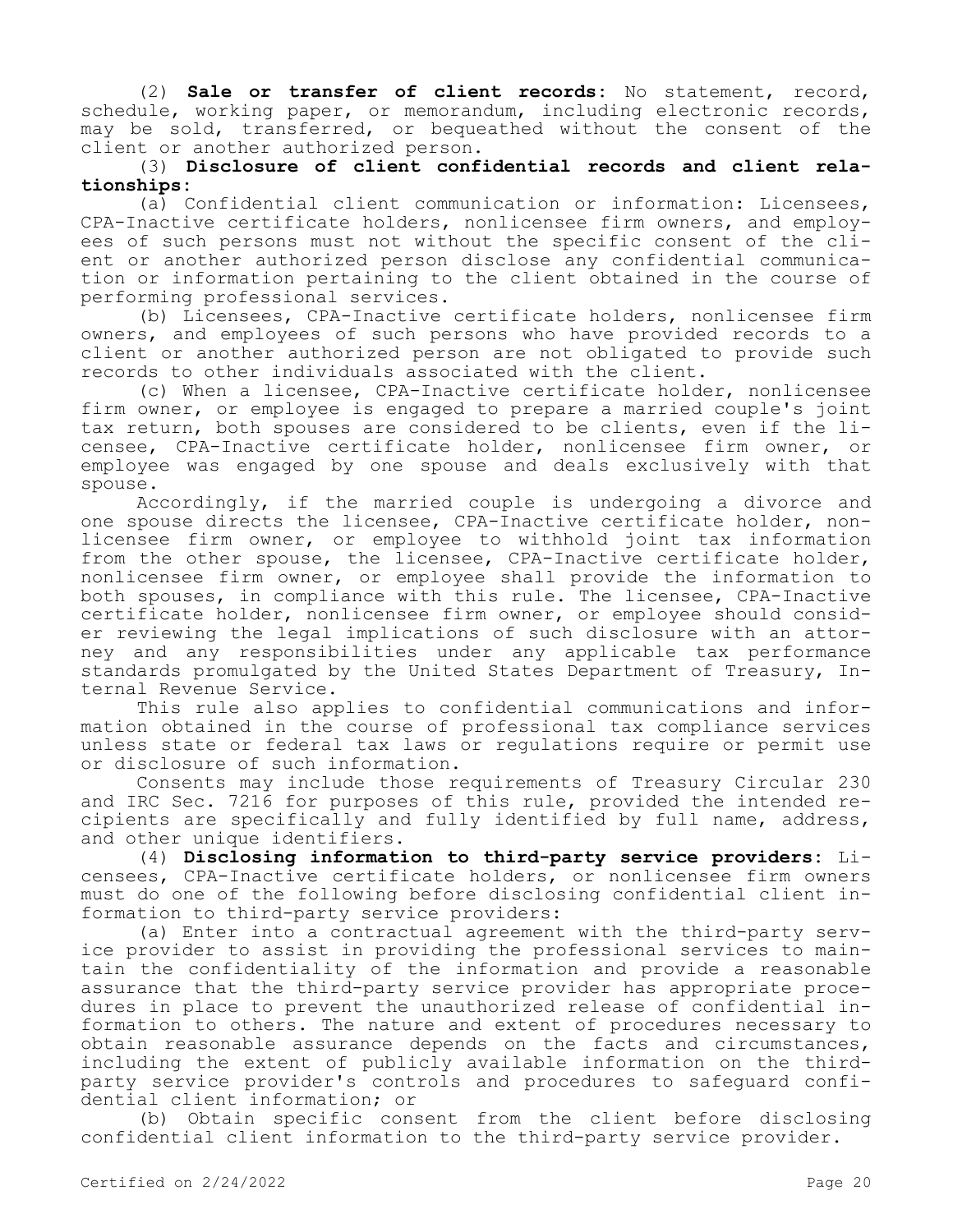(2) **Sale or transfer of client records:** No statement, record, schedule, working paper, or memorandum, including electronic records, may be sold, transferred, or bequeathed without the consent of the client or another authorized person.

(3) **Disclosure of client confidential records and client relationships:**

(a) Confidential client communication or information: Licensees, CPA-Inactive certificate holders, nonlicensee firm owners, and employees of such persons must not without the specific consent of the client or another authorized person disclose any confidential communication or information pertaining to the client obtained in the course of performing professional services.

(b) Licensees, CPA-Inactive certificate holders, nonlicensee firm owners, and employees of such persons who have provided records to a client or another authorized person are not obligated to provide such records to other individuals associated with the client.

(c) When a licensee, CPA-Inactive certificate holder, nonlicensee firm owner, or employee is engaged to prepare a married couple's joint tax return, both spouses are considered to be clients, even if the licensee, CPA-Inactive certificate holder, nonlicensee firm owner, or employee was engaged by one spouse and deals exclusively with that spouse.

Accordingly, if the married couple is undergoing a divorce and one spouse directs the licensee, CPA-Inactive certificate holder, nonlicensee firm owner, or employee to withhold joint tax information from the other spouse, the licensee, CPA-Inactive certificate holder, nonlicensee firm owner, or employee shall provide the information to both spouses, in compliance with this rule. The licensee, CPA-Inactive certificate holder, nonlicensee firm owner, or employee should consider reviewing the legal implications of such disclosure with an attorney and any responsibilities under any applicable tax performance standards promulgated by the United States Department of Treasury, Internal Revenue Service.

This rule also applies to confidential communications and information obtained in the course of professional tax compliance services unless state or federal tax laws or regulations require or permit use or disclosure of such information.

Consents may include those requirements of Treasury Circular 230 and IRC Sec. 7216 for purposes of this rule, provided the intended recipients are specifically and fully identified by full name, address, and other unique identifiers.

(4) **Disclosing information to third-party service providers:** Licensees, CPA-Inactive certificate holders, or nonlicensee firm owners must do one of the following before disclosing confidential client information to third-party service providers:

(a) Enter into a contractual agreement with the third-party service provider to assist in providing the professional services to maintain the confidentiality of the information and provide a reasonable assurance that the third-party service provider has appropriate procedures in place to prevent the unauthorized release of confidential information to others. The nature and extent of procedures necessary to obtain reasonable assurance depends on the facts and circumstances, including the extent of publicly available information on the third-party service provider's controls and procedures to safeguard confidential client information; or

(b) Obtain specific consent from the client before disclosing confidential client information to the third-party service provider.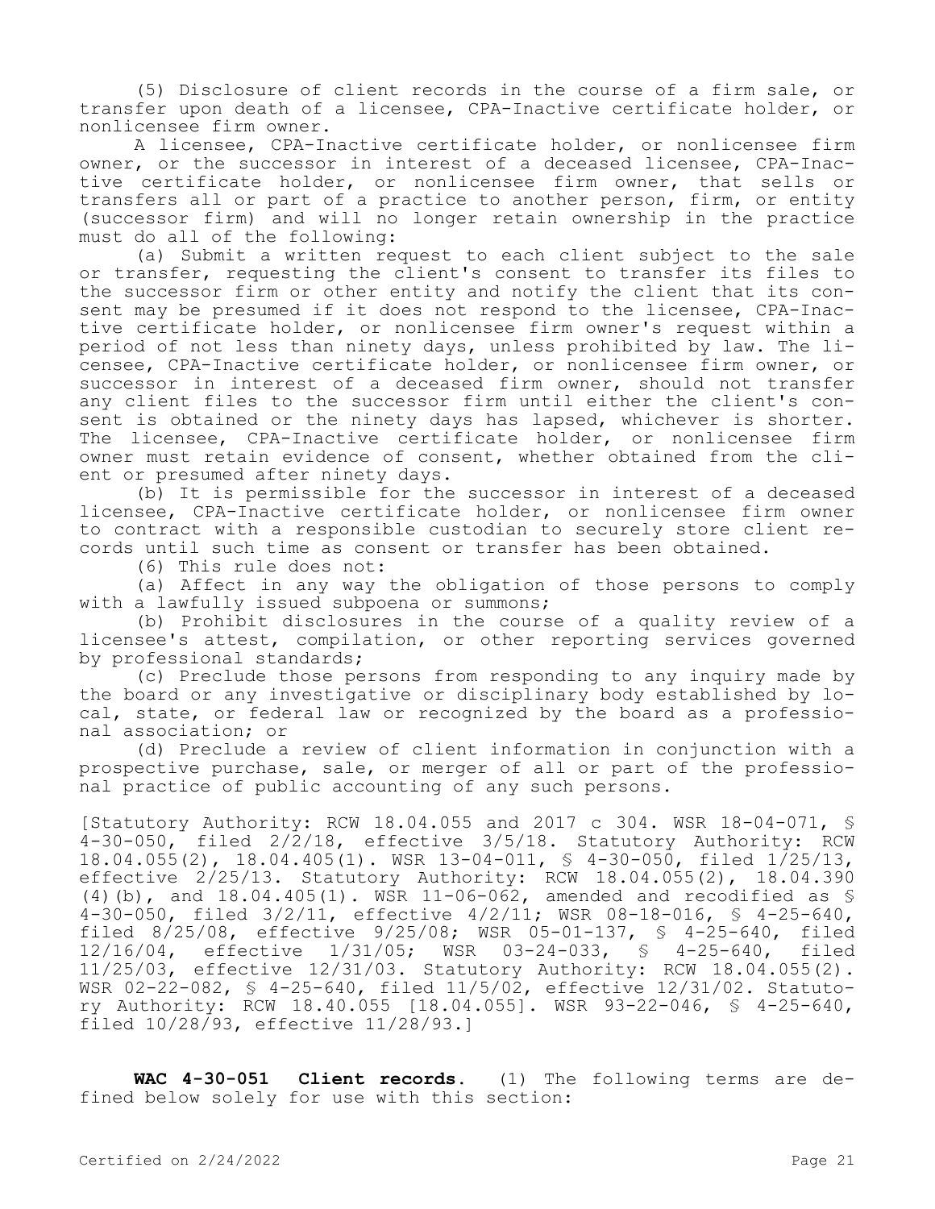(5) Disclosure of client records in the course of a firm sale, or transfer upon death of a licensee, CPA-Inactive certificate holder, or nonlicensee firm owner.

A licensee, CPA-Inactive certificate holder, or nonlicensee firm owner, or the successor in interest of a deceased licensee, CPA-Inactive certificate holder, or nonlicensee firm owner, that sells or transfers all or part of a practice to another person, firm, or entity (successor firm) and will no longer retain ownership in the practice must do all of the following:

(a) Submit a written request to each client subject to the sale or transfer, requesting the client's consent to transfer its files to the successor firm or other entity and notify the client that its consent may be presumed if it does not respond to the licensee, CPA-Inactive certificate holder, or nonlicensee firm owner's request within a period of not less than ninety days, unless prohibited by law. The licensee, CPA-Inactive certificate holder, or nonlicensee firm owner, or successor in interest of a deceased firm owner, should not transfer any client files to the successor firm until either the client's consent is obtained or the ninety days has lapsed, whichever is shorter. The licensee, CPA-Inactive certificate holder, or nonlicensee firm owner must retain evidence of consent, whether obtained from the client or presumed after ninety days.

(b) It is permissible for the successor in interest of a deceased licensee, CPA-Inactive certificate holder, or nonlicensee firm owner to contract with a responsible custodian to securely store client records until such time as consent or transfer has been obtained.

(6) This rule does not:

(a) Affect in any way the obligation of those persons to comply with a lawfully issued subpoena or summons;

(b) Prohibit disclosures in the course of a quality review of a licensee's attest, compilation, or other reporting services governed by professional standards;

(c) Preclude those persons from responding to any inquiry made by the board or any investigative or disciplinary body established by local, state, or federal law or recognized by the board as a professional association; or

(d) Preclude a review of client information in conjunction with a prospective purchase, sale, or merger of all or part of the professional practice of public accounting of any such persons.

[Statutory Authority: RCW 18.04.055 and 2017 c 304. WSR 18-04-071, § 4-30-050, filed 2/2/18, effective 3/5/18. Statutory Authority: RCW 18.04.055(2), 18.04.405(1). WSR 13-04-011, § 4-30-050, filed 1/25/13, effective 2/25/13. Statutory Authority: RCW 18.04.055(2), 18.04.390 (4)(b), and 18.04.405(1). WSR 11-06-062, amended and recodified as § 4-30-050, filed 3/2/11, effective 4/2/11; WSR 08-18-016, § 4-25-640, filed 8/25/08, effective 9/25/08; WSR 05-01-137, § 4-25-640, filed 12/16/04, effective 1/31/05; WSR 03-24-033, § 4-25-640, filed 11/25/03, effective 12/31/03. Statutory Authority: RCW 18.04.055(2). WSR 02-22-082, § 4-25-640, filed 11/5/02, effective 12/31/02. Statutory Authority: RCW 18.40.055 [18.04.055]. WSR 93-22-046, § 4-25-640, filed 10/28/93, effective 11/28/93.]

**WAC 4-30-051 Client records.** (1) The following terms are defined below solely for use with this section: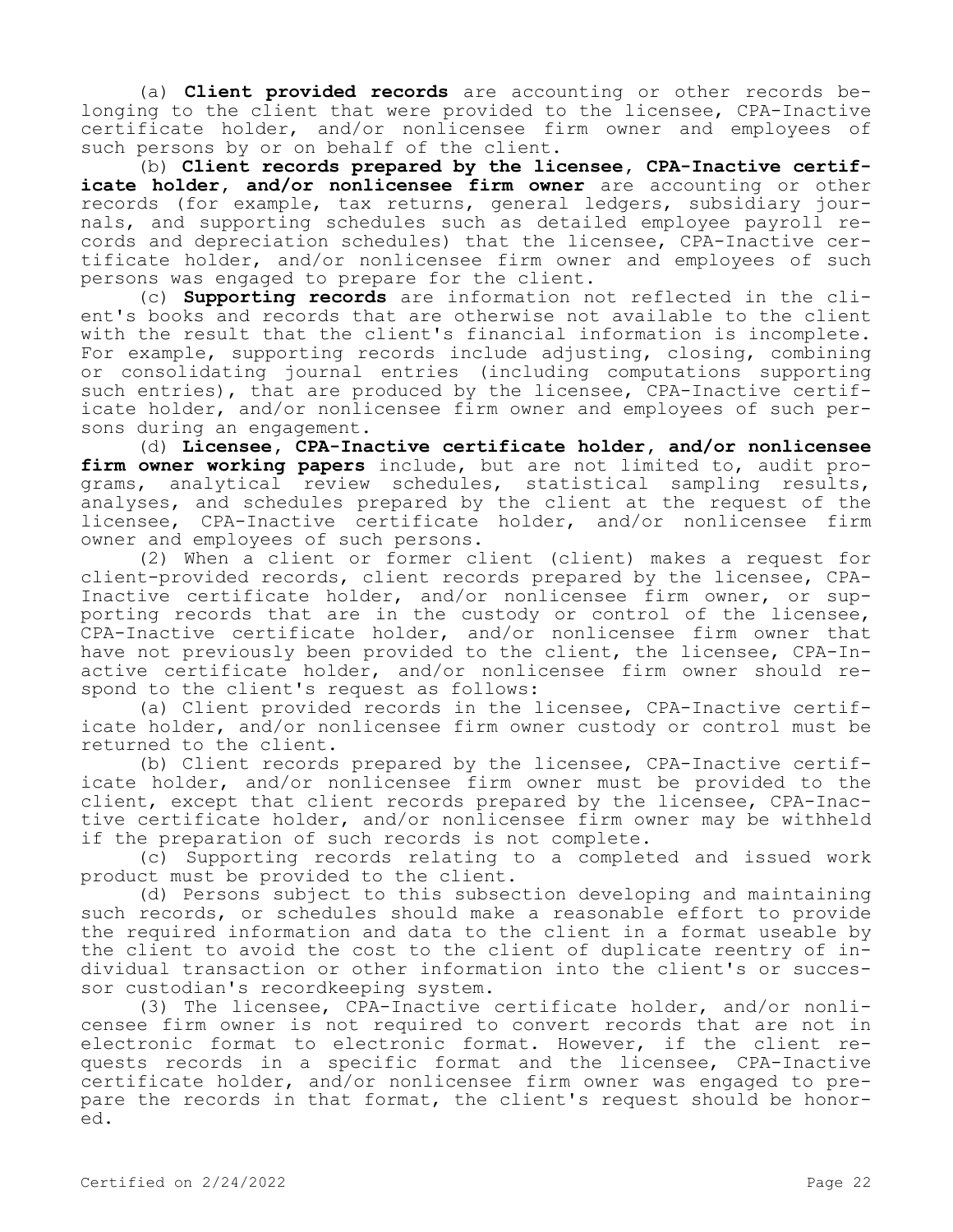(a) **Client provided records** are accounting or other records belonging to the client that were provided to the licensee, CPA-Inactive certificate holder, and/or nonlicensee firm owner and employees of such persons by or on behalf of the client.

(b) **Client records prepared by the licensee, CPA-Inactive certificate holder, and/or nonlicensee firm owner** are accounting or other records (for example, tax returns, general ledgers, subsidiary journals, and supporting schedules such as detailed employee payroll records and depreciation schedules) that the licensee, CPA-Inactive certificate holder, and/or nonlicensee firm owner and employees of such persons was engaged to prepare for the client.

(c) **Supporting records** are information not reflected in the client's books and records that are otherwise not available to the client with the result that the client's financial information is incomplete. For example, supporting records include adjusting, closing, combining or consolidating journal entries (including computations supporting such entries), that are produced by the licensee, CPA-Inactive certificate holder, and/or nonlicensee firm owner and employees of such persons during an engagement.

(d) **Licensee, CPA-Inactive certificate holder, and/or nonlicensee firm owner working papers** include, but are not limited to, audit programs, analytical review schedules, statistical sampling results, analyses, and schedules prepared by the client at the request of the licensee, CPA-Inactive certificate holder, and/or nonlicensee firm owner and employees of such persons.

(2) When a client or former client (client) makes a request for client-provided records, client records prepared by the licensee, CPA-Inactive certificate holder, and/or nonlicensee firm owner, or supporting records that are in the custody or control of the licensee, CPA-Inactive certificate holder, and/or nonlicensee firm owner that have not previously been provided to the client, the licensee, CPA-Inactive certificate holder, and/or nonlicensee firm owner should respond to the client's request as follows:

(a) Client provided records in the licensee, CPA-Inactive certificate holder, and/or nonlicensee firm owner custody or control must be returned to the client.

(b) Client records prepared by the licensee, CPA-Inactive certificate holder, and/or nonlicensee firm owner must be provided to the client, except that client records prepared by the licensee, CPA-Inactive certificate holder, and/or nonlicensee firm owner may be withheld if the preparation of such records is not complete.

(c) Supporting records relating to a completed and issued work product must be provided to the client.

(d) Persons subject to this subsection developing and maintaining such records, or schedules should make a reasonable effort to provide the required information and data to the client in a format useable by the client to avoid the cost to the client of duplicate reentry of individual transaction or other information into the client's or successor custodian's recordkeeping system.

(3) The licensee, CPA-Inactive certificate holder, and/or nonlicensee firm owner is not required to convert records that are not in electronic format to electronic format. However, if the client requests records in a specific format and the licensee, CPA-Inactive certificate holder, and/or nonlicensee firm owner was engaged to prepare the records in that format, the client's request should be honored.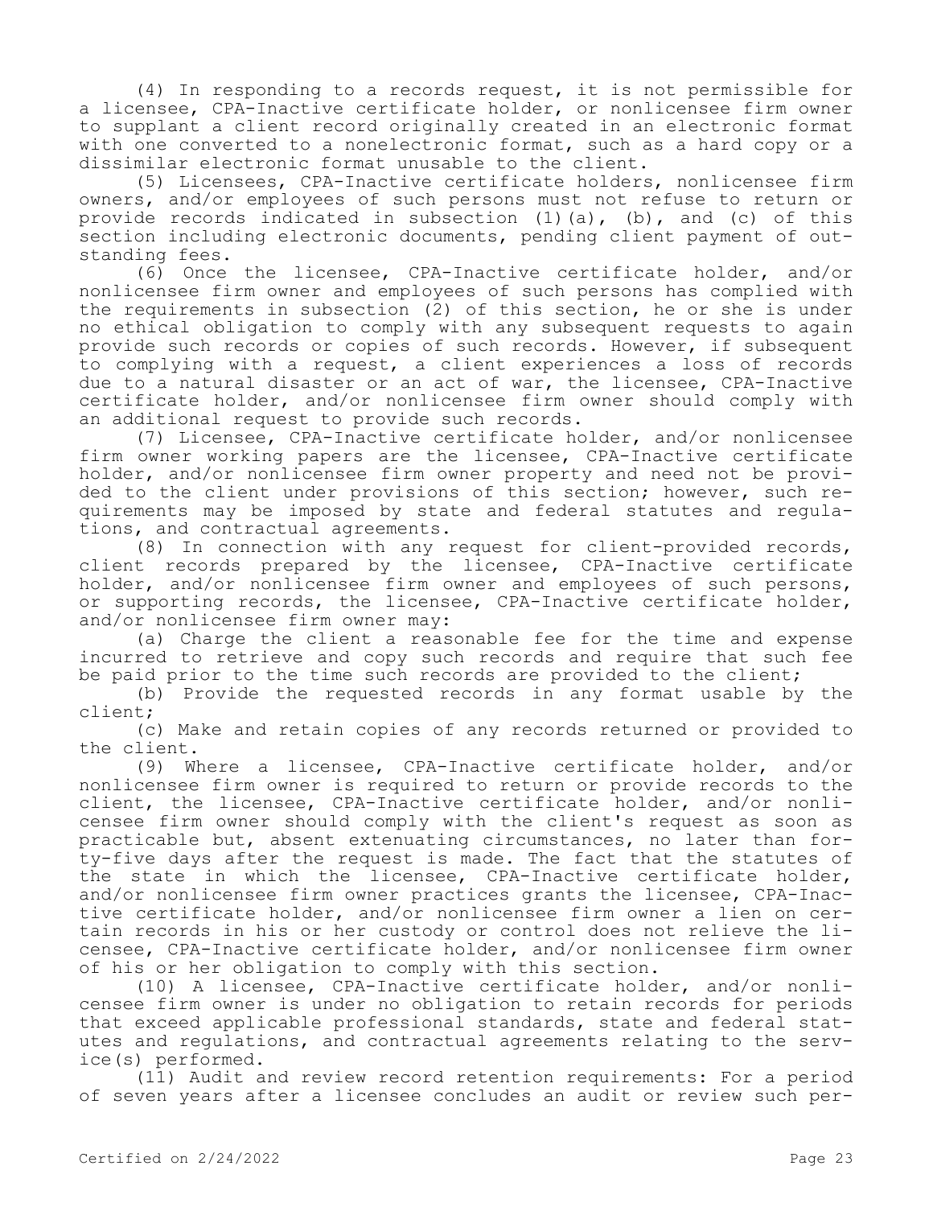(4) In responding to a records request, it is not permissible for a licensee, CPA-Inactive certificate holder, or nonlicensee firm owner to supplant a client record originally created in an electronic format with one converted to a nonelectronic format, such as a hard copy or a dissimilar electronic format unusable to the client.

(5) Licensees, CPA-Inactive certificate holders, nonlicensee firm owners, and/or employees of such persons must not refuse to return or provide records indicated in subsection (1)(a), (b), and (c) of this section including electronic documents, pending client payment of outstanding fees.

(6) Once the licensee, CPA-Inactive certificate holder, and/or nonlicensee firm owner and employees of such persons has complied with the requirements in subsection (2) of this section, he or she is under no ethical obligation to comply with any subsequent requests to again provide such records or copies of such records. However, if subsequent to complying with a request, a client experiences a loss of records due to a natural disaster or an act of war, the licensee, CPA-Inactive certificate holder, and/or nonlicensee firm owner should comply with an additional request to provide such records.

(7) Licensee, CPA-Inactive certificate holder, and/or nonlicensee firm owner working papers are the licensee, CPA-Inactive certificate holder, and/or nonlicensee firm owner property and need not be provided to the client under provisions of this section; however, such requirements may be imposed by state and federal statutes and regulations, and contractual agreements.

(8) In connection with any request for client-provided records, client records prepared by the licensee, CPA-Inactive certificate holder, and/or nonlicensee firm owner and employees of such persons, or supporting records, the licensee, CPA-Inactive certificate holder, and/or nonlicensee firm owner may:

(a) Charge the client a reasonable fee for the time and expense incurred to retrieve and copy such records and require that such fee be paid prior to the time such records are provided to the client;

(b) Provide the requested records in any format usable by the client;

(c) Make and retain copies of any records returned or provided to the client.

(9) Where a licensee, CPA-Inactive certificate holder, and/or nonlicensee firm owner is required to return or provide records to the client, the licensee, CPA-Inactive certificate holder, and/or nonlicensee firm owner should comply with the client's request as soon as practicable but, absent extenuating circumstances, no later than forty-five days after the request is made. The fact that the statutes of the state in which the licensee, CPA-Inactive certificate holder, and/or nonlicensee firm owner practices grants the licensee, CPA-Inactive certificate holder, and/or nonlicensee firm owner a lien on certain records in his or her custody or control does not relieve the licensee, CPA-Inactive certificate holder, and/or nonlicensee firm owner of his or her obligation to comply with this section.

(10) A licensee, CPA-Inactive certificate holder, and/or nonlicensee firm owner is under no obligation to retain records for periods that exceed applicable professional standards, state and federal statutes and regulations, and contractual agreements relating to the service(s) performed.

(11) Audit and review record retention requirements: For a period of seven years after a licensee concludes an audit or review such per-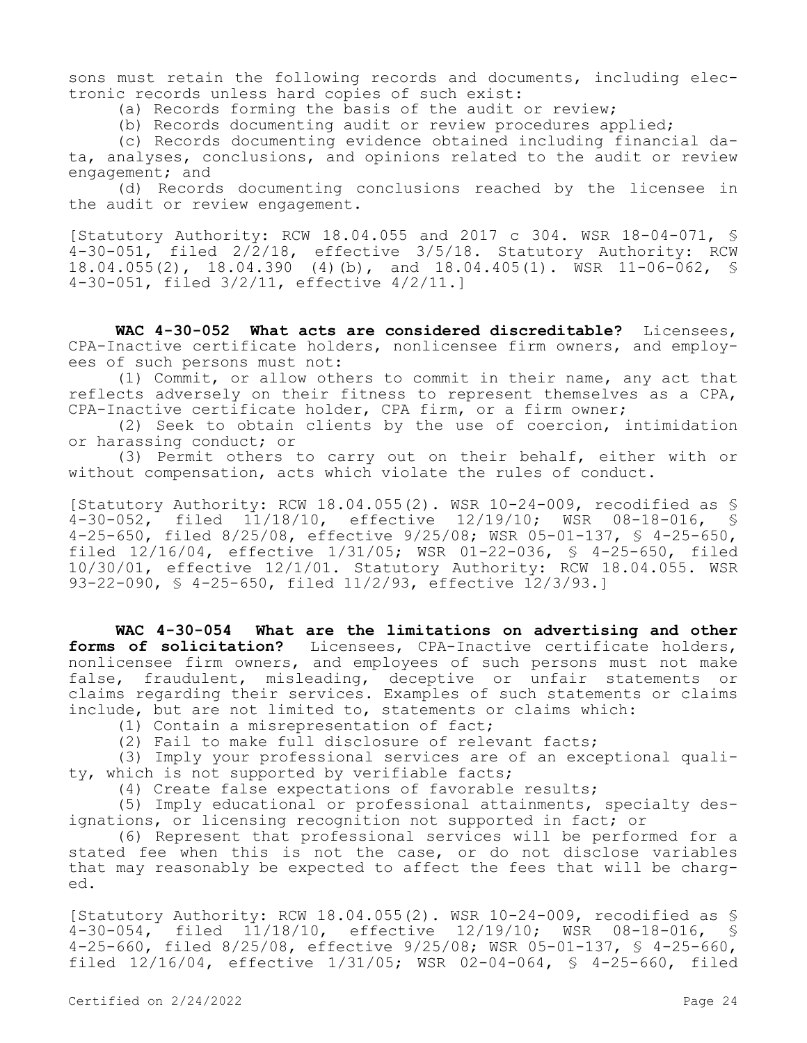sons must retain the following records and documents, including electronic records unless hard copies of such exist:

(a) Records forming the basis of the audit or review;

(b) Records documenting audit or review procedures applied;

(c) Records documenting evidence obtained including financial data, analyses, conclusions, and opinions related to the audit or review engagement; and

(d) Records documenting conclusions reached by the licensee in the audit or review engagement.

[Statutory Authority: RCW 18.04.055 and 2017 c 304. WSR 18-04-071, § 4-30-051, filed 2/2/18, effective 3/5/18. Statutory Authority: RCW 18.04.055(2), 18.04.390 (4)(b), and 18.04.405(1). WSR 11-06-062, § 4-30-051, filed 3/2/11, effective 4/2/11.]

**WAC 4-30-052 What acts are considered discreditable?** Licensees, CPA-Inactive certificate holders, nonlicensee firm owners, and employees of such persons must not:

(1) Commit, or allow others to commit in their name, any act that reflects adversely on their fitness to represent themselves as a CPA, CPA-Inactive certificate holder, CPA firm, or a firm owner;

(2) Seek to obtain clients by the use of coercion, intimidation or harassing conduct; or

(3) Permit others to carry out on their behalf, either with or without compensation, acts which violate the rules of conduct.

[Statutory Authority: RCW 18.04.055(2). WSR 10-24-009, recodified as § 4-30-052, filed 11/18/10, effective 12/19/10; WSR 08-18-016, § 4-25-650, filed 8/25/08, effective 9/25/08; WSR 05-01-137, § 4-25-650, filed 12/16/04, effective 1/31/05; WSR 01-22-036, § 4-25-650, filed 10/30/01, effective 12/1/01. Statutory Authority: RCW 18.04.055. WSR 93-22-090, § 4-25-650, filed 11/2/93, effective 12/3/93.]

**WAC 4-30-054 What are the limitations on advertising and other forms of solicitation?** Licensees, CPA-Inactive certificate holders, nonlicensee firm owners, and employees of such persons must not make false, fraudulent, misleading, deceptive or unfair statements or claims regarding their services. Examples of such statements or claims include, but are not limited to, statements or claims which:

(1) Contain a misrepresentation of fact;

(2) Fail to make full disclosure of relevant facts;

(3) Imply your professional services are of an exceptional quality, which is not supported by verifiable facts;

(4) Create false expectations of favorable results;

(5) Imply educational or professional attainments, specialty designations, or licensing recognition not supported in fact; or

(6) Represent that professional services will be performed for a stated fee when this is not the case, or do not disclose variables that may reasonably be expected to affect the fees that will be charged.

[Statutory Authority: RCW 18.04.055(2). WSR 10-24-009, recodified as § 4-30-054, filed 11/18/10, effective 12/19/10; WSR 08-18-016, § 4-25-660, filed 8/25/08, effective 9/25/08; WSR 05-01-137, § 4-25-660, filed 12/16/04, effective 1/31/05; WSR 02-04-064, § 4-25-660, filed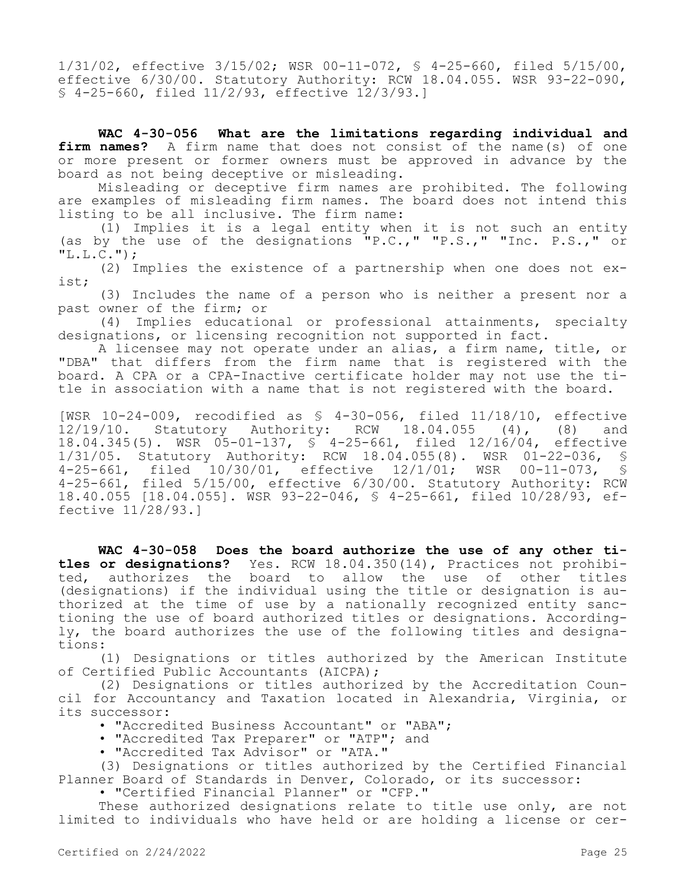1/31/02, effective 3/15/02; WSR 00-11-072, § 4-25-660, filed 5/15/00, effective 6/30/00. Statutory Authority: RCW 18.04.055. WSR 93-22-090, § 4-25-660, filed 11/2/93, effective 12/3/93.]

**WAC 4-30-056 What are the limitations regarding individual and firm names?** A firm name that does not consist of the name(s) of one or more present or former owners must be approved in advance by the board as not being deceptive or misleading.

Misleading or deceptive firm names are prohibited. The following are examples of misleading firm names. The board does not intend this listing to be all inclusive. The firm name:

(1) Implies it is a legal entity when it is not such an entity (as by the use of the designations "P.C.," "P.S.," "Inc. P.S.," or "L.L.C.");

(2) Implies the existence of a partnership when one does not exist;

(3) Includes the name of a person who is neither a present nor a past owner of the firm; or

(4) Implies educational or professional attainments, specialty designations, or licensing recognition not supported in fact.

A licensee may not operate under an alias, a firm name, title, or "DBA" that differs from the firm name that is registered with the board. A CPA or a CPA-Inactive certificate holder may not use the title in association with a name that is not registered with the board.

[WSR 10-24-009, recodified as § 4-30-056, filed 11/18/10, effective 12/19/10. Statutory Authority: RCW 18.04.055 (4), (8) and 18.04.345(5). WSR 05-01-137, § 4-25-661, filed 12/16/04, effective 1/31/05. Statutory Authority: RCW 18.04.055(8). WSR 01-22-036, § 4-25-661, filed 10/30/01, effective 12/1/01; WSR 00-11-073, § 4-25-661, filed 5/15/00, effective 6/30/00. Statutory Authority: RCW 18.40.055 [18.04.055]. WSR 93-22-046, § 4-25-661, filed 10/28/93, effective 11/28/93.]

**WAC 4-30-058 Does the board authorize the use of any other titles or designations?** Yes. RCW 18.04.350(14), Practices not prohibited, authorizes the board to allow the use of other titles (designations) if the individual using the title or designation is authorized at the time of use by a nationally recognized entity sanctioning the use of board authorized titles or designations. Accordingly, the board authorizes the use of the following titles and designations:

(1) Designations or titles authorized by the American Institute of Certified Public Accountants (AICPA);

(2) Designations or titles authorized by the Accreditation Council for Accountancy and Taxation located in Alexandria, Virginia, or its successor:

- "Accredited Business Accountant" or "ABA";
- "Accredited Tax Preparer" or "ATP"; and
- "Accredited Tax Advisor" or "ATA."

(3) Designations or titles authorized by the Certified Financial Planner Board of Standards in Denver, Colorado, or its successor:

- "Certified Financial Planner" or "CFP."

These authorized designations relate to title use only, are not limited to individuals who have held or are holding a license or cer-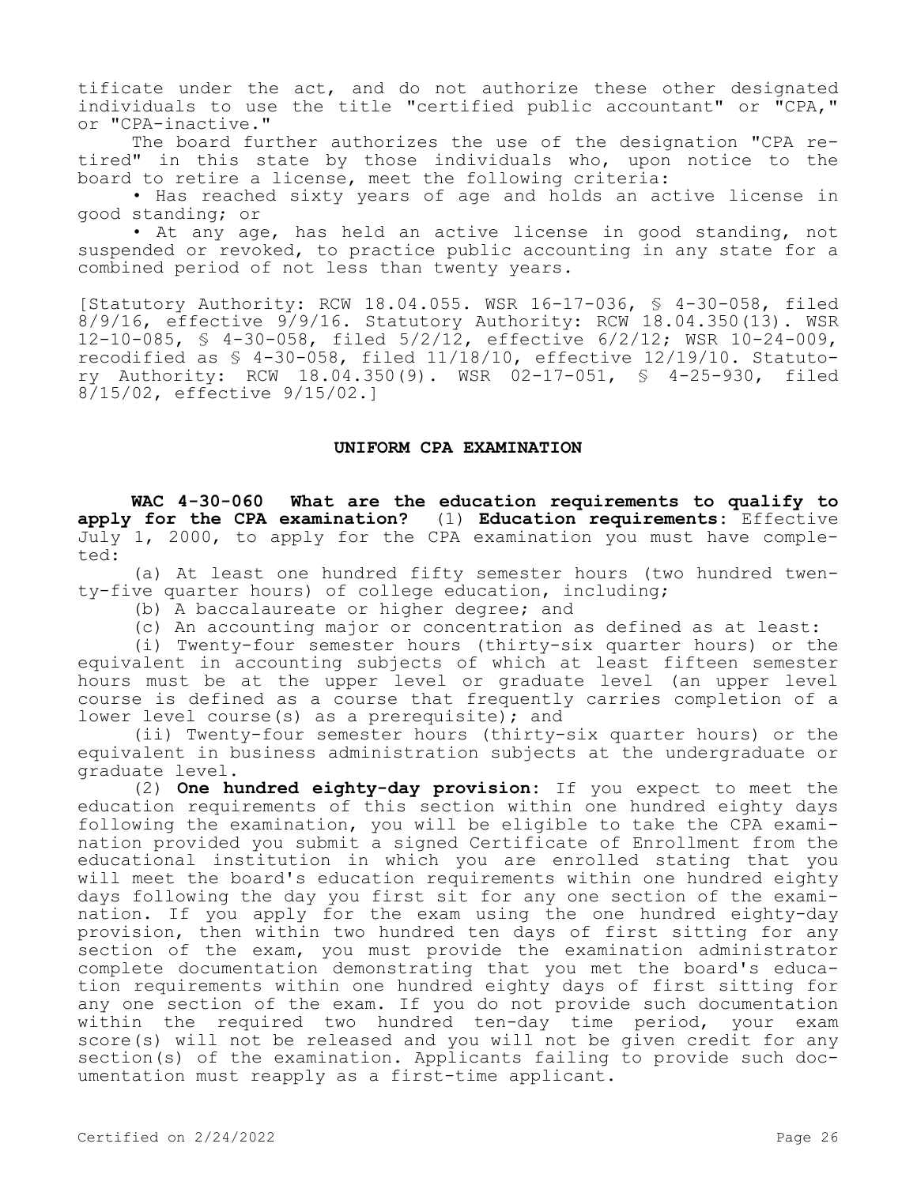tificate under the act, and do not authorize these other designated individuals to use the title "certified public accountant" or "CPA," or "CPA-inactive."

The board further authorizes the use of the designation "CPA retired" in this state by those individuals who, upon notice to the board to retire a license, meet the following criteria:

- Has reached sixty years of age and holds an active license in good standing; or
- At any age, has held an active license in good standing, not suspended or revoked, to practice public accounting in any state for a combined period of not less than twenty years.

[Statutory Authority: RCW 18.04.055. WSR 16-17-036, § 4-30-058, filed 8/9/16, effective 9/9/16. Statutory Authority: RCW 18.04.350(13). WSR 12-10-085, § 4-30-058, filed 5/2/12, effective 6/2/12; WSR 10-24-009, recodified as § 4-30-058, filed 11/18/10, effective 12/19/10. Statutory Authority: RCW 18.04.350(9). WSR 02-17-051, § 4-25-930, filed 8/15/02, effective 9/15/02.]

## UNIFORM CPA EXAMINATION

**WAC 4-30-060 What are the education requirements to qualify to apply for the CPA examination?** (1) **Education requirements:** Effective July 1, 2000, to apply for the CPA examination you must have completed:

(a) At least one hundred fifty semester hours (two hundred twenty-five quarter hours) of college education, including;

(b) A baccalaureate or higher degree; and

(c) An accounting major or concentration as defined as at least:

(i) Twenty-four semester hours (thirty-six quarter hours) or the equivalent in accounting subjects of which at least fifteen semester hours must be at the upper level or graduate level (an upper level course is defined as a course that frequently carries completion of a lower level course(s) as a prerequisite); and

(ii) Twenty-four semester hours (thirty-six quarter hours) or the equivalent in business administration subjects at the undergraduate or graduate level.

(2) **One hundred eighty-day provision:** If you expect to meet the education requirements of this section within one hundred eighty days following the examination, you will be eligible to take the CPA examination provided you submit a signed Certificate of Enrollment from the educational institution in which you are enrolled stating that you will meet the board's education requirements within one hundred eighty days following the day you first sit for any one section of the examination. If you apply for the exam using the one hundred eighty-day provision, then within two hundred ten days of first sitting for any section of the exam, you must provide the examination administrator complete documentation demonstrating that you met the board's education requirements within one hundred eighty days of first sitting for any one section of the exam. If you do not provide such documentation within the required two hundred ten-day time period, your exam score(s) will not be released and you will not be given credit for any section(s) of the examination. Applicants failing to provide such documentation must reapply as a first-time applicant.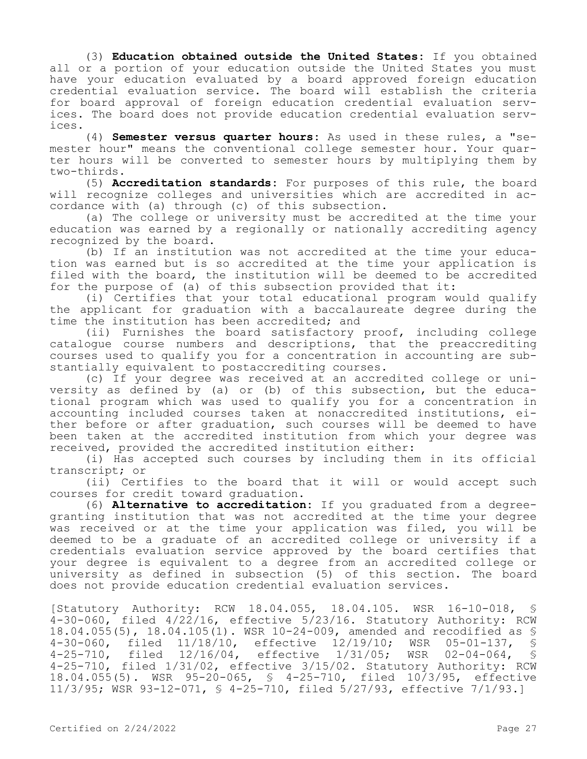(3) **Education obtained outside the United States:** If you obtained all or a portion of your education outside the United States you must have your education evaluated by a board approved foreign education credential evaluation service. The board will establish the criteria for board approval of foreign education credential evaluation services. The board does not provide education credential evaluation services.

(4) **Semester versus quarter hours:** As used in these rules, a "semester hour" means the conventional college semester hour. Your quarter hours will be converted to semester hours by multiplying them by two-thirds.

(5) **Accreditation standards:** For purposes of this rule, the board will recognize colleges and universities which are accredited in accordance with (a) through (c) of this subsection.

(a) The college or university must be accredited at the time your education was earned by a regionally or nationally accrediting agency recognized by the board.

(b) If an institution was not accredited at the time your education was earned but is so accredited at the time your application is filed with the board, the institution will be deemed to be accredited for the purpose of (a) of this subsection provided that it:

(i) Certifies that your total educational program would qualify the applicant for graduation with a baccalaureate degree during the time the institution has been accredited; and

(ii) Furnishes the board satisfactory proof, including college catalogue course numbers and descriptions, that the preaccrediting courses used to qualify you for a concentration in accounting are substantially equivalent to postaccrediting courses.

(c) If your degree was received at an accredited college or university as defined by (a) or (b) of this subsection, but the educational program which was used to qualify you for a concentration in accounting included courses taken at nonaccredited institutions, either before or after graduation, such courses will be deemed to have been taken at the accredited institution from which your degree was received, provided the accredited institution either:

(i) Has accepted such courses by including them in its official transcript; or

(ii) Certifies to the board that it will or would accept such courses for credit toward graduation.

(6) **Alternative to accreditation:** If you graduated from a degree-granting institution that was not accredited at the time your degree was received or at the time your application was filed, you will be deemed to be a graduate of an accredited college or university if a credentials evaluation service approved by the board certifies that your degree is equivalent to a degree from an accredited college or university as defined in subsection (5) of this section. The board does not provide education credential evaluation services.

[Statutory Authority: RCW 18.04.055, 18.04.105. WSR 16-10-018, § 4-30-060, filed 4/22/16, effective 5/23/16. Statutory Authority: RCW 18.04.055(5), 18.04.105(1). WSR 10-24-009, amended and recodified as § 4-30-060, filed 11/18/10, effective 12/19/10; WSR 05-01-137, § 4-25-710, filed 12/16/04, effective 1/31/05; WSR 02-04-064, § 4-25-710, filed 1/31/02, effective 3/15/02. Statutory Authority: RCW 18.04.055(5). WSR 95-20-065, § 4-25-710, filed 10/3/95, effective 11/3/95; WSR 93-12-071, § 4-25-710, filed 5/27/93, effective 7/1/93.]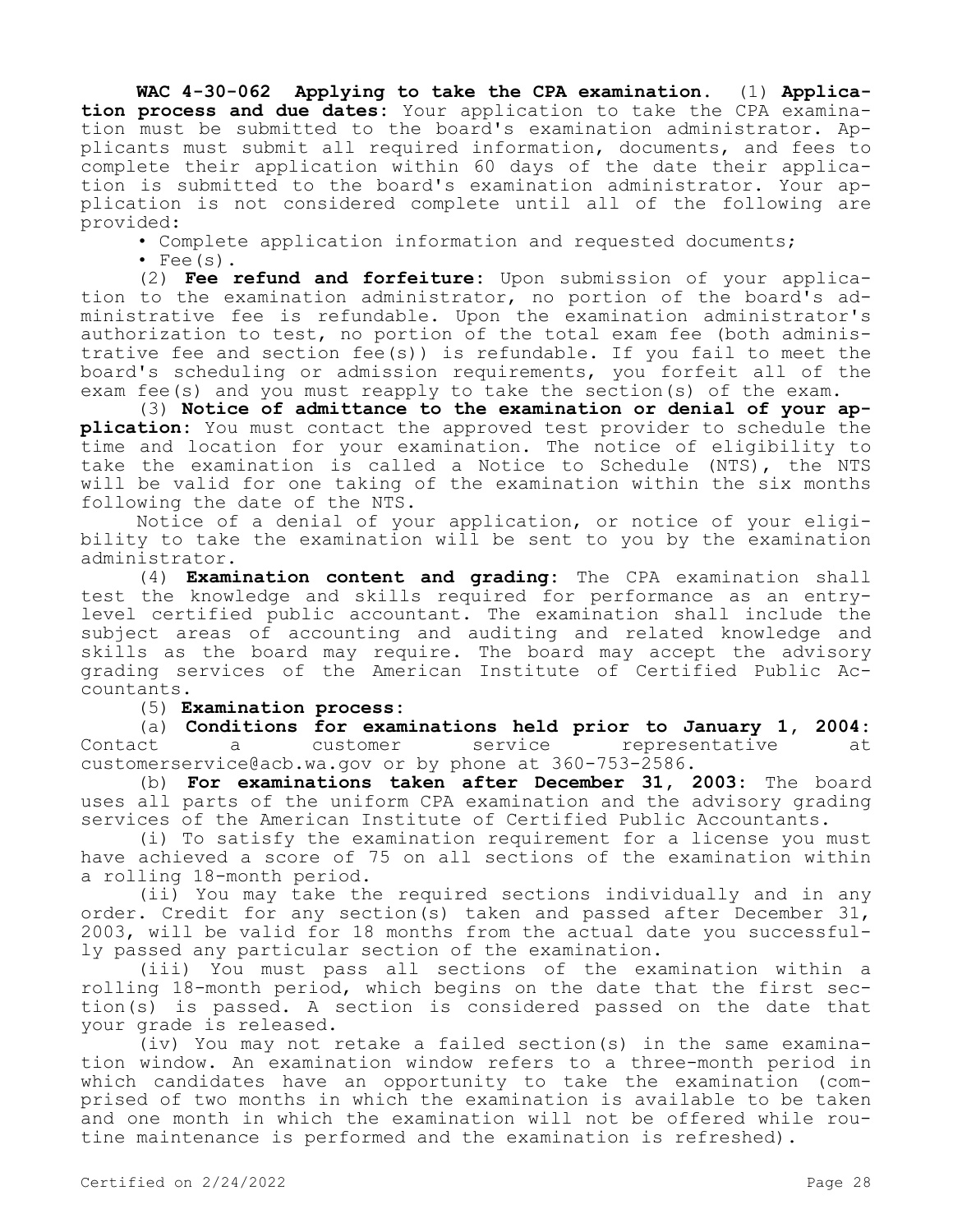**WAC 4-30-062 Applying to take the CPA examination.** (1) **Application process and due dates:** Your application to take the CPA examination must be submitted to the board's examination administrator. Applicants must submit all required information, documents, and fees to complete their application within 60 days of the date their application is submitted to the board's examination administrator. Your application is not considered complete until all of the following are provided:

- Complete application information and requested documents;
- Fee(s).

(2) **Fee refund and forfeiture:** Upon submission of your application to the examination administrator, no portion of the board's administrative fee is refundable. Upon the examination administrator's authorization to test, no portion of the total exam fee (both administrative fee and section fee(s)) is refundable. If you fail to meet the board's scheduling or admission requirements, you forfeit all of the exam fee(s) and you must reapply to take the section(s) of the exam.

(3) **Notice of admittance to the examination or denial of your application:** You must contact the approved test provider to schedule the time and location for your examination. The notice of eligibility to take the examination is called a Notice to Schedule (NTS), the NTS will be valid for one taking of the examination within the six months following the date of the NTS.

Notice of a denial of your application, or notice of your eligibility to take the examination will be sent to you by the examination administrator.

(4) **Examination content and grading:** The CPA examination shall test the knowledge and skills required for performance as an entry-level certified public accountant. The examination shall include the subject areas of accounting and auditing and related knowledge and skills as the board may require. The board may accept the advisory grading services of the American Institute of Certified Public Accountants.

(5) **Examination process:**

(a) **Conditions for examinations held prior to January 1, 2004:** Contact a customer service representative at customerservice@acb.wa.gov or by phone at 360-753-2586.

(b) **For examinations taken after December 31, 2003:** The board uses all parts of the uniform CPA examination and the advisory grading services of the American Institute of Certified Public Accountants.

(i) To satisfy the examination requirement for a license you must have achieved a score of 75 on all sections of the examination within a rolling 18-month period.

(ii) You may take the required sections individually and in any order. Credit for any section(s) taken and passed after December 31, 2003, will be valid for 18 months from the actual date you successfully passed any particular section of the examination.

(iii) You must pass all sections of the examination within a rolling 18-month period, which begins on the date that the first section(s) is passed. A section is considered passed on the date that your grade is released.

(iv) You may not retake a failed section(s) in the same examination window. An examination window refers to a three-month period in which candidates have an opportunity to take the examination (comprised of two months in which the examination is available to be taken and one month in which the examination will not be offered while routine maintenance is performed and the examination is refreshed).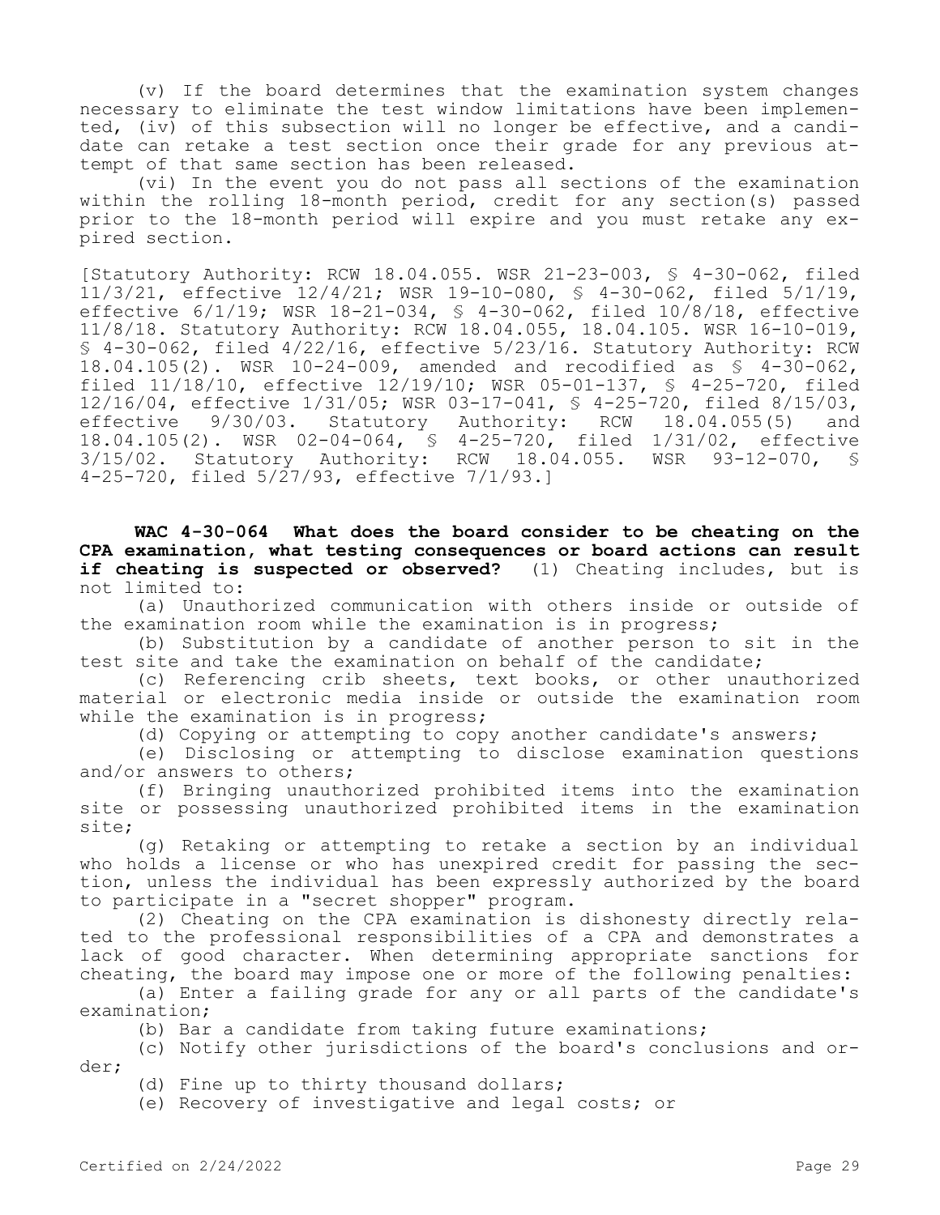(v) If the board determines that the examination system changes necessary to eliminate the test window limitations have been implemented, (iv) of this subsection will no longer be effective, and a candidate can retake a test section once their grade for any previous attempt of that same section has been released.

(vi) In the event you do not pass all sections of the examination within the rolling 18-month period, credit for any section(s) passed prior to the 18-month period will expire and you must retake any expired section.

[Statutory Authority: RCW 18.04.055. WSR 21-23-003, § 4-30-062, filed 11/3/21, effective 12/4/21; WSR 19-10-080, § 4-30-062, filed 5/1/19, effective 6/1/19; WSR 18-21-034, § 4-30-062, filed 10/8/18, effective 11/8/18. Statutory Authority: RCW 18.04.055, 18.04.105. WSR 16-10-019, § 4-30-062, filed 4/22/16, effective 5/23/16. Statutory Authority: RCW 18.04.105(2). WSR 10-24-009, amended and recodified as § 4-30-062, filed 11/18/10, effective 12/19/10; WSR 05-01-137, § 4-25-720, filed 12/16/04, effective 1/31/05; WSR 03-17-041, § 4-25-720, filed 8/15/03, effective 9/30/03. Statutory Authority: RCW 18.04.055(5) and 18.04.105(2). WSR 02-04-064, § 4-25-720, filed 1/31/02, effective 3/15/02. Statutory Authority: RCW 18.04.055. WSR 93-12-070, § 4-25-720, filed 5/27/93, effective 7/1/93.]

**WAC 4-30-064 What does the board consider to be cheating on the CPA examination, what testing consequences or board actions can result if cheating is suspected or observed?** (1) Cheating includes, but is not limited to:

(a) Unauthorized communication with others inside or outside of the examination room while the examination is in progress;

(b) Substitution by a candidate of another person to sit in the test site and take the examination on behalf of the candidate;

(c) Referencing crib sheets, text books, or other unauthorized material or electronic media inside or outside the examination room while the examination is in progress;

(d) Copying or attempting to copy another candidate's answers;

(e) Disclosing or attempting to disclose examination questions and/or answers to others;

(f) Bringing unauthorized prohibited items into the examination site or possessing unauthorized prohibited items in the examination site;

(g) Retaking or attempting to retake a section by an individual who holds a license or who has unexpired credit for passing the section, unless the individual has been expressly authorized by the board to participate in a "secret shopper" program.

(2) Cheating on the CPA examination is dishonesty directly related to the professional responsibilities of a CPA and demonstrates a lack of good character. When determining appropriate sanctions for cheating, the board may impose one or more of the following penalties:

(a) Enter a failing grade for any or all parts of the candidate's examination;

(b) Bar a candidate from taking future examinations;

(c) Notify other jurisdictions of the board's conclusions and order;

(d) Fine up to thirty thousand dollars;

(e) Recovery of investigative and legal costs; or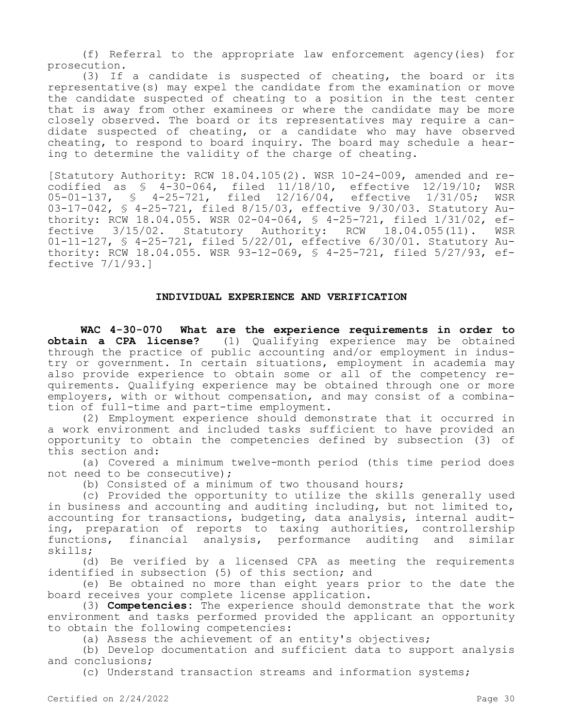(f) Referral to the appropriate law enforcement agency(ies) for prosecution.

(3) If a candidate is suspected of cheating, the board or its representative(s) may expel the candidate from the examination or move the candidate suspected of cheating to a position in the test center that is away from other examinees or where the candidate may be more closely observed. The board or its representatives may require a candidate suspected of cheating, or a candidate who may have observed cheating, to respond to board inquiry. The board may schedule a hearing to determine the validity of the charge of cheating.

[Statutory Authority: RCW 18.04.105(2). WSR 10-24-009, amended and recodified as § 4-30-064, filed 11/18/10, effective 12/19/10; WSR 05-01-137, § 4-25-721, filed 12/16/04, effective 1/31/05; WSR 03-17-042, § 4-25-721, filed 8/15/03, effective 9/30/03. Statutory Authority: RCW 18.04.055. WSR 02-04-064, § 4-25-721, filed 1/31/02, effective 3/15/02. Statutory Authority: RCW 18.04.055(11). WSR 01-11-127, § 4-25-721, filed 5/22/01, effective 6/30/01. Statutory Authority: RCW 18.04.055. WSR 93-12-069, § 4-25-721, filed 5/27/93, effective 7/1/93.]

## INDIVIDUAL EXPERIENCE AND VERIFICATION

**WAC 4-30-070 What are the experience requirements in order to obtain a CPA license?** (1) Qualifying experience may be obtained through the practice of public accounting and/or employment in industry or government. In certain situations, employment in academia may also provide experience to obtain some or all of the competency requirements. Qualifying experience may be obtained through one or more employers, with or without compensation, and may consist of a combination of full-time and part-time employment.

(2) Employment experience should demonstrate that it occurred in a work environment and included tasks sufficient to have provided an opportunity to obtain the competencies defined by subsection (3) of this section and:

(a) Covered a minimum twelve-month period (this time period does not need to be consecutive);

(b) Consisted of a minimum of two thousand hours;

(c) Provided the opportunity to utilize the skills generally used in business and accounting and auditing including, but not limited to, accounting for transactions, budgeting, data analysis, internal auditing, preparation of reports to taxing authorities, controllership functions, financial analysis, performance auditing and similar skills;

(d) Be verified by a licensed CPA as meeting the requirements identified in subsection (5) of this section; and

(e) Be obtained no more than eight years prior to the date the board receives your complete license application.

(3) **Competencies:** The experience should demonstrate that the work environment and tasks performed provided the applicant an opportunity to obtain the following competencies:

(a) Assess the achievement of an entity's objectives;

(b) Develop documentation and sufficient data to support analysis and conclusions;

(c) Understand transaction streams and information systems;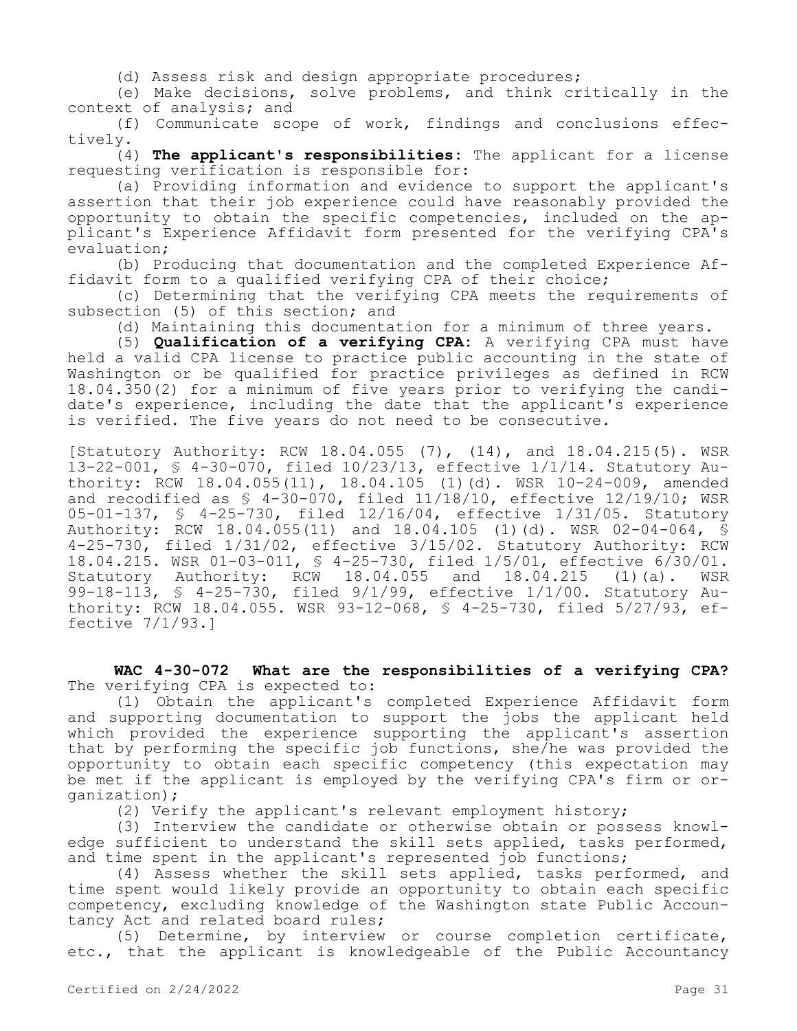(d) Assess risk and design appropriate procedures;

(e) Make decisions, solve problems, and think critically in the context of analysis; and

(f) Communicate scope of work, findings and conclusions effectively.

(4) **The applicant's responsibilities:** The applicant for a license requesting verification is responsible for:

(a) Providing information and evidence to support the applicant's assertion that their job experience could have reasonably provided the opportunity to obtain the specific competencies, included on the applicant's Experience Affidavit form presented for the verifying CPA's evaluation;

(b) Producing that documentation and the completed Experience Affidavit form to a qualified verifying CPA of their choice;

(c) Determining that the verifying CPA meets the requirements of subsection (5) of this section; and

(d) Maintaining this documentation for a minimum of three years.

(5) **Qualification of a verifying CPA:** A verifying CPA must have held a valid CPA license to practice public accounting in the state of Washington or be qualified for practice privileges as defined in RCW 18.04.350(2) for a minimum of five years prior to verifying the candidate's experience, including the date that the applicant's experience is verified. The five years do not need to be consecutive.

[Statutory Authority: RCW 18.04.055 (7), (14), and 18.04.215(5). WSR 13-22-001, § 4-30-070, filed 10/23/13, effective 1/1/14. Statutory Authority: RCW 18.04.055(11), 18.04.105 (1)(d). WSR 10-24-009, amended and recodified as § 4-30-070, filed 11/18/10, effective 12/19/10; WSR 05-01-137, § 4-25-730, filed 12/16/04, effective 1/31/05. Statutory Authority: RCW 18.04.055(11) and 18.04.105 (1)(d). WSR 02-04-064, § 4-25-730, filed 1/31/02, effective 3/15/02. Statutory Authority: RCW 18.04.215. WSR 01-03-011, § 4-25-730, filed 1/5/01, effective 6/30/01. Statutory Authority: RCW 18.04.055 and 18.04.215 (1)(a). WSR 99-18-113, § 4-25-730, filed 9/1/99, effective 1/1/00. Statutory Authority: RCW 18.04.055. WSR 93-12-068, § 4-25-730, filed 5/27/93, effective 7/1/93.]

**WAC 4-30-072 What are the responsibilities of a verifying CPA?** The verifying CPA is expected to:

(1) Obtain the applicant's completed Experience Affidavit form and supporting documentation to support the jobs the applicant held which provided the experience supporting the applicant's assertion that by performing the specific job functions, she/he was provided the opportunity to obtain each specific competency (this expectation may be met if the applicant is employed by the verifying CPA's firm or organization);

(2) Verify the applicant's relevant employment history;

(3) Interview the candidate or otherwise obtain or possess knowledge sufficient to understand the skill sets applied, tasks performed, and time spent in the applicant's represented job functions;

(4) Assess whether the skill sets applied, tasks performed, and time spent would likely provide an opportunity to obtain each specific competency, excluding knowledge of the Washington state Public Accountancy Act and related board rules;

(5) Determine, by interview or course completion certificate, etc., that the applicant is knowledgeable of the Public Accountancy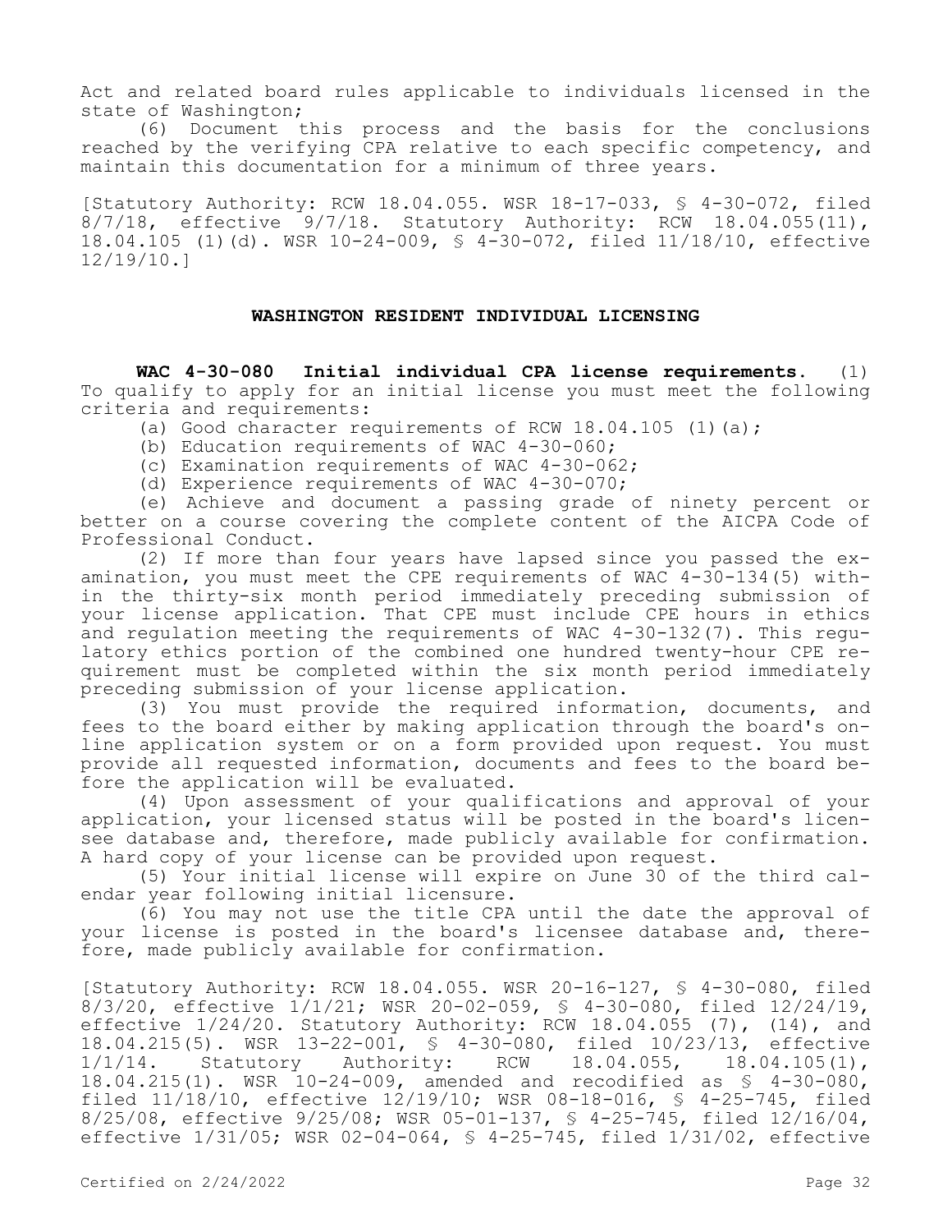Act and related board rules applicable to individuals licensed in the state of Washington;

(6) Document this process and the basis for the conclusions reached by the verifying CPA relative to each specific competency, and maintain this documentation for a minimum of three years.

[Statutory Authority: RCW 18.04.055. WSR 18-17-033, § 4-30-072, filed 8/7/18, effective 9/7/18. Statutory Authority: RCW 18.04.055(11), 18.04.105 (1)(d). WSR 10-24-009, § 4-30-072, filed 11/18/10, effective 12/19/10.]

## WASHINGTON RESIDENT INDIVIDUAL LICENSING

**WAC 4-30-080 Initial individual CPA license requirements.** (1) To qualify to apply for an initial license you must meet the following criteria and requirements:

(a) Good character requirements of RCW 18.04.105 (1)(a);

(b) Education requirements of WAC 4-30-060;

(c) Examination requirements of WAC 4-30-062;

(d) Experience requirements of WAC 4-30-070;

(e) Achieve and document a passing grade of ninety percent or better on a course covering the complete content of the AICPA Code of Professional Conduct.

(2) If more than four years have lapsed since you passed the examination, you must meet the CPE requirements of WAC 4-30-134(5) within the thirty-six month period immediately preceding submission of your license application. That CPE must include CPE hours in ethics and regulation meeting the requirements of WAC 4-30-132(7). This regulatory ethics portion of the combined one hundred twenty-hour CPE requirement must be completed within the six month period immediately preceding submission of your license application.

(3) You must provide the required information, documents, and fees to the board either by making application through the board's online application system or on a form provided upon request. You must provide all requested information, documents and fees to the board before the application will be evaluated.

(4) Upon assessment of your qualifications and approval of your application, your licensed status will be posted in the board's licensee database and, therefore, made publicly available for confirmation. A hard copy of your license can be provided upon request.

(5) Your initial license will expire on June 30 of the third calendar year following initial licensure.

(6) You may not use the title CPA until the date the approval of your license is posted in the board's licensee database and, therefore, made publicly available for confirmation.

[Statutory Authority: RCW 18.04.055. WSR 20-16-127, § 4-30-080, filed 8/3/20, effective 1/1/21; WSR 20-02-059, § 4-30-080, filed 12/24/19, effective 1/24/20. Statutory Authority: RCW 18.04.055 (7), (14), and 18.04.215(5). WSR 13-22-001, § 4-30-080, filed 10/23/13, effective 1/1/14. Statutory Authority: RCW 18.04.055, 18.04.105(1), 18.04.215(1). WSR 10-24-009, amended and recodified as § 4-30-080, filed 11/18/10, effective 12/19/10; WSR 08-18-016, § 4-25-745, filed 8/25/08, effective 9/25/08; WSR 05-01-137, § 4-25-745, filed 12/16/04, effective 1/31/05; WSR 02-04-064, § 4-25-745, filed 1/31/02, effective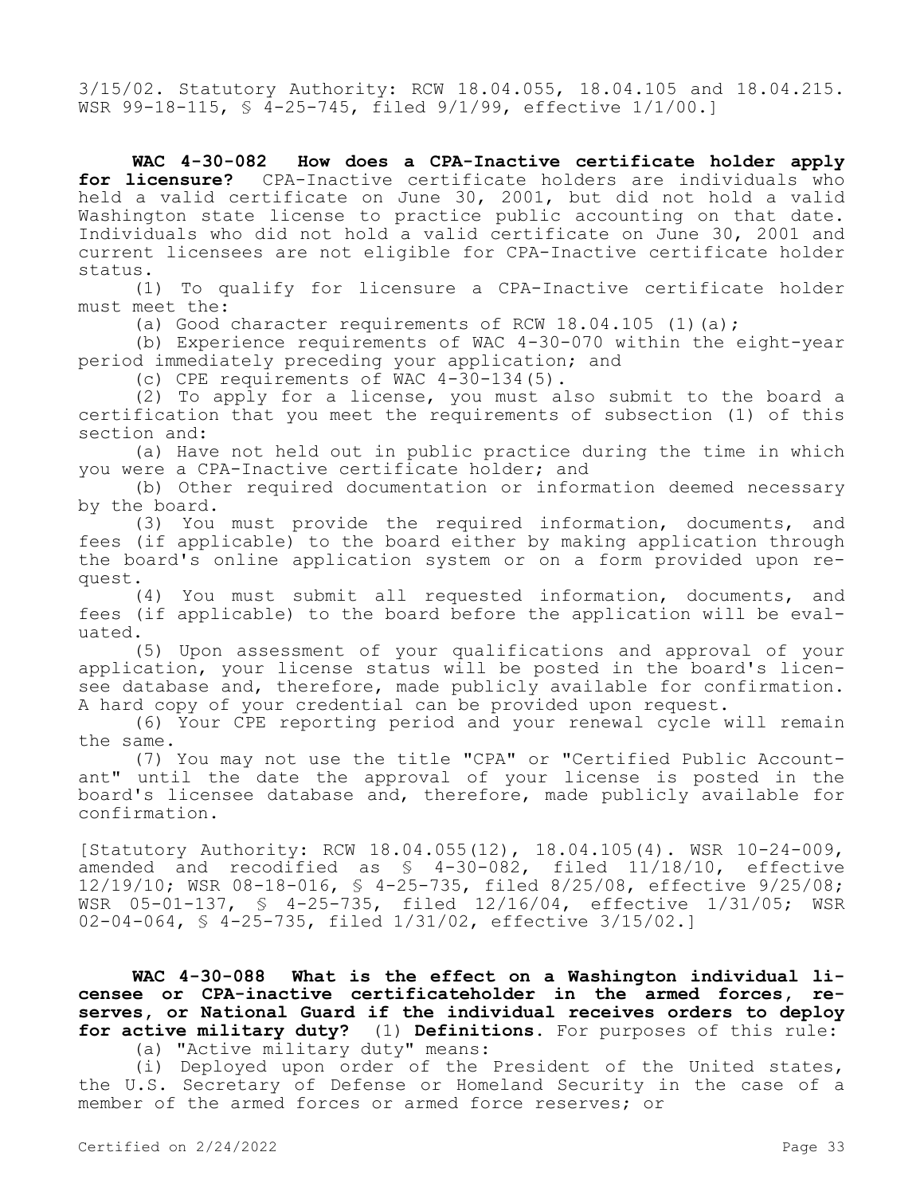3/15/02. Statutory Authority: RCW 18.04.055, 18.04.105 and 18.04.215. WSR 99-18-115, § 4-25-745, filed 9/1/99, effective 1/1/00.]

**WAC 4-30-082 How does a CPA-Inactive certificate holder apply for licensure?** CPA-Inactive certificate holders are individuals who held a valid certificate on June 30, 2001, but did not hold a valid Washington state license to practice public accounting on that date. Individuals who did not hold a valid certificate on June 30, 2001 and current licensees are not eligible for CPA-Inactive certificate holder status.

(1) To qualify for licensure a CPA-Inactive certificate holder must meet the:

(a) Good character requirements of RCW 18.04.105 (1)(a);

(b) Experience requirements of WAC 4-30-070 within the eight-year period immediately preceding your application; and

(c) CPE requirements of WAC 4-30-134(5).

(2) To apply for a license, you must also submit to the board a certification that you meet the requirements of subsection (1) of this section and:

(a) Have not held out in public practice during the time in which you were a CPA-Inactive certificate holder; and

(b) Other required documentation or information deemed necessary by the board.

(3) You must provide the required information, documents, and fees (if applicable) to the board either by making application through the board's online application system or on a form provided upon request.

(4) You must submit all requested information, documents, and fees (if applicable) to the board before the application will be evaluated.

(5) Upon assessment of your qualifications and approval of your application, your license status will be posted in the board's licensee database and, therefore, made publicly available for confirmation. A hard copy of your credential can be provided upon request.

(6) Your CPE reporting period and your renewal cycle will remain the same.

(7) You may not use the title "CPA" or "Certified Public Accountant" until the date the approval of your license is posted in the board's licensee database and, therefore, made publicly available for confirmation.

[Statutory Authority: RCW 18.04.055(12), 18.04.105(4). WSR 10-24-009, amended and recodified as § 4-30-082, filed 11/18/10, effective 12/19/10; WSR 08-18-016, § 4-25-735, filed 8/25/08, effective 9/25/08; WSR 05-01-137, § 4-25-735, filed 12/16/04, effective 1/31/05; WSR 02-04-064, § 4-25-735, filed 1/31/02, effective 3/15/02.]

**WAC 4-30-088 What is the effect on a Washington individual licensee or CPA-inactive certificateholder in the armed forces, reserves, or National Guard if the individual receives orders to deploy for active military duty?** (1) **Definitions.** For purposes of this rule:

(a) "Active military duty" means:

(i) Deployed upon order of the President of the United states, the U.S. Secretary of Defense or Homeland Security in the case of a member of the armed forces or armed force reserves; or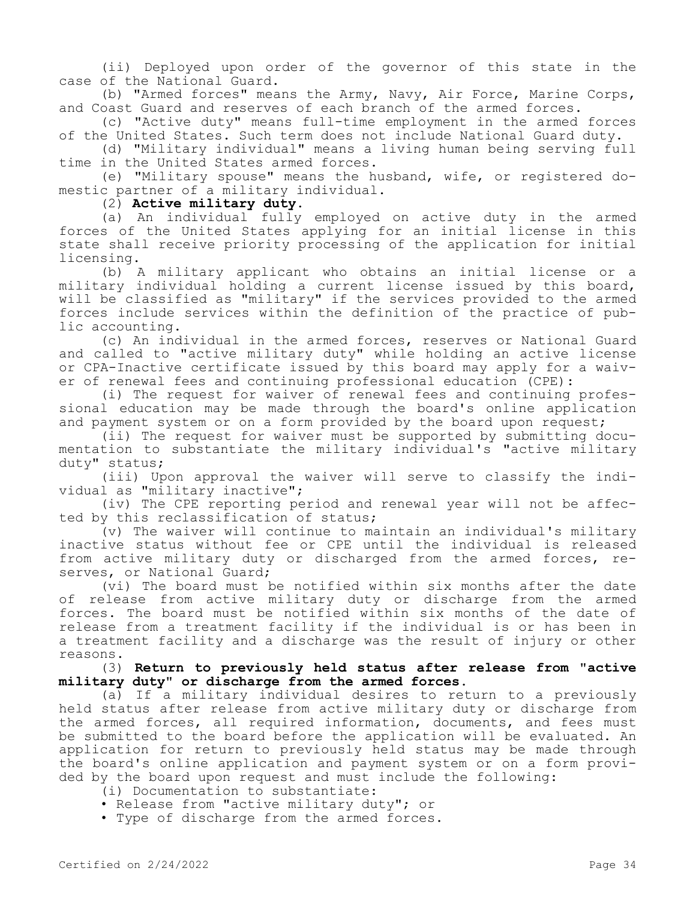(ii) Deployed upon order of the governor of this state in the case of the National Guard.

(b) "Armed forces" means the Army, Navy, Air Force, Marine Corps, and Coast Guard and reserves of each branch of the armed forces.

(c) "Active duty" means full-time employment in the armed forces of the United States. Such term does not include National Guard duty.

(d) "Military individual" means a living human being serving full time in the United States armed forces.

(e) "Military spouse" means the husband, wife, or registered domestic partner of a military individual.

(2) **Active military duty.**

(a) An individual fully employed on active duty in the armed forces of the United States applying for an initial license in this state shall receive priority processing of the application for initial licensing.

(b) A military applicant who obtains an initial license or a military individual holding a current license issued by this board, will be classified as "military" if the services provided to the armed forces include services within the definition of the practice of public accounting.

(c) An individual in the armed forces, reserves or National Guard and called to "active military duty" while holding an active license or CPA-Inactive certificate issued by this board may apply for a waiver of renewal fees and continuing professional education (CPE):

(i) The request for waiver of renewal fees and continuing professional education may be made through the board's online application and payment system or on a form provided by the board upon request;

(ii) The request for waiver must be supported by submitting documentation to substantiate the military individual's "active military duty" status;

(iii) Upon approval the waiver will serve to classify the individual as "military inactive";

(iv) The CPE reporting period and renewal year will not be affected by this reclassification of status;

(v) The waiver will continue to maintain an individual's military inactive status without fee or CPE until the individual is released from active military duty or discharged from the armed forces, reserves, or National Guard;

(vi) The board must be notified within six months after the date of release from active military duty or discharge from the armed forces. The board must be notified within six months of the date of release from a treatment facility if the individual is or has been in a treatment facility and a discharge was the result of injury or other reasons.

(3) **Return to previously held status after release from "active military duty" or discharge from the armed forces.**

(a) If a military individual desires to return to a previously held status after release from active military duty or discharge from the armed forces, all required information, documents, and fees must be submitted to the board before the application will be evaluated. An application for return to previously held status may be made through the board's online application and payment system or on a form provided by the board upon request and must include the following:

(i) Documentation to substantiate:

- Release from "active military duty"; or
- Type of discharge from the armed forces.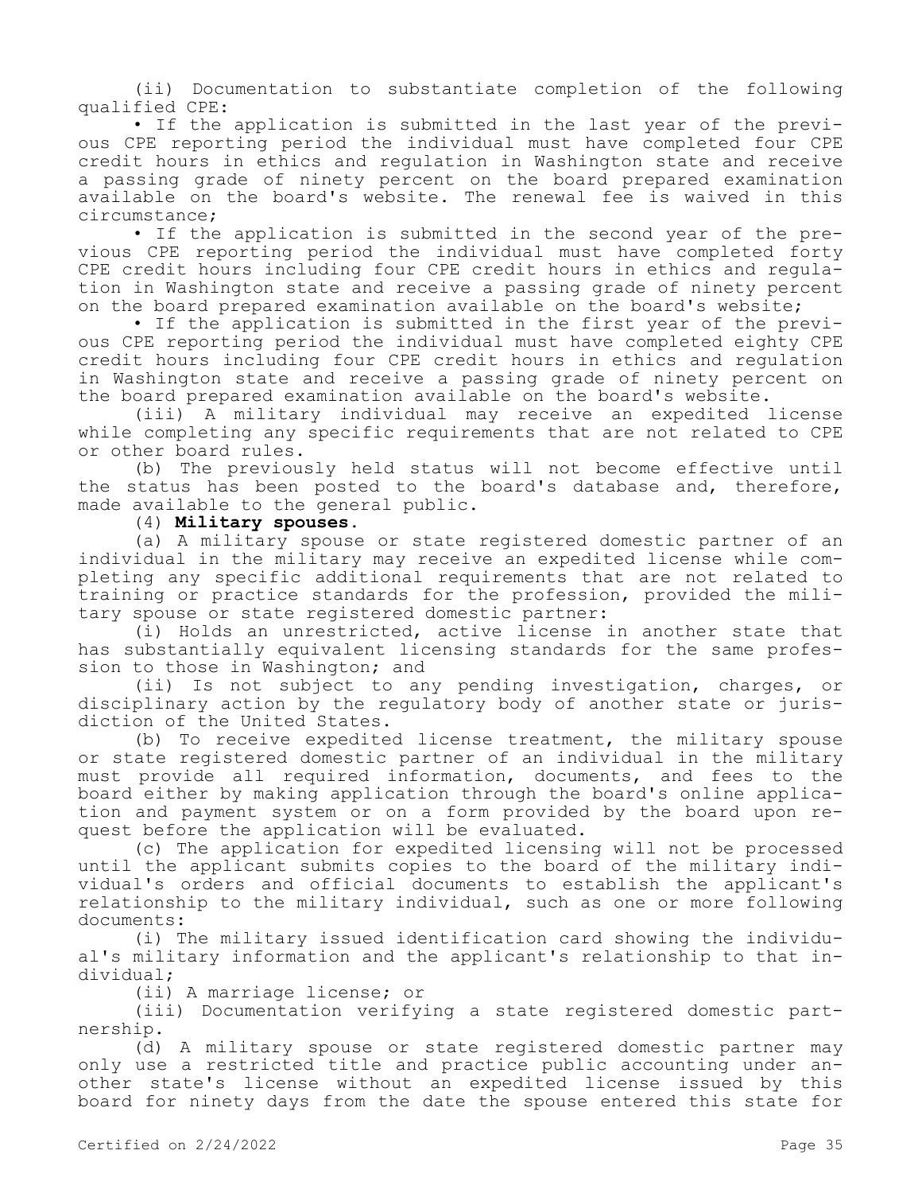(ii) Documentation to substantiate completion of the following qualified CPE:

• If the application is submitted in the last year of the previous CPE reporting period the individual must have completed four CPE credit hours in ethics and regulation in Washington state and receive a passing grade of ninety percent on the board prepared examination available on the board's website. The renewal fee is waived in this circumstance;

• If the application is submitted in the second year of the previous CPE reporting period the individual must have completed forty CPE credit hours including four CPE credit hours in ethics and regulation in Washington state and receive a passing grade of ninety percent on the board prepared examination available on the board's website;

• If the application is submitted in the first year of the previous CPE reporting period the individual must have completed eighty CPE credit hours including four CPE credit hours in ethics and regulation in Washington state and receive a passing grade of ninety percent on the board prepared examination available on the board's website.

(iii) A military individual may receive an expedited license while completing any specific requirements that are not related to CPE or other board rules.

(b) The previously held status will not become effective until the status has been posted to the board's database and, therefore, made available to the general public.

(4) **Military spouses.**

(a) A military spouse or state registered domestic partner of an individual in the military may receive an expedited license while completing any specific additional requirements that are not related to training or practice standards for the profession, provided the military spouse or state registered domestic partner:

(i) Holds an unrestricted, active license in another state that has substantially equivalent licensing standards for the same profession to those in Washington; and

(ii) Is not subject to any pending investigation, charges, or disciplinary action by the regulatory body of another state or jurisdiction of the United States.

(b) To receive expedited license treatment, the military spouse or state registered domestic partner of an individual in the military must provide all required information, documents, and fees to the board either by making application through the board's online application and payment system or on a form provided by the board upon request before the application will be evaluated.

(c) The application for expedited licensing will not be processed until the applicant submits copies to the board of the military individual's orders and official documents to establish the applicant's relationship to the military individual, such as one or more following documents:

(i) The military issued identification card showing the individual's military information and the applicant's relationship to that individual;

(ii) A marriage license; or

(iii) Documentation verifying a state registered domestic partnership.

(d) A military spouse or state registered domestic partner may only use a restricted title and practice public accounting under another state's license without an expedited license issued by this board for ninety days from the date the spouse entered this state for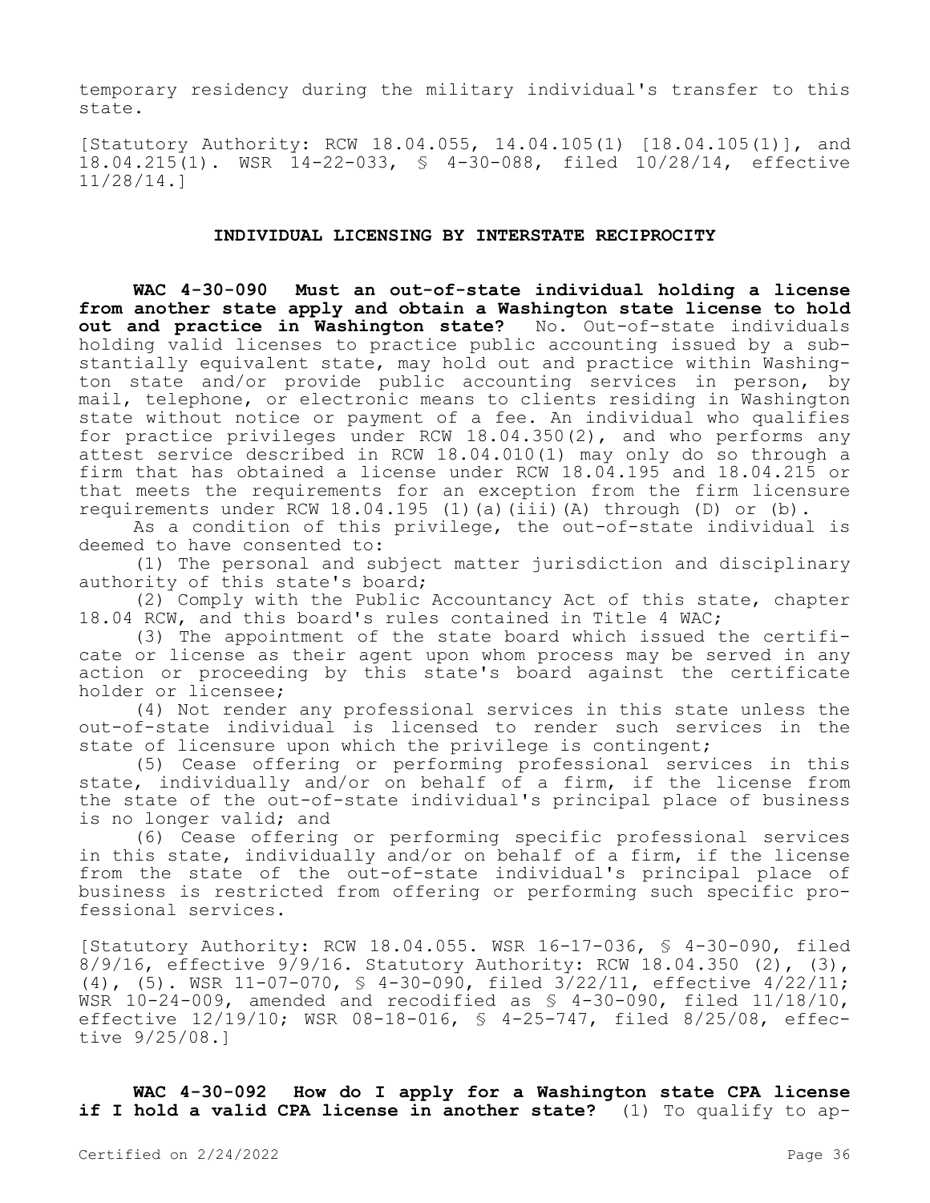temporary residency during the military individual's transfer to this state.

[Statutory Authority: RCW 18.04.055, 14.04.105(1) [18.04.105(1)], and 18.04.215(1). WSR 14-22-033, § 4-30-088, filed 10/28/14, effective 11/28/14.]

## INDIVIDUAL LICENSING BY INTERSTATE RECIPROCITY

**WAC 4-30-090 Must an out-of-state individual holding a license from another state apply and obtain a Washington state license to hold out and practice in Washington state?** No. Out-of-state individuals holding valid licenses to practice public accounting issued by a substantially equivalent state, may hold out and practice within Washington state and/or provide public accounting services in person, by mail, telephone, or electronic means to clients residing in Washington state without notice or payment of a fee. An individual who qualifies for practice privileges under RCW 18.04.350(2), and who performs any attest service described in RCW 18.04.010(1) may only do so through a firm that has obtained a license under RCW 18.04.195 and 18.04.215 or that meets the requirements for an exception from the firm licensure requirements under RCW 18.04.195 (1)(a)(iii)(A) through (D) or (b).

As a condition of this privilege, the out-of-state individual is deemed to have consented to:

(1) The personal and subject matter jurisdiction and disciplinary authority of this state's board;

(2) Comply with the Public Accountancy Act of this state, chapter 18.04 RCW, and this board's rules contained in Title 4 WAC;

(3) The appointment of the state board which issued the certificate or license as their agent upon whom process may be served in any action or proceeding by this state's board against the certificate holder or licensee;

(4) Not render any professional services in this state unless the out-of-state individual is licensed to render such services in the state of licensure upon which the privilege is contingent;

(5) Cease offering or performing professional services in this state, individually and/or on behalf of a firm, if the license from the state of the out-of-state individual's principal place of business is no longer valid; and

(6) Cease offering or performing specific professional services in this state, individually and/or on behalf of a firm, if the license from the state of the out-of-state individual's principal place of business is restricted from offering or performing such specific professional services.

[Statutory Authority: RCW 18.04.055. WSR 16-17-036, § 4-30-090, filed 8/9/16, effective 9/9/16. Statutory Authority: RCW 18.04.350 (2), (3), (4), (5). WSR 11-07-070, § 4-30-090, filed 3/22/11, effective 4/22/11; WSR 10-24-009, amended and recodified as § 4-30-090, filed 11/18/10, effective 12/19/10; WSR 08-18-016, § 4-25-747, filed 8/25/08, effective 9/25/08.]

**WAC 4-30-092 How do I apply for a Washington state CPA license if I hold a valid CPA license in another state?** (1) To qualify to ap-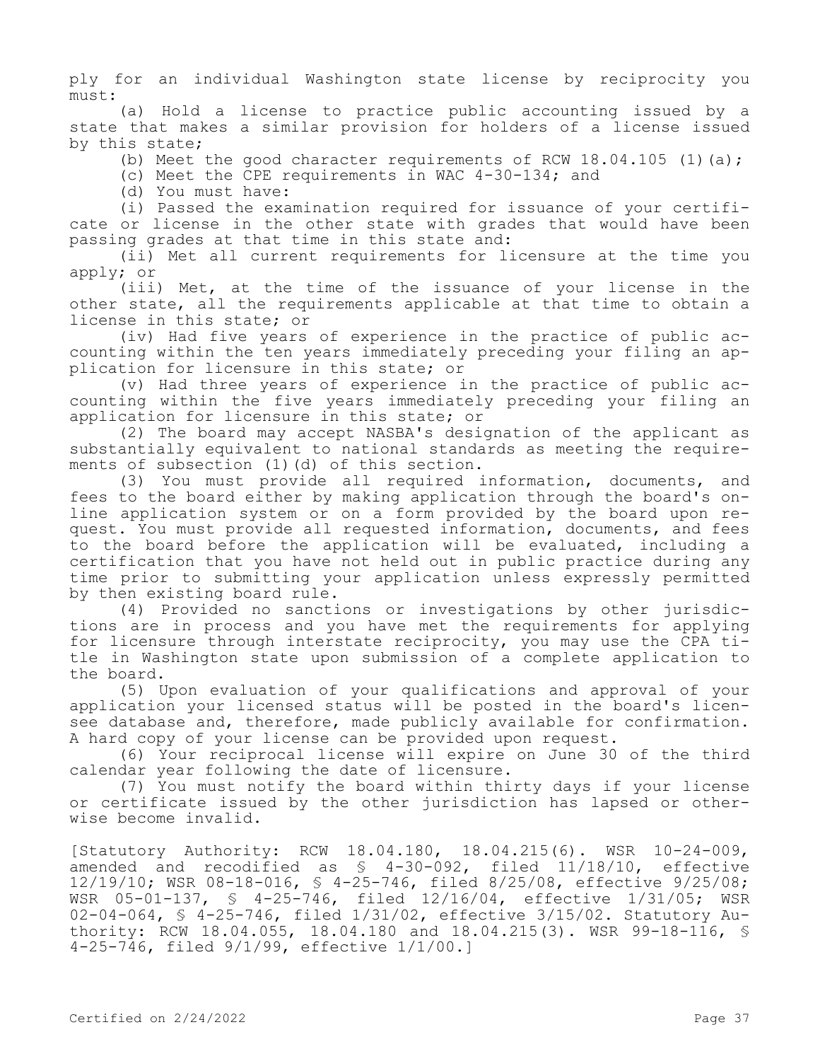ply for an individual Washington state license by reciprocity you must:

(a) Hold a license to practice public accounting issued by a state that makes a similar provision for holders of a license issued by this state;

(b) Meet the good character requirements of RCW 18.04.105 (1)(a);

(c) Meet the CPE requirements in WAC 4-30-134; and

(d) You must have:

(i) Passed the examination required for issuance of your certificate or license in the other state with grades that would have been passing grades at that time in this state and:

(ii) Met all current requirements for licensure at the time you apply; or

(iii) Met, at the time of the issuance of your license in the other state, all the requirements applicable at that time to obtain a license in this state; or

(iv) Had five years of experience in the practice of public accounting within the ten years immediately preceding your filing an application for licensure in this state; or

(v) Had three years of experience in the practice of public accounting within the five years immediately preceding your filing an application for licensure in this state; or

(2) The board may accept NASBA's designation of the applicant as substantially equivalent to national standards as meeting the requirements of subsection (1)(d) of this section.

(3) You must provide all required information, documents, and fees to the board either by making application through the board's online application system or on a form provided by the board upon request. You must provide all requested information, documents, and fees to the board before the application will be evaluated, including a certification that you have not held out in public practice during any time prior to submitting your application unless expressly permitted by then existing board rule.

(4) Provided no sanctions or investigations by other jurisdictions are in process and you have met the requirements for applying for licensure through interstate reciprocity, you may use the CPA title in Washington state upon submission of a complete application to the board.

(5) Upon evaluation of your qualifications and approval of your application your licensed status will be posted in the board's licensee database and, therefore, made publicly available for confirmation. A hard copy of your license can be provided upon request.

(6) Your reciprocal license will expire on June 30 of the third calendar year following the date of licensure.

(7) You must notify the board within thirty days if your license or certificate issued by the other jurisdiction has lapsed or otherwise become invalid.

[Statutory Authority: RCW 18.04.180, 18.04.215(6). WSR 10-24-009, amended and recodified as § 4-30-092, filed 11/18/10, effective 12/19/10; WSR 08-18-016, § 4-25-746, filed 8/25/08, effective 9/25/08; WSR 05-01-137, § 4-25-746, filed 12/16/04, effective 1/31/05; WSR 02-04-064, § 4-25-746, filed 1/31/02, effective 3/15/02. Statutory Authority: RCW 18.04.055, 18.04.180 and 18.04.215(3). WSR 99-18-116, § 4-25-746, filed 9/1/99, effective 1/1/00.]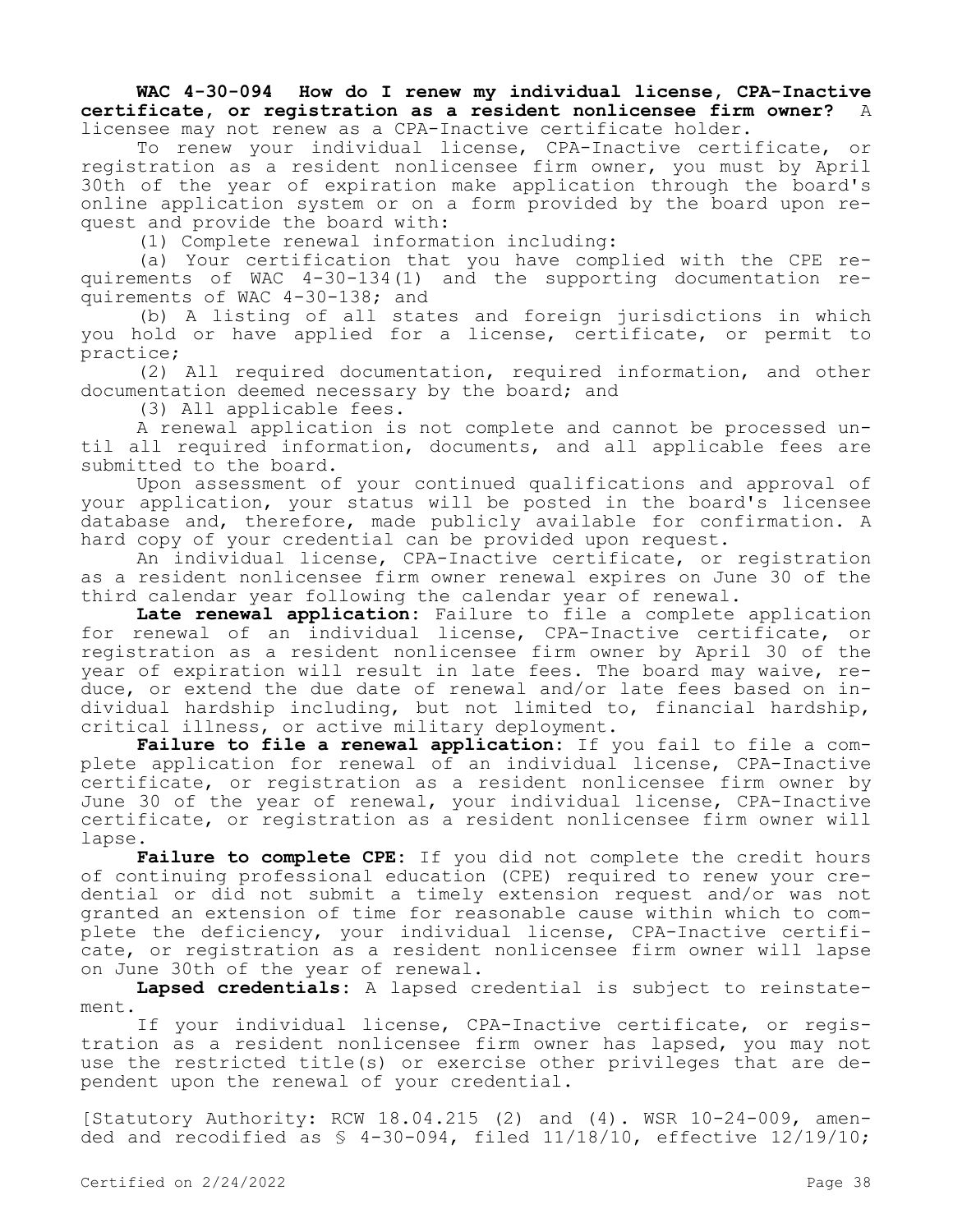**WAC 4-30-094 How do I renew my individual license, CPA-Inactive certificate, or registration as a resident nonlicensee firm owner?** A licensee may not renew as a CPA-Inactive certificate holder.

To renew your individual license, CPA-Inactive certificate, or registration as a resident nonlicensee firm owner, you must by April 30th of the year of expiration make application through the board's online application system or on a form provided by the board upon request and provide the board with:

(1) Complete renewal information including:

(a) Your certification that you have complied with the CPE requirements of WAC 4-30-134(1) and the supporting documentation requirements of WAC 4-30-138; and

(b) A listing of all states and foreign jurisdictions in which you hold or have applied for a license, certificate, or permit to practice;

(2) All required documentation, required information, and other documentation deemed necessary by the board; and

(3) All applicable fees.

A renewal application is not complete and cannot be processed until all required information, documents, and all applicable fees are submitted to the board.

Upon assessment of your continued qualifications and approval of your application, your status will be posted in the board's licensee database and, therefore, made publicly available for confirmation. A hard copy of your credential can be provided upon request.

An individual license, CPA-Inactive certificate, or registration as a resident nonlicensee firm owner renewal expires on June 30 of the third calendar year following the calendar year of renewal.

**Late renewal application:** Failure to file a complete application for renewal of an individual license, CPA-Inactive certificate, or registration as a resident nonlicensee firm owner by April 30 of the year of expiration will result in late fees. The board may waive, reduce, or extend the due date of renewal and/or late fees based on individual hardship including, but not limited to, financial hardship, critical illness, or active military deployment.

**Failure to file a renewal application:** If you fail to file a complete application for renewal of an individual license, CPA-Inactive certificate, or registration as a resident nonlicensee firm owner by June 30 of the year of renewal, your individual license, CPA-Inactive certificate, or registration as a resident nonlicensee firm owner will lapse.

**Failure to complete CPE:** If you did not complete the credit hours of continuing professional education (CPE) required to renew your credential or did not submit a timely extension request and/or was not granted an extension of time for reasonable cause within which to complete the deficiency, your individual license, CPA-Inactive certificate, or registration as a resident nonlicensee firm owner will lapse on June 30th of the year of renewal.

**Lapsed credentials:** A lapsed credential is subject to reinstatement.

If your individual license, CPA-Inactive certificate, or registration as a resident nonlicensee firm owner has lapsed, you may not use the restricted title(s) or exercise other privileges that are dependent upon the renewal of your credential.

[Statutory Authority: RCW 18.04.215 (2) and (4). WSR 10-24-009, amended and recodified as § 4-30-094, filed 11/18/10, effective 12/19/10;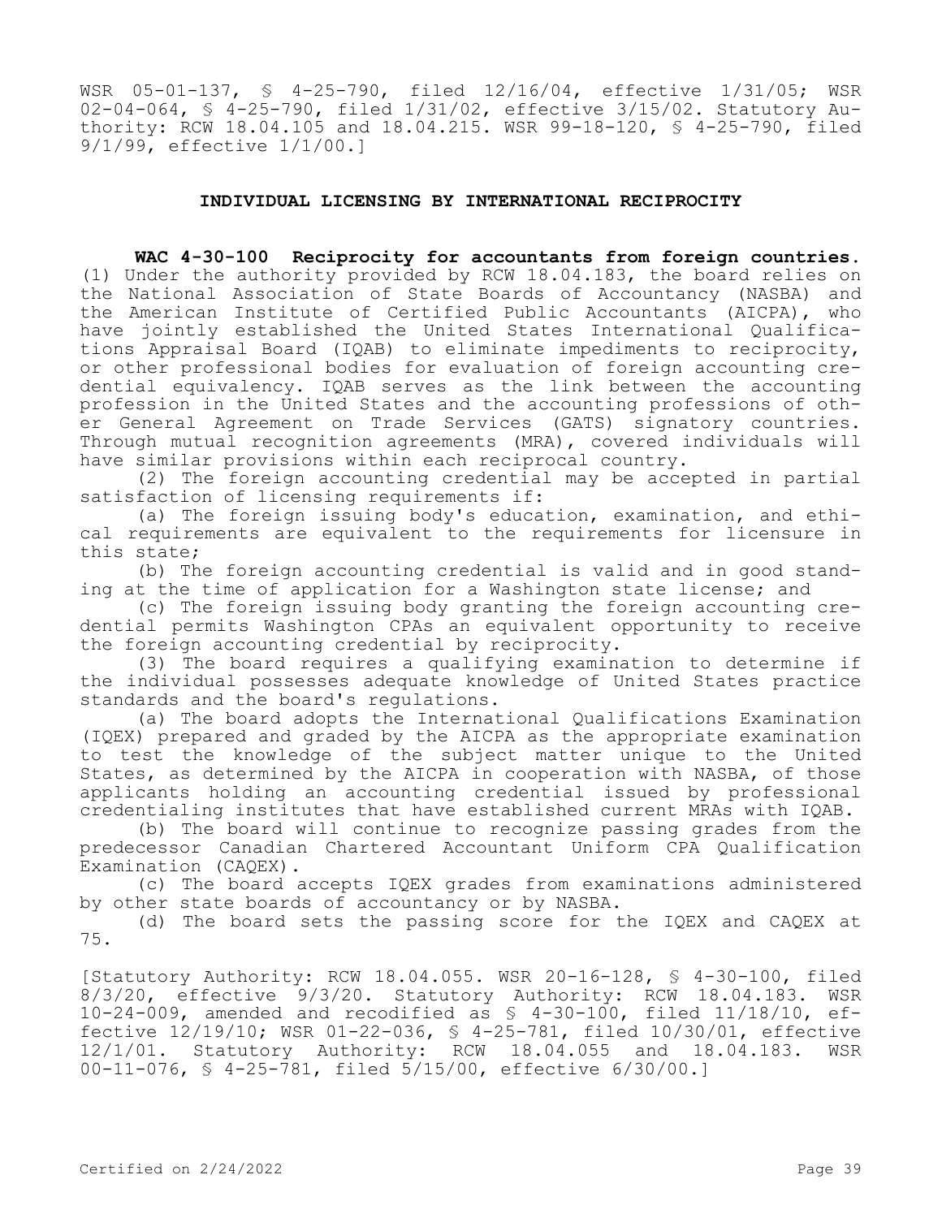WSR 05-01-137, § 4-25-790, filed 12/16/04, effective 1/31/05; WSR 02-04-064, § 4-25-790, filed 1/31/02, effective 3/15/02. Statutory Authority: RCW 18.04.105 and 18.04.215. WSR 99-18-120, § 4-25-790, filed 9/1/99, effective 1/1/00.]

## INDIVIDUAL LICENSING BY INTERNATIONAL RECIPROCITY

**WAC 4-30-100 Reciprocity for accountants from foreign countries.** (1) Under the authority provided by RCW 18.04.183, the board relies on the National Association of State Boards of Accountancy (NASBA) and the American Institute of Certified Public Accountants (AICPA), who have jointly established the United States International Qualifications Appraisal Board (IQAB) to eliminate impediments to reciprocity, or other professional bodies for evaluation of foreign accounting credential equivalency. IQAB serves as the link between the accounting profession in the United States and the accounting professions of other General Agreement on Trade Services (GATS) signatory countries. Through mutual recognition agreements (MRA), covered individuals will have similar provisions within each reciprocal country.

(2) The foreign accounting credential may be accepted in partial satisfaction of licensing requirements if:

(a) The foreign issuing body's education, examination, and ethical requirements are equivalent to the requirements for licensure in this state;

(b) The foreign accounting credential is valid and in good standing at the time of application for a Washington state license; and

(c) The foreign issuing body granting the foreign accounting credential permits Washington CPAs an equivalent opportunity to receive the foreign accounting credential by reciprocity.

(3) The board requires a qualifying examination to determine if the individual possesses adequate knowledge of United States practice standards and the board's regulations.

(a) The board adopts the International Qualifications Examination (IQEX) prepared and graded by the AICPA as the appropriate examination to test the knowledge of the subject matter unique to the United States, as determined by the AICPA in cooperation with NASBA, of those applicants holding an accounting credential issued by professional credentialing institutes that have established current MRAs with IQAB.

(b) The board will continue to recognize passing grades from the predecessor Canadian Chartered Accountant Uniform CPA Qualification Examination (CAQEX).

(c) The board accepts IQEX grades from examinations administered by other state boards of accountancy or by NASBA.

(d) The board sets the passing score for the IQEX and CAQEX at 75.

[Statutory Authority: RCW 18.04.055. WSR 20-16-128, § 4-30-100, filed 8/3/20, effective 9/3/20. Statutory Authority: RCW 18.04.183. WSR 10-24-009, amended and recodified as § 4-30-100, filed 11/18/10, effective 12/19/10; WSR 01-22-036, § 4-25-781, filed 10/30/01, effective 12/1/01. Statutory Authority: RCW 18.04.055 and 18.04.183. WSR 00-11-076, § 4-25-781, filed 5/15/00, effective 6/30/00.]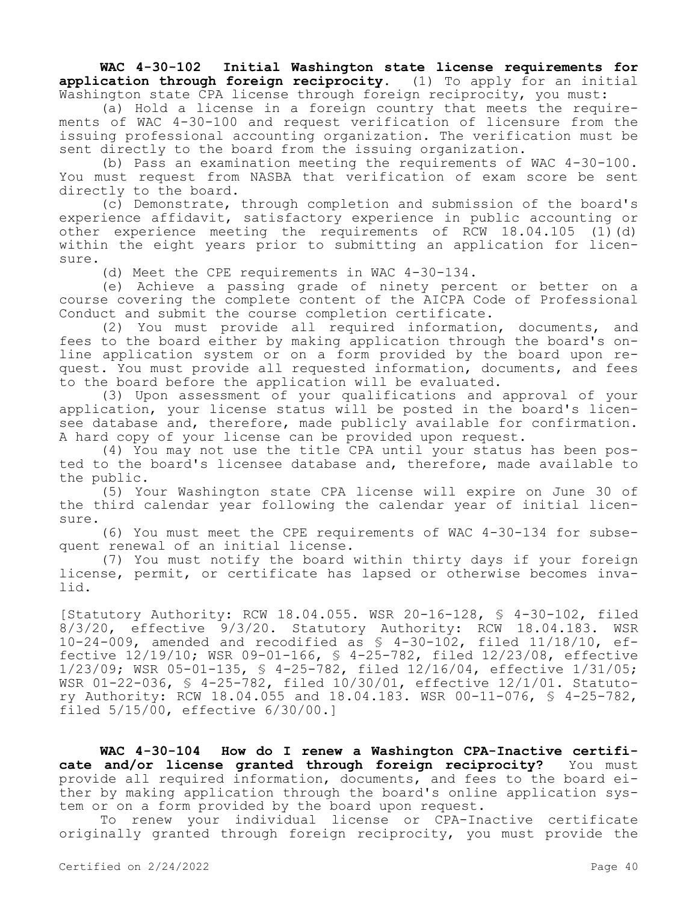**WAC 4-30-102 Initial Washington state license requirements for application through foreign reciprocity.** (1) To apply for an initial Washington state CPA license through foreign reciprocity, you must:

(a) Hold a license in a foreign country that meets the requirements of WAC 4-30-100 and request verification of licensure from the issuing professional accounting organization. The verification must be sent directly to the board from the issuing organization.

(b) Pass an examination meeting the requirements of WAC 4-30-100. You must request from NASBA that verification of exam score be sent directly to the board.

(c) Demonstrate, through completion and submission of the board's experience affidavit, satisfactory experience in public accounting or other experience meeting the requirements of RCW 18.04.105 (1)(d) within the eight years prior to submitting an application for licensure.

(d) Meet the CPE requirements in WAC 4-30-134.

(e) Achieve a passing grade of ninety percent or better on a course covering the complete content of the AICPA Code of Professional Conduct and submit the course completion certificate.

(2) You must provide all required information, documents, and fees to the board either by making application through the board's online application system or on a form provided by the board upon request. You must provide all requested information, documents, and fees to the board before the application will be evaluated.

(3) Upon assessment of your qualifications and approval of your application, your license status will be posted in the board's licensee database and, therefore, made publicly available for confirmation. A hard copy of your license can be provided upon request.

(4) You may not use the title CPA until your status has been posted to the board's licensee database and, therefore, made available to the public.

(5) Your Washington state CPA license will expire on June 30 of the third calendar year following the calendar year of initial licensure.

(6) You must meet the CPE requirements of WAC 4-30-134 for subsequent renewal of an initial license.

(7) You must notify the board within thirty days if your foreign license, permit, or certificate has lapsed or otherwise becomes invalid.

[Statutory Authority: RCW 18.04.055. WSR 20-16-128, § 4-30-102, filed 8/3/20, effective 9/3/20. Statutory Authority: RCW 18.04.183. WSR 10-24-009, amended and recodified as § 4-30-102, filed 11/18/10, effective 12/19/10; WSR 09-01-166, § 4-25-782, filed 12/23/08, effective 1/23/09; WSR 05-01-135, § 4-25-782, filed 12/16/04, effective 1/31/05; WSR 01-22-036, § 4-25-782, filed 10/30/01, effective 12/1/01. Statutory Authority: RCW 18.04.055 and 18.04.183. WSR 00-11-076, § 4-25-782, filed 5/15/00, effective 6/30/00.]

**WAC 4-30-104 How do I renew a Washington CPA-Inactive certificate and/or license granted through foreign reciprocity?** You must provide all required information, documents, and fees to the board either by making application through the board's online application system or on a form provided by the board upon request.

To renew your individual license or CPA-Inactive certificate originally granted through foreign reciprocity, you must provide the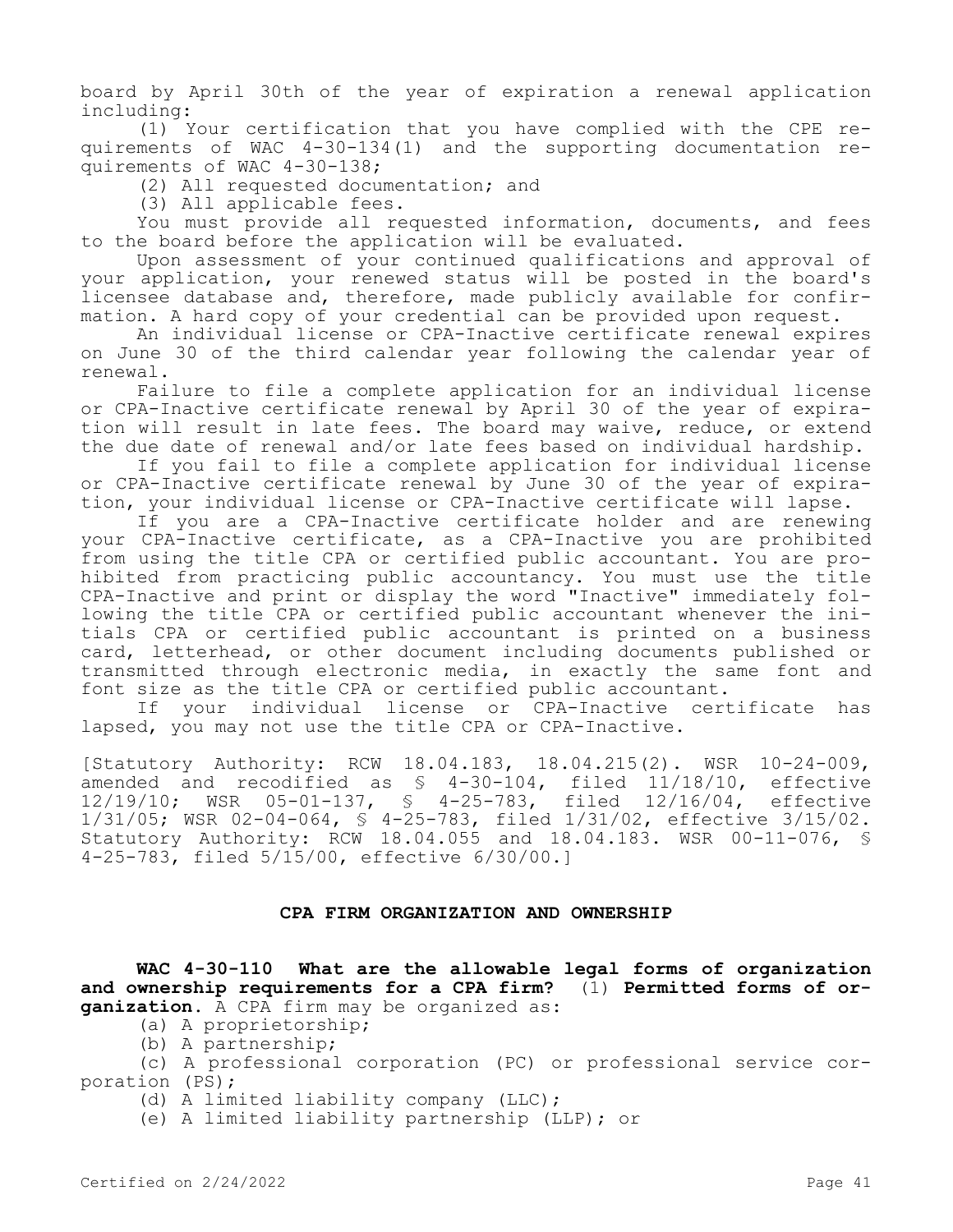board by April 30th of the year of expiration a renewal application including:

(1) Your certification that you have complied with the CPE requirements of WAC 4-30-134(1) and the supporting documentation requirements of WAC 4-30-138;

(2) All requested documentation; and

(3) All applicable fees.

You must provide all requested information, documents, and fees to the board before the application will be evaluated.

Upon assessment of your continued qualifications and approval of your application, your renewed status will be posted in the board's licensee database and, therefore, made publicly available for confirmation. A hard copy of your credential can be provided upon request.

An individual license or CPA-Inactive certificate renewal expires on June 30 of the third calendar year following the calendar year of renewal.

Failure to file a complete application for an individual license or CPA-Inactive certificate renewal by April 30 of the year of expiration will result in late fees. The board may waive, reduce, or extend the due date of renewal and/or late fees based on individual hardship.

If you fail to file a complete application for individual license or CPA-Inactive certificate renewal by June 30 of the year of expiration, your individual license or CPA-Inactive certificate will lapse.

If you are a CPA-Inactive certificate holder and are renewing your CPA-Inactive certificate, as a CPA-Inactive you are prohibited from using the title CPA or certified public accountant. You are prohibited from practicing public accountancy. You must use the title CPA-Inactive and print or display the word "Inactive" immediately following the title CPA or certified public accountant whenever the initials CPA or certified public accountant is printed on a business card, letterhead, or other document including documents published or transmitted through electronic media, in exactly the same font and font size as the title CPA or certified public accountant.

If your individual license or CPA-Inactive certificate has lapsed, you may not use the title CPA or CPA-Inactive.

[Statutory Authority: RCW 18.04.183, 18.04.215(2). WSR 10-24-009, amended and recodified as § 4-30-104, filed 11/18/10, effective 12/19/10; WSR 05-01-137, § 4-25-783, filed 12/16/04, effective 1/31/05; WSR 02-04-064, § 4-25-783, filed 1/31/02, effective 3/15/02. Statutory Authority: RCW 18.04.055 and 18.04.183. WSR 00-11-076, § 4-25-783, filed 5/15/00, effective 6/30/00.]

## CPA FIRM ORGANIZATION AND OWNERSHIP

**WAC 4-30-110 What are the allowable legal forms of organization and ownership requirements for a CPA firm?** (1) **Permitted forms of organization.** A CPA firm may be organized as:

(a) A proprietorship;

(b) A partnership;

(c) A professional corporation (PC) or professional service corporation (PS);

(d) A limited liability company (LLC);

(e) A limited liability partnership (LLP); or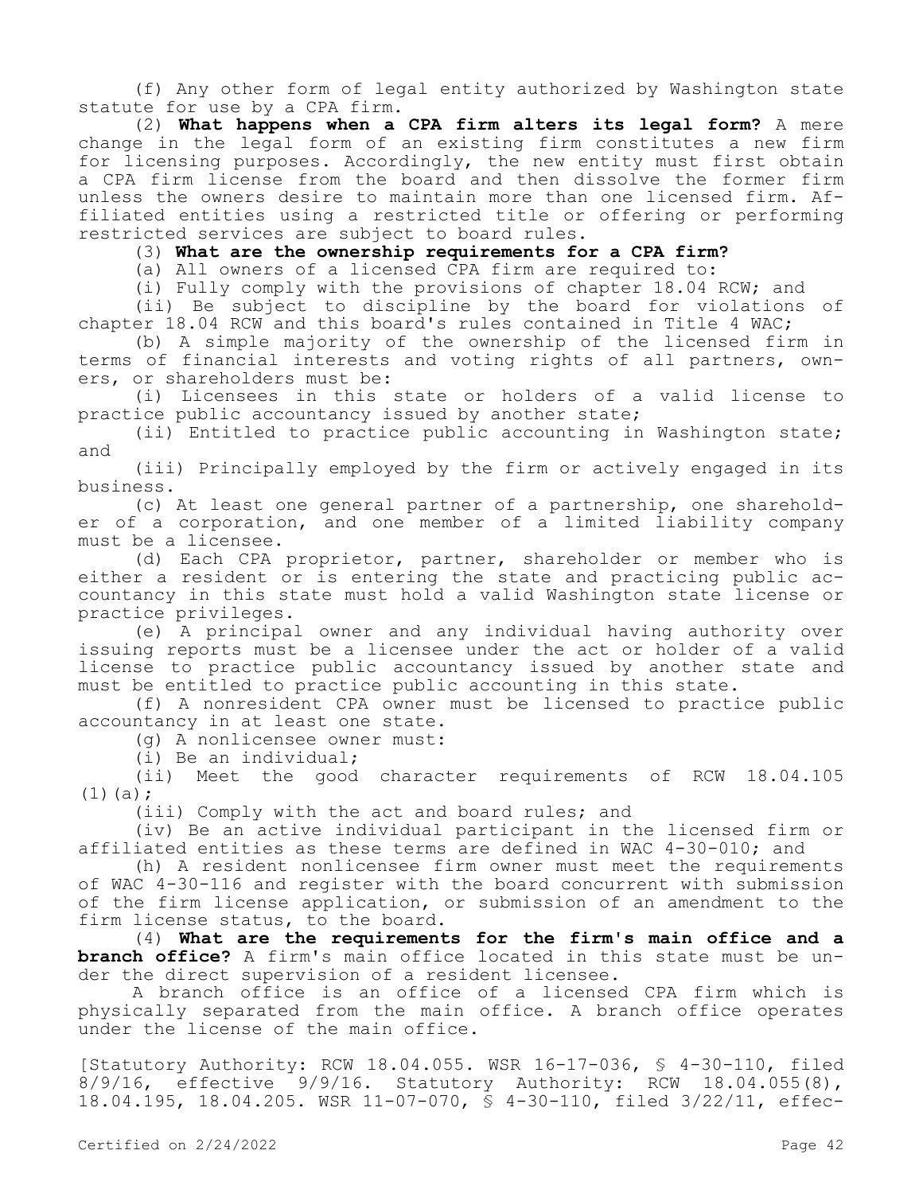(f) Any other form of legal entity authorized by Washington state statute for use by a CPA firm.

(2) **What happens when a CPA firm alters its legal form?** A mere change in the legal form of an existing firm constitutes a new firm for licensing purposes. Accordingly, the new entity must first obtain a CPA firm license from the board and then dissolve the former firm unless the owners desire to maintain more than one licensed firm. Affiliated entities using a restricted title or offering or performing restricted services are subject to board rules.

(3) **What are the ownership requirements for a CPA firm?**

(a) All owners of a licensed CPA firm are required to:

(i) Fully comply with the provisions of chapter 18.04 RCW; and

(ii) Be subject to discipline by the board for violations of chapter 18.04 RCW and this board's rules contained in Title 4 WAC;

(b) A simple majority of the ownership of the licensed firm in terms of financial interests and voting rights of all partners, owners, or shareholders must be:

(i) Licensees in this state or holders of a valid license to practice public accountancy issued by another state;

(ii) Entitled to practice public accounting in Washington state; and

(iii) Principally employed by the firm or actively engaged in its business.

(c) At least one general partner of a partnership, one shareholder of a corporation, and one member of a limited liability company must be a licensee.

(d) Each CPA proprietor, partner, shareholder or member who is either a resident or is entering the state and practicing public accountancy in this state must hold a valid Washington state license or practice privileges.

(e) A principal owner and any individual having authority over issuing reports must be a licensee under the act or holder of a valid license to practice public accountancy issued by another state and must be entitled to practice public accounting in this state.

(f) A nonresident CPA owner must be licensed to practice public accountancy in at least one state.

(g) A nonlicensee owner must:

(i) Be an individual;

(ii) Meet the good character requirements of RCW 18.04.105 (1)(a);

(iii) Comply with the act and board rules; and

(iv) Be an active individual participant in the licensed firm or affiliated entities as these terms are defined in WAC 4-30-010; and

(h) A resident nonlicensee firm owner must meet the requirements of WAC 4-30-116 and register with the board concurrent with submission of the firm license application, or submission of an amendment to the firm license status, to the board.

(4) **What are the requirements for the firm's main office and a branch office?** A firm's main office located in this state must be under the direct supervision of a resident licensee.

A branch office is an office of a licensed CPA firm which is physically separated from the main office. A branch office operates under the license of the main office.

[Statutory Authority: RCW 18.04.055. WSR 16-17-036, § 4-30-110, filed 8/9/16, effective 9/9/16. Statutory Authority: RCW 18.04.055(8), 18.04.195, 18.04.205. WSR 11-07-070, § 4-30-110, filed 3/22/11, effec-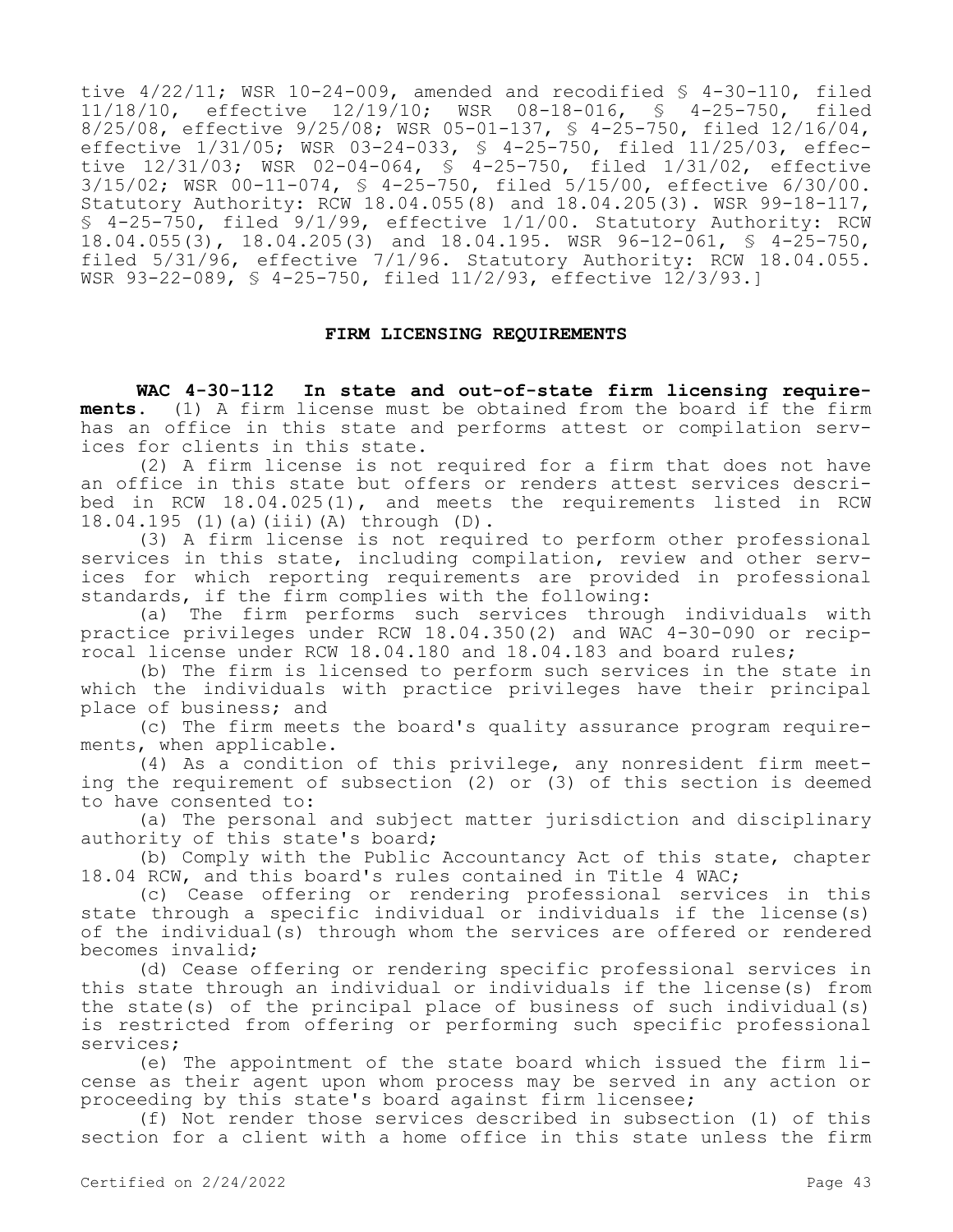tive 4/22/11; WSR 10-24-009, amended and recodified § 4-30-110, filed 11/18/10, effective 12/19/10; WSR 08-18-016, § 4-25-750, filed 8/25/08, effective 9/25/08; WSR 05-01-137, § 4-25-750, filed 12/16/04, effective 1/31/05; WSR 03-24-033, § 4-25-750, filed 11/25/03, effective 12/31/03; WSR 02-04-064, § 4-25-750, filed 1/31/02, effective 3/15/02; WSR 00-11-074, § 4-25-750, filed 5/15/00, effective 6/30/00. Statutory Authority: RCW 18.04.055(8) and 18.04.205(3). WSR 99-18-117, § 4-25-750, filed 9/1/99, effective 1/1/00. Statutory Authority: RCW 18.04.055(3), 18.04.205(3) and 18.04.195. WSR 96-12-061, § 4-25-750, filed 5/31/96, effective 7/1/96. Statutory Authority: RCW 18.04.055. WSR 93-22-089, § 4-25-750, filed 11/2/93, effective 12/3/93.]

## FIRM LICENSING REQUIREMENTS

**WAC 4-30-112 In state and out-of-state firm licensing requirements.** (1) A firm license must be obtained from the board if the firm has an office in this state and performs attest or compilation services for clients in this state.

(2) A firm license is not required for a firm that does not have an office in this state but offers or renders attest services described in RCW 18.04.025(1), and meets the requirements listed in RCW 18.04.195 (1)(a)(iii)(A) through (D).

(3) A firm license is not required to perform other professional services in this state, including compilation, review and other services for which reporting requirements are provided in professional standards, if the firm complies with the following:

(a) The firm performs such services through individuals with practice privileges under RCW 18.04.350(2) and WAC 4-30-090 or reciprocal license under RCW 18.04.180 and 18.04.183 and board rules;

(b) The firm is licensed to perform such services in the state in which the individuals with practice privileges have their principal place of business; and

(c) The firm meets the board's quality assurance program requirements, when applicable.

(4) As a condition of this privilege, any nonresident firm meeting the requirement of subsection (2) or (3) of this section is deemed to have consented to:

(a) The personal and subject matter jurisdiction and disciplinary authority of this state's board;

(b) Comply with the Public Accountancy Act of this state, chapter 18.04 RCW, and this board's rules contained in Title 4 WAC;

(c) Cease offering or rendering professional services in this state through a specific individual or individuals if the license(s) of the individual(s) through whom the services are offered or rendered becomes invalid;

(d) Cease offering or rendering specific professional services in this state through an individual or individuals if the license(s) from the state(s) of the principal place of business of such individual(s) is restricted from offering or performing such specific professional services;

(e) The appointment of the state board which issued the firm license as their agent upon whom process may be served in any action or proceeding by this state's board against firm licensee;

(f) Not render those services described in subsection (1) of this section for a client with a home office in this state unless the firm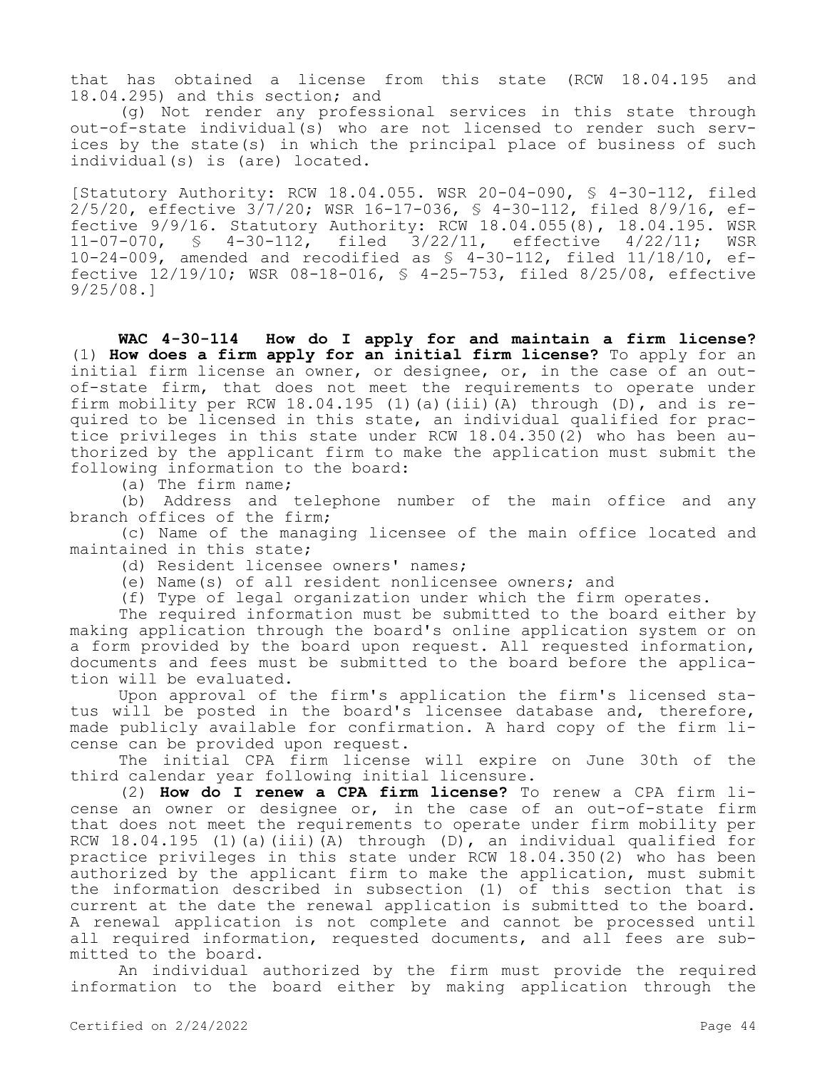that has obtained a license from this state (RCW 18.04.195 and 18.04.295) and this section; and

(g) Not render any professional services in this state through out-of-state individual(s) who are not licensed to render such services by the state(s) in which the principal place of business of such individual(s) is (are) located.

[Statutory Authority: RCW 18.04.055. WSR 20-04-090, § 4-30-112, filed 2/5/20, effective 3/7/20; WSR 16-17-036, § 4-30-112, filed 8/9/16, effective 9/9/16. Statutory Authority: RCW 18.04.055(8), 18.04.195. WSR 11-07-070, § 4-30-112, filed 3/22/11, effective 4/22/11; WSR 10-24-009, amended and recodified as § 4-30-112, filed 11/18/10, effective 12/19/10; WSR 08-18-016, § 4-25-753, filed 8/25/08, effective 9/25/08.]

**WAC 4-30-114 How do I apply for and maintain a firm license?** (1) **How does a firm apply for an initial firm license?** To apply for an initial firm license an owner, or designee, or, in the case of an out-of-state firm, that does not meet the requirements to operate under firm mobility per RCW 18.04.195 (1)(a)(iii)(A) through (D), and is required to be licensed in this state, an individual qualified for practice privileges in this state under RCW 18.04.350(2) who has been authorized by the applicant firm to make the application must submit the following information to the board:

(a) The firm name;

(b) Address and telephone number of the main office and any branch offices of the firm;

(c) Name of the managing licensee of the main office located and maintained in this state;

(d) Resident licensee owners' names;

(e) Name(s) of all resident nonlicensee owners; and

(f) Type of legal organization under which the firm operates.

The required information must be submitted to the board either by making application through the board's online application system or on a form provided by the board upon request. All requested information, documents and fees must be submitted to the board before the application will be evaluated.

Upon approval of the firm's application the firm's licensed status will be posted in the board's licensee database and, therefore, made publicly available for confirmation. A hard copy of the firm license can be provided upon request.

The initial CPA firm license will expire on June 30th of the third calendar year following initial licensure.

(2) **How do I renew a CPA firm license?** To renew a CPA firm license an owner or designee or, in the case of an out-of-state firm that does not meet the requirements to operate under firm mobility per RCW 18.04.195 (1)(a)(iii)(A) through (D), an individual qualified for practice privileges in this state under RCW 18.04.350(2) who has been authorized by the applicant firm to make the application, must submit the information described in subsection (1) of this section that is current at the date the renewal application is submitted to the board. A renewal application is not complete and cannot be processed until all required information, requested documents, and all fees are submitted to the board.

An individual authorized by the firm must provide the required information to the board either by making application through the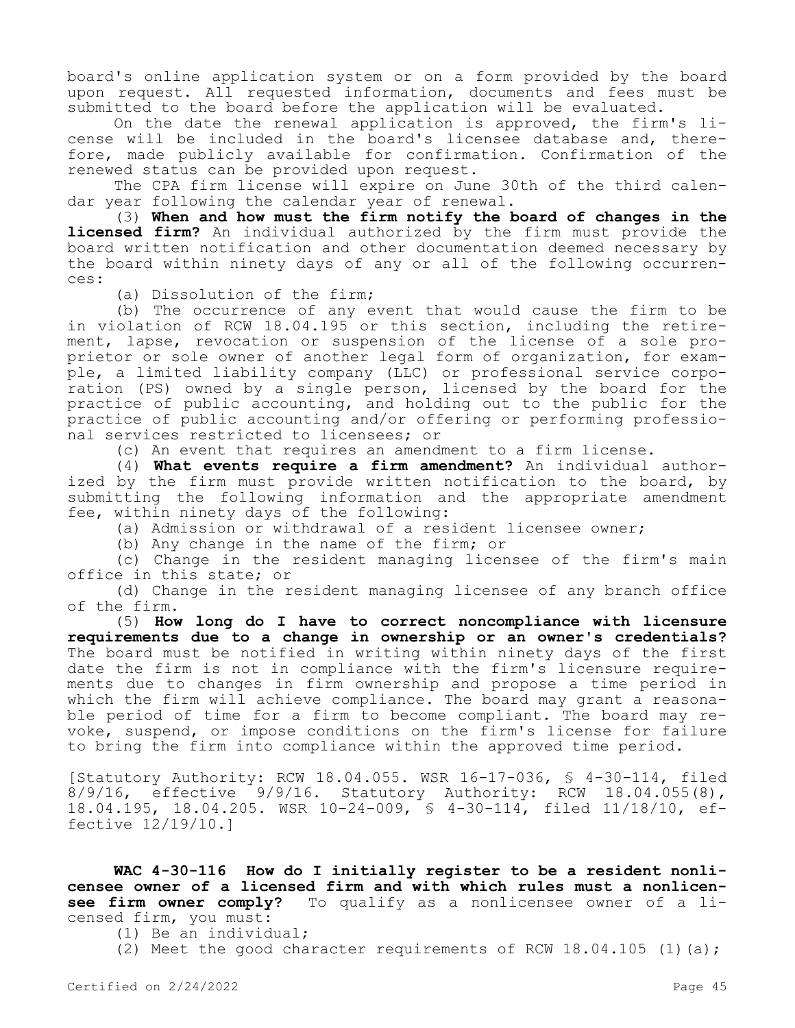board's online application system or on a form provided by the board upon request. All requested information, documents and fees must be submitted to the board before the application will be evaluated.

On the date the renewal application is approved, the firm's license will be included in the board's licensee database and, therefore, made publicly available for confirmation. Confirmation of the renewed status can be provided upon request.

The CPA firm license will expire on June 30th of the third calendar year following the calendar year of renewal.

(3) **When and how must the firm notify the board of changes in the licensed firm?** An individual authorized by the firm must provide the board written notification and other documentation deemed necessary by the board within ninety days of any or all of the following occurrences:

(a) Dissolution of the firm;

(b) The occurrence of any event that would cause the firm to be in violation of RCW 18.04.195 or this section, including the retirement, lapse, revocation or suspension of the license of a sole proprietor or sole owner of another legal form of organization, for example, a limited liability company (LLC) or professional service corporation (PS) owned by a single person, licensed by the board for the practice of public accounting, and holding out to the public for the practice of public accounting and/or offering or performing professional services restricted to licensees; or

(c) An event that requires an amendment to a firm license.

(4) **What events require a firm amendment?** An individual authorized by the firm must provide written notification to the board, by submitting the following information and the appropriate amendment fee, within ninety days of the following:

(a) Admission or withdrawal of a resident licensee owner;

(b) Any change in the name of the firm; or

(c) Change in the resident managing licensee of the firm's main office in this state; or

(d) Change in the resident managing licensee of any branch office of the firm.

(5) **How long do I have to correct noncompliance with licensure requirements due to a change in ownership or an owner's credentials?** The board must be notified in writing within ninety days of the first date the firm is not in compliance with the firm's licensure requirements due to changes in firm ownership and propose a time period in which the firm will achieve compliance. The board may grant a reasonable period of time for a firm to become compliant. The board may revoke, suspend, or impose conditions on the firm's license for failure to bring the firm into compliance within the approved time period.

[Statutory Authority: RCW 18.04.055. WSR 16-17-036, § 4-30-114, filed 8/9/16, effective 9/9/16. Statutory Authority: RCW 18.04.055(8), 18.04.195, 18.04.205. WSR 10-24-009, § 4-30-114, filed 11/18/10, effective 12/19/10.]

**WAC 4-30-116 How do I initially register to be a resident nonlicensee owner of a licensed firm and with which rules must a nonlicensee firm owner comply?** To qualify as a nonlicensee owner of a licensed firm, you must:

(1) Be an individual;

(2) Meet the good character requirements of RCW 18.04.105 (1)(a);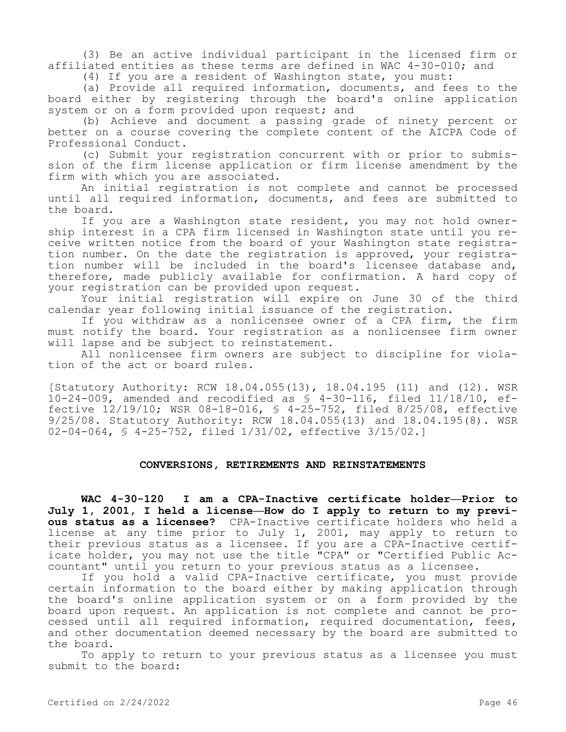(3) Be an active individual participant in the licensed firm or affiliated entities as these terms are defined in WAC 4-30-010; and

(4) If you are a resident of Washington state, you must:

(a) Provide all required information, documents, and fees to the board either by registering through the board's online application system or on a form provided upon request; and

(b) Achieve and document a passing grade of ninety percent or better on a course covering the complete content of the AICPA Code of Professional Conduct.

(c) Submit your registration concurrent with or prior to submission of the firm license application or firm license amendment by the firm with which you are associated.

An initial registration is not complete and cannot be processed until all required information, documents, and fees are submitted to the board.

If you are a Washington state resident, you may not hold ownership interest in a CPA firm licensed in Washington state until you receive written notice from the board of your Washington state registration number. On the date the registration is approved, your registration number will be included in the board's licensee database and, therefore, made publicly available for confirmation. A hard copy of your registration can be provided upon request.

Your initial registration will expire on June 30 of the third calendar year following initial issuance of the registration.

If you withdraw as a nonlicensee owner of a CPA firm, the firm must notify the board. Your registration as a nonlicensee firm owner will lapse and be subject to reinstatement.

All nonlicensee firm owners are subject to discipline for violation of the act or board rules.

[Statutory Authority: RCW 18.04.055(13), 18.04.195 (11) and (12). WSR 10-24-009, amended and recodified as § 4-30-116, filed 11/18/10, effective 12/19/10; WSR 08-18-016, § 4-25-752, filed 8/25/08, effective 9/25/08. Statutory Authority: RCW 18.04.055(13) and 18.04.195(8). WSR 02-04-064, § 4-25-752, filed 1/31/02, effective 3/15/02.]

## CONVERSIONS, RETIREMENTS AND REINSTATEMENTS

**WAC 4-30-120 I am a CPA-Inactive certificate holder—Prior to July 1, 2001, I held a license—How do I apply to return to my previous status as a licensee?** CPA-Inactive certificate holders who held a license at any time prior to July 1, 2001, may apply to return to their previous status as a licensee. If you are a CPA-Inactive certificate holder, you may not use the title "CPA" or "Certified Public Accountant" until you return to your previous status as a licensee.

If you hold a valid CPA-Inactive certificate, you must provide certain information to the board either by making application through the board's online application system or on a form provided by the board upon request. An application is not complete and cannot be processed until all required information, required documentation, fees, and other documentation deemed necessary by the board are submitted to the board.

To apply to return to your previous status as a licensee you must submit to the board: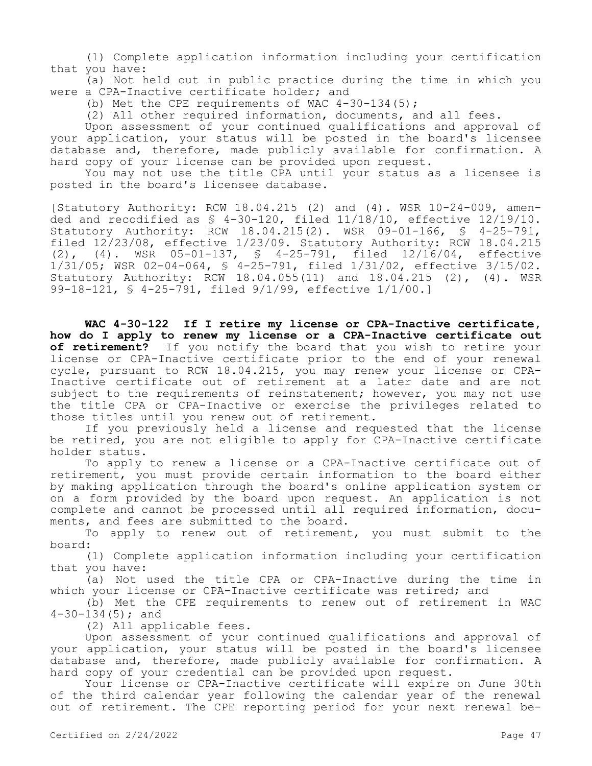(1) Complete application information including your certification that you have:

(a) Not held out in public practice during the time in which you were a CPA-Inactive certificate holder; and

(b) Met the CPE requirements of WAC 4-30-134(5);

(2) All other required information, documents, and all fees.

Upon assessment of your continued qualifications and approval of your application, your status will be posted in the board's licensee database and, therefore, made publicly available for confirmation. A hard copy of your license can be provided upon request.

You may not use the title CPA until your status as a licensee is posted in the board's licensee database.

[Statutory Authority: RCW 18.04.215 (2) and (4). WSR 10-24-009, amended and recodified as § 4-30-120, filed 11/18/10, effective 12/19/10. Statutory Authority: RCW 18.04.215(2). WSR 09-01-166, § 4-25-791, filed 12/23/08, effective 1/23/09. Statutory Authority: RCW 18.04.215 (2), (4). WSR 05-01-137, § 4-25-791, filed 12/16/04, effective 1/31/05; WSR 02-04-064, § 4-25-791, filed 1/31/02, effective 3/15/02. Statutory Authority: RCW 18.04.055(11) and 18.04.215 (2), (4). WSR 99-18-121, § 4-25-791, filed 9/1/99, effective 1/1/00.]

**WAC 4-30-122 If I retire my license or CPA-Inactive certificate, how do I apply to renew my license or a CPA-Inactive certificate out of retirement?** If you notify the board that you wish to retire your license or CPA-Inactive certificate prior to the end of your renewal cycle, pursuant to RCW 18.04.215, you may renew your license or CPA-Inactive certificate out of retirement at a later date and are not subject to the requirements of reinstatement; however, you may not use the title CPA or CPA-Inactive or exercise the privileges related to those titles until you renew out of retirement.

If you previously held a license and requested that the license be retired, you are not eligible to apply for CPA-Inactive certificate holder status.

To apply to renew a license or a CPA-Inactive certificate out of retirement, you must provide certain information to the board either by making application through the board's online application system or on a form provided by the board upon request. An application is not complete and cannot be processed until all required information, documents, and fees are submitted to the board.

To apply to renew out of retirement, you must submit to the board:

(1) Complete application information including your certification that you have:

(a) Not used the title CPA or CPA-Inactive during the time in which your license or CPA-Inactive certificate was retired; and

(b) Met the CPE requirements to renew out of retirement in WAC 4-30-134(5); and

(2) All applicable fees.

Upon assessment of your continued qualifications and approval of your application, your status will be posted in the board's licensee database and, therefore, made publicly available for confirmation. A hard copy of your credential can be provided upon request.

Your license or CPA-Inactive certificate will expire on June 30th of the third calendar year following the calendar year of the renewal out of retirement. The CPE reporting period for your next renewal be-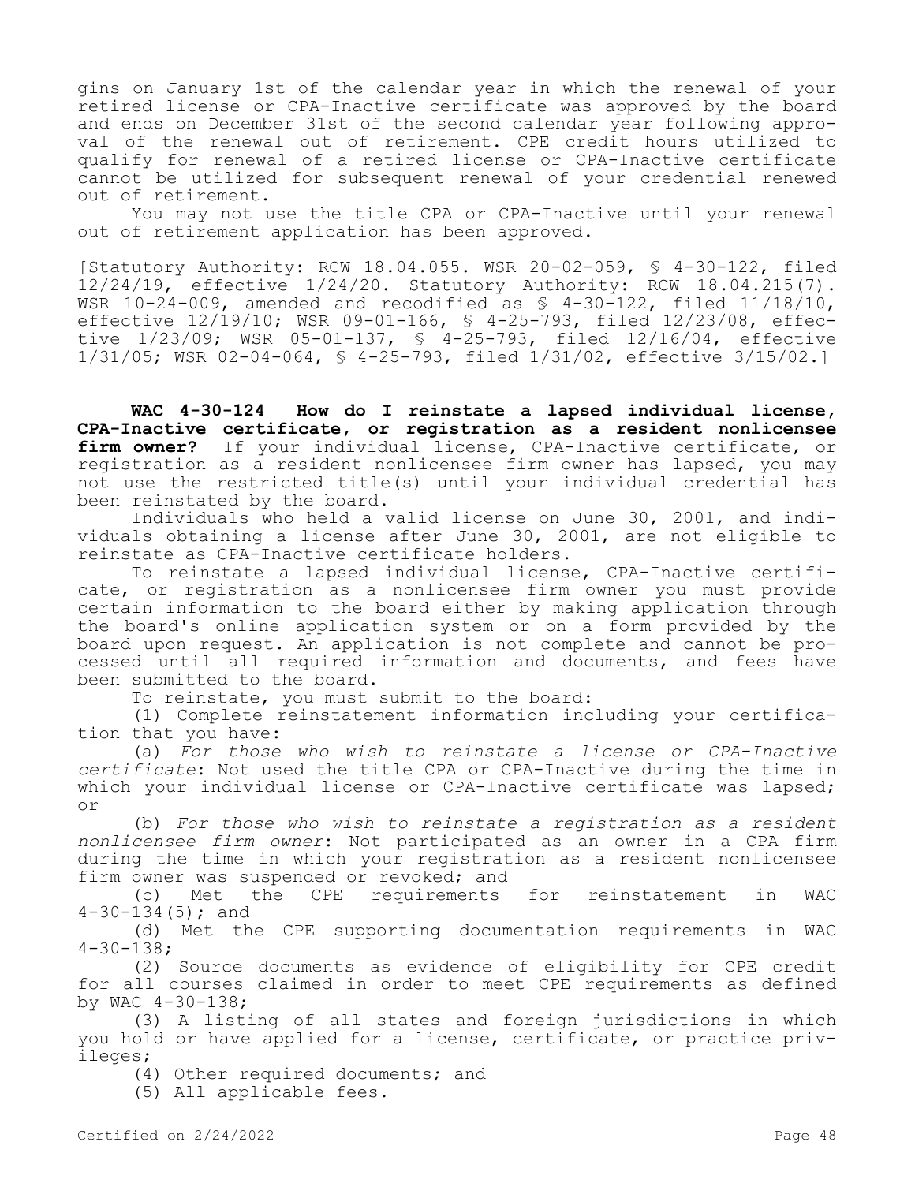gins on January 1st of the calendar year in which the renewal of your retired license or CPA-Inactive certificate was approved by the board and ends on December 31st of the second calendar year following approval of the renewal out of retirement. CPE credit hours utilized to qualify for renewal of a retired license or CPA-Inactive certificate cannot be utilized for subsequent renewal of your credential renewed out of retirement.

You may not use the title CPA or CPA-Inactive until your renewal out of retirement application has been approved.

[Statutory Authority: RCW 18.04.055. WSR 20-02-059, § 4-30-122, filed 12/24/19, effective 1/24/20. Statutory Authority: RCW 18.04.215(7). WSR 10-24-009, amended and recodified as § 4-30-122, filed 11/18/10, effective 12/19/10; WSR 09-01-166, § 4-25-793, filed 12/23/08, effective 1/23/09; WSR 05-01-137, § 4-25-793, filed 12/16/04, effective 1/31/05; WSR 02-04-064, § 4-25-793, filed 1/31/02, effective 3/15/02.]

**WAC 4-30-124 How do I reinstate a lapsed individual license, CPA-Inactive certificate, or registration as a resident nonlicensee firm owner?** If your individual license, CPA-Inactive certificate, or registration as a resident nonlicensee firm owner has lapsed, you may not use the restricted title(s) until your individual credential has been reinstated by the board.

Individuals who held a valid license on June 30, 2001, and individuals obtaining a license after June 30, 2001, are not eligible to reinstate as CPA-Inactive certificate holders.

To reinstate a lapsed individual license, CPA-Inactive certificate, or registration as a nonlicensee firm owner you must provide certain information to the board either by making application through the board's online application system or on a form provided by the board upon request. An application is not complete and cannot be processed until all required information and documents, and fees have been submitted to the board.

To reinstate, you must submit to the board:

(1) Complete reinstatement information including your certification that you have:

(a) *For those who wish to reinstate a license or CPA-Inactive certificate*: Not used the title CPA or CPA-Inactive during the time in which your individual license or CPA-Inactive certificate was lapsed; or

(b) *For those who wish to reinstate a registration as a resident nonlicensee firm owner*: Not participated as an owner in a CPA firm during the time in which your registration as a resident nonlicensee firm owner was suspended or revoked; and

(c) Met the CPE requirements for reinstatement in WAC 4-30-134(5); and

(d) Met the CPE supporting documentation requirements in WAC 4-30-138;

(2) Source documents as evidence of eligibility for CPE credit for all courses claimed in order to meet CPE requirements as defined by WAC 4-30-138;

(3) A listing of all states and foreign jurisdictions in which you hold or have applied for a license, certificate, or practice privileges;

(4) Other required documents; and

(5) All applicable fees.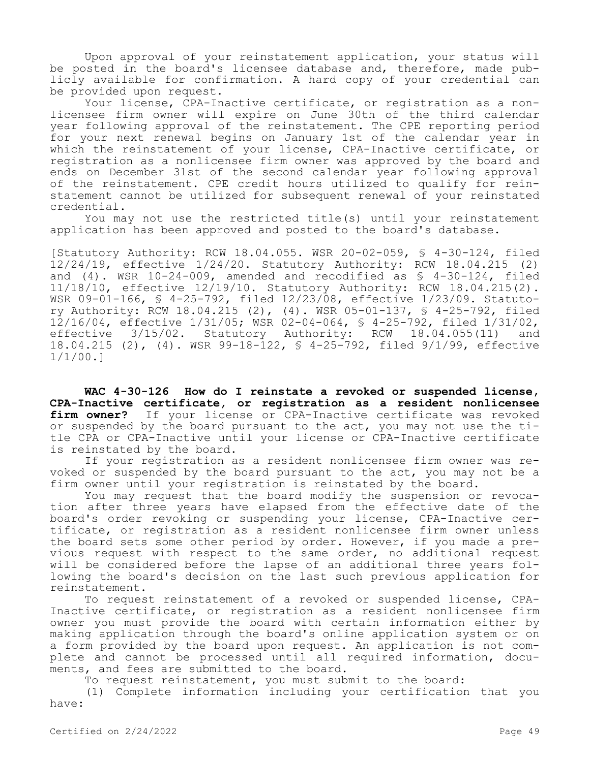Upon approval of your reinstatement application, your status will be posted in the board's licensee database and, therefore, made publicly available for confirmation. A hard copy of your credential can be provided upon request.

Your license, CPA-Inactive certificate, or registration as a nonlicensee firm owner will expire on June 30th of the third calendar year following approval of the reinstatement. The CPE reporting period for your next renewal begins on January 1st of the calendar year in which the reinstatement of your license, CPA-Inactive certificate, or registration as a nonlicensee firm owner was approved by the board and ends on December 31st of the second calendar year following approval of the reinstatement. CPE credit hours utilized to qualify for reinstatement cannot be utilized for subsequent renewal of your reinstated credential.

You may not use the restricted title(s) until your reinstatement application has been approved and posted to the board's database.

[Statutory Authority: RCW 18.04.055. WSR 20-02-059, § 4-30-124, filed 12/24/19, effective 1/24/20. Statutory Authority: RCW 18.04.215 (2) and (4). WSR 10-24-009, amended and recodified as § 4-30-124, filed 11/18/10, effective 12/19/10. Statutory Authority: RCW 18.04.215(2). WSR 09-01-166, § 4-25-792, filed 12/23/08, effective 1/23/09. Statutory Authority: RCW 18.04.215 (2), (4). WSR 05-01-137, § 4-25-792, filed 12/16/04, effective 1/31/05; WSR 02-04-064, § 4-25-792, filed 1/31/02, effective 3/15/02. Statutory Authority: RCW 18.04.055(11) and 18.04.215 (2), (4). WSR 99-18-122, § 4-25-792, filed 9/1/99, effective 1/1/00.]

**WAC 4-30-126 How do I reinstate a revoked or suspended license, CPA-Inactive certificate, or registration as a resident nonlicensee firm owner?** If your license or CPA-Inactive certificate was revoked or suspended by the board pursuant to the act, you may not use the title CPA or CPA-Inactive until your license or CPA-Inactive certificate is reinstated by the board.

If your registration as a resident nonlicensee firm owner was revoked or suspended by the board pursuant to the act, you may not be a firm owner until your registration is reinstated by the board.

You may request that the board modify the suspension or revocation after three years have elapsed from the effective date of the board's order revoking or suspending your license, CPA-Inactive certificate, or registration as a resident nonlicensee firm owner unless the board sets some other period by order. However, if you made a previous request with respect to the same order, no additional request will be considered before the lapse of an additional three years following the board's decision on the last such previous application for reinstatement.

To request reinstatement of a revoked or suspended license, CPA-Inactive certificate, or registration as a resident nonlicensee firm owner you must provide the board with certain information either by making application through the board's online application system or on a form provided by the board upon request. An application is not complete and cannot be processed until all required information, documents, and fees are submitted to the board.

To request reinstatement, you must submit to the board:

(1) Complete information including your certification that you have: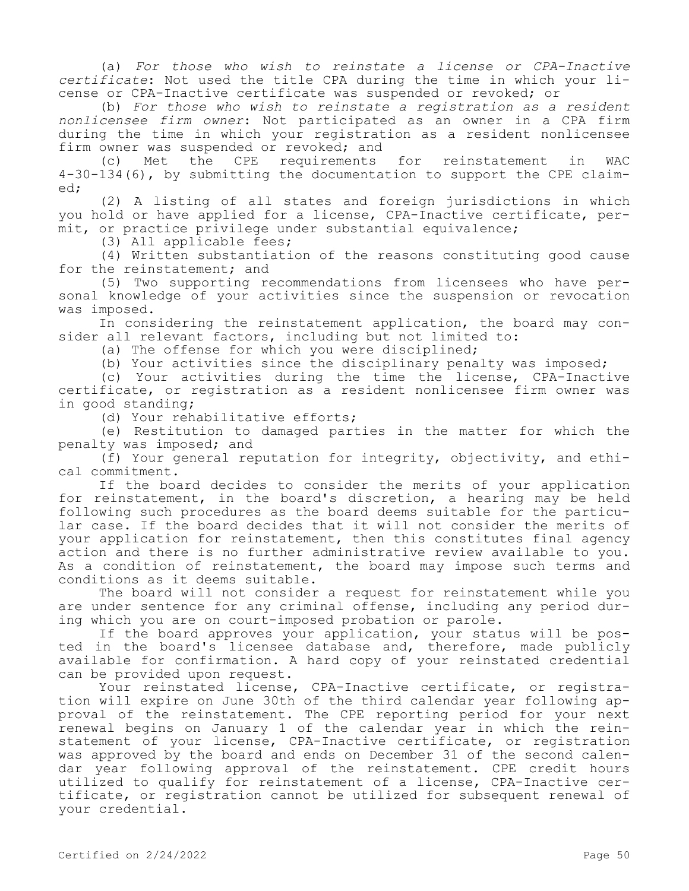(a) *For those who wish to reinstate a license or CPA-Inactive certificate*: Not used the title CPA during the time in which your license or CPA-Inactive certificate was suspended or revoked; or

(b) *For those who wish to reinstate a registration as a resident nonlicensee firm owner*: Not participated as an owner in a CPA firm during the time in which your registration as a resident nonlicensee firm owner was suspended or revoked; and

(c) Met the CPE requirements for reinstatement in WAC 4-30-134(6), by submitting the documentation to support the CPE claimed;

(2) A listing of all states and foreign jurisdictions in which you hold or have applied for a license, CPA-Inactive certificate, permit, or practice privilege under substantial equivalence;

(3) All applicable fees;

(4) Written substantiation of the reasons constituting good cause for the reinstatement; and

(5) Two supporting recommendations from licensees who have personal knowledge of your activities since the suspension or revocation was imposed.

In considering the reinstatement application, the board may consider all relevant factors, including but not limited to:

(a) The offense for which you were disciplined;

(b) Your activities since the disciplinary penalty was imposed;

(c) Your activities during the time the license, CPA-Inactive certificate, or registration as a resident nonlicensee firm owner was in good standing;

(d) Your rehabilitative efforts;

(e) Restitution to damaged parties in the matter for which the penalty was imposed; and

(f) Your general reputation for integrity, objectivity, and ethical commitment.

If the board decides to consider the merits of your application for reinstatement, in the board's discretion, a hearing may be held following such procedures as the board deems suitable for the particular case. If the board decides that it will not consider the merits of your application for reinstatement, then this constitutes final agency action and there is no further administrative review available to you. As a condition of reinstatement, the board may impose such terms and conditions as it deems suitable.

The board will not consider a request for reinstatement while you are under sentence for any criminal offense, including any period during which you are on court-imposed probation or parole.

If the board approves your application, your status will be posted in the board's licensee database and, therefore, made publicly available for confirmation. A hard copy of your reinstated credential can be provided upon request.

Your reinstated license, CPA-Inactive certificate, or registration will expire on June 30th of the third calendar year following approval of the reinstatement. The CPE reporting period for your next renewal begins on January 1 of the calendar year in which the reinstatement of your license, CPA-Inactive certificate, or registration was approved by the board and ends on December 31 of the second calendar year following approval of the reinstatement. CPE credit hours utilized to qualify for reinstatement of a license, CPA-Inactive certificate, or registration cannot be utilized for subsequent renewal of your credential.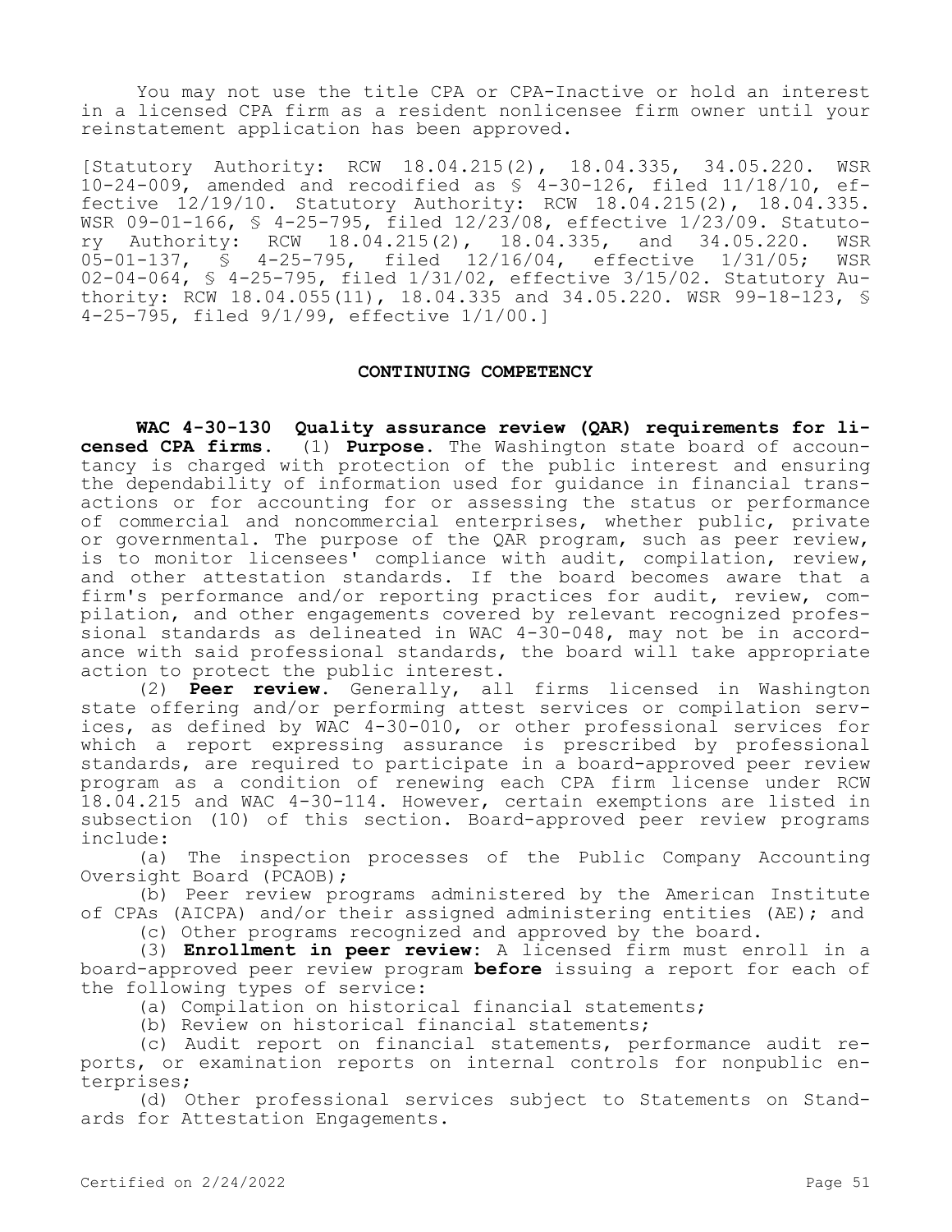You may not use the title CPA or CPA-Inactive or hold an interest in a licensed CPA firm as a resident nonlicensee firm owner until your reinstatement application has been approved.

[Statutory Authority: RCW 18.04.215(2), 18.04.335, 34.05.220. WSR 10-24-009, amended and recodified as § 4-30-126, filed 11/18/10, effective 12/19/10. Statutory Authority: RCW 18.04.215(2), 18.04.335. WSR 09-01-166, § 4-25-795, filed 12/23/08, effective 1/23/09. Statutory Authority: RCW 18.04.215(2), 18.04.335, and 34.05.220. WSR 05-01-137, § 4-25-795, filed 12/16/04, effective 1/31/05; WSR 02-04-064, § 4-25-795, filed 1/31/02, effective 3/15/02. Statutory Authority: RCW 18.04.055(11), 18.04.335 and 34.05.220. WSR 99-18-123, § 4-25-795, filed 9/1/99, effective 1/1/00.]

## CONTINUING COMPETENCY

**WAC 4-30-130 Quality assurance review (QAR) requirements for licensed CPA firms.** (1) **Purpose.** The Washington state board of accountancy is charged with protection of the public interest and ensuring the dependability of information used for guidance in financial transactions or for accounting for or assessing the status or performance of commercial and noncommercial enterprises, whether public, private or governmental. The purpose of the QAR program, such as peer review, is to monitor licensees' compliance with audit, compilation, review, and other attestation standards. If the board becomes aware that a firm's performance and/or reporting practices for audit, review, compilation, and other engagements covered by relevant recognized professional standards as delineated in WAC 4-30-048, may not be in accordance with said professional standards, the board will take appropriate action to protect the public interest.

(2) **Peer review.** Generally, all firms licensed in Washington state offering and/or performing attest services or compilation services, as defined by WAC 4-30-010, or other professional services for which a report expressing assurance is prescribed by professional standards, are required to participate in a board-approved peer review program as a condition of renewing each CPA firm license under RCW 18.04.215 and WAC 4-30-114. However, certain exemptions are listed in subsection (10) of this section. Board-approved peer review programs include:

(a) The inspection processes of the Public Company Accounting Oversight Board (PCAOB);

(b) Peer review programs administered by the American Institute of CPAs (AICPA) and/or their assigned administering entities (AE); and

(c) Other programs recognized and approved by the board.

(3) **Enrollment in peer review**: A licensed firm must enroll in a board-approved peer review program **before** issuing a report for each of the following types of service:

(a) Compilation on historical financial statements;

(b) Review on historical financial statements;

(c) Audit report on financial statements, performance audit reports, or examination reports on internal controls for nonpublic enterprises;

(d) Other professional services subject to Statements on Standards for Attestation Engagements.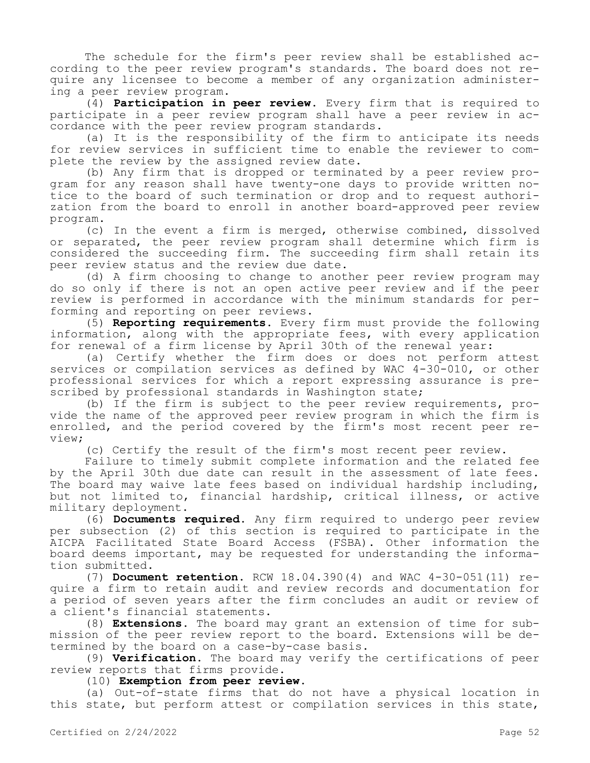The schedule for the firm's peer review shall be established according to the peer review program's standards. The board does not require any licensee to become a member of any organization administering a peer review program.

(4) **Participation in peer review.** Every firm that is required to participate in a peer review program shall have a peer review in accordance with the peer review program standards.

(a) It is the responsibility of the firm to anticipate its needs for review services in sufficient time to enable the reviewer to complete the review by the assigned review date.

(b) Any firm that is dropped or terminated by a peer review program for any reason shall have twenty-one days to provide written notice to the board of such termination or drop and to request authorization from the board to enroll in another board-approved peer review program.

(c) In the event a firm is merged, otherwise combined, dissolved or separated, the peer review program shall determine which firm is considered the succeeding firm. The succeeding firm shall retain its peer review status and the review due date.

(d) A firm choosing to change to another peer review program may do so only if there is not an open active peer review and if the peer review is performed in accordance with the minimum standards for performing and reporting on peer reviews.

(5) **Reporting requirements.** Every firm must provide the following information, along with the appropriate fees, with every application for renewal of a firm license by April 30th of the renewal year:

(a) Certify whether the firm does or does not perform attest services or compilation services as defined by WAC 4-30-010, or other professional services for which a report expressing assurance is prescribed by professional standards in Washington state;

(b) If the firm is subject to the peer review requirements, provide the name of the approved peer review program in which the firm is enrolled, and the period covered by the firm's most recent peer review;

(c) Certify the result of the firm's most recent peer review.

Failure to timely submit complete information and the related fee by the April 30th due date can result in the assessment of late fees. The board may waive late fees based on individual hardship including, but not limited to, financial hardship, critical illness, or active military deployment.

(6) **Documents required.** Any firm required to undergo peer review per subsection (2) of this section is required to participate in the AICPA Facilitated State Board Access (FSBA). Other information the board deems important, may be requested for understanding the information submitted.

(7) **Document retention.** RCW 18.04.390(4) and WAC 4-30-051(11) require a firm to retain audit and review records and documentation for a period of seven years after the firm concludes an audit or review of a client's financial statements.

(8) **Extensions.** The board may grant an extension of time for submission of the peer review report to the board. Extensions will be determined by the board on a case-by-case basis.

(9) **Verification.** The board may verify the certifications of peer review reports that firms provide.

(10) **Exemption from peer review.**

(a) Out-of-state firms that do not have a physical location in this state, but perform attest or compilation services in this state,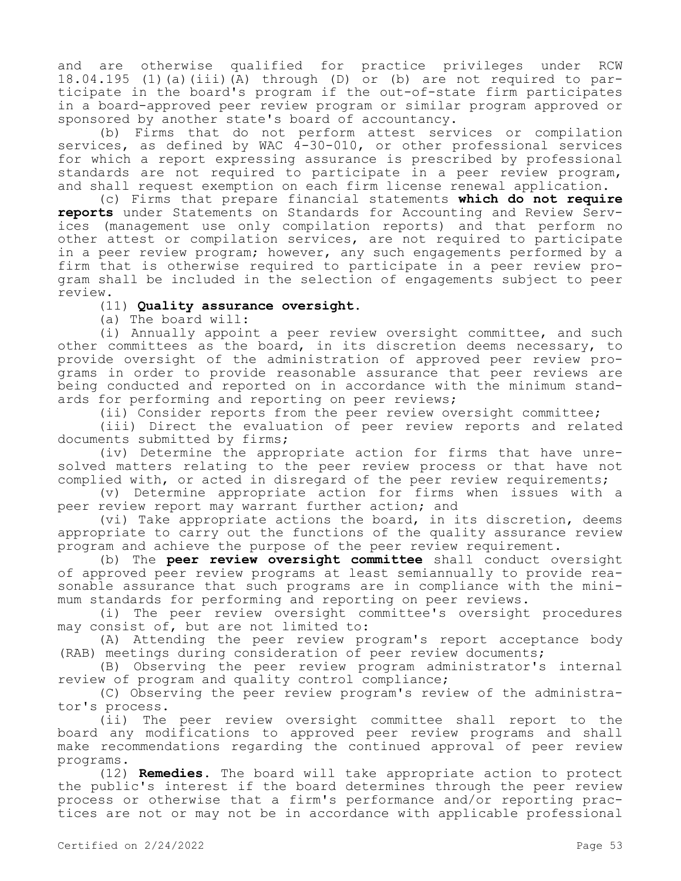and are otherwise qualified for practice privileges under RCW 18.04.195 (1)(a)(iii)(A) through (D) or (b) are not required to participate in the board's program if the out-of-state firm participates in a board-approved peer review program or similar program approved or sponsored by another state's board of accountancy.

(b) Firms that do not perform attest services or compilation services, as defined by WAC 4-30-010, or other professional services for which a report expressing assurance is prescribed by professional standards are not required to participate in a peer review program, and shall request exemption on each firm license renewal application.

(c) Firms that prepare financial statements **which do not require reports** under Statements on Standards for Accounting and Review Services (management use only compilation reports) and that perform no other attest or compilation services, are not required to participate in a peer review program; however, any such engagements performed by a firm that is otherwise required to participate in a peer review program shall be included in the selection of engagements subject to peer review.

(11) **Quality assurance oversight.**

(a) The board will:

(i) Annually appoint a peer review oversight committee, and such other committees as the board, in its discretion deems necessary, to provide oversight of the administration of approved peer review programs in order to provide reasonable assurance that peer reviews are being conducted and reported on in accordance with the minimum standards for performing and reporting on peer reviews;

(ii) Consider reports from the peer review oversight committee;

(iii) Direct the evaluation of peer review reports and related documents submitted by firms;

(iv) Determine the appropriate action for firms that have unresolved matters relating to the peer review process or that have not complied with, or acted in disregard of the peer review requirements;

(v) Determine appropriate action for firms when issues with a peer review report may warrant further action; and

(vi) Take appropriate actions the board, in its discretion, deems appropriate to carry out the functions of the quality assurance review program and achieve the purpose of the peer review requirement.

(b) The **peer review oversight committee** shall conduct oversight of approved peer review programs at least semiannually to provide reasonable assurance that such programs are in compliance with the minimum standards for performing and reporting on peer reviews.

(i) The peer review oversight committee's oversight procedures may consist of, but are not limited to:

(A) Attending the peer review program's report acceptance body (RAB) meetings during consideration of peer review documents;

(B) Observing the peer review program administrator's internal review of program and quality control compliance;

(C) Observing the peer review program's review of the administrator's process.

(ii) The peer review oversight committee shall report to the board any modifications to approved peer review programs and shall make recommendations regarding the continued approval of peer review programs.

(12) **Remedies.** The board will take appropriate action to protect the public's interest if the board determines through the peer review process or otherwise that a firm's performance and/or reporting practices are not or may not be in accordance with applicable professional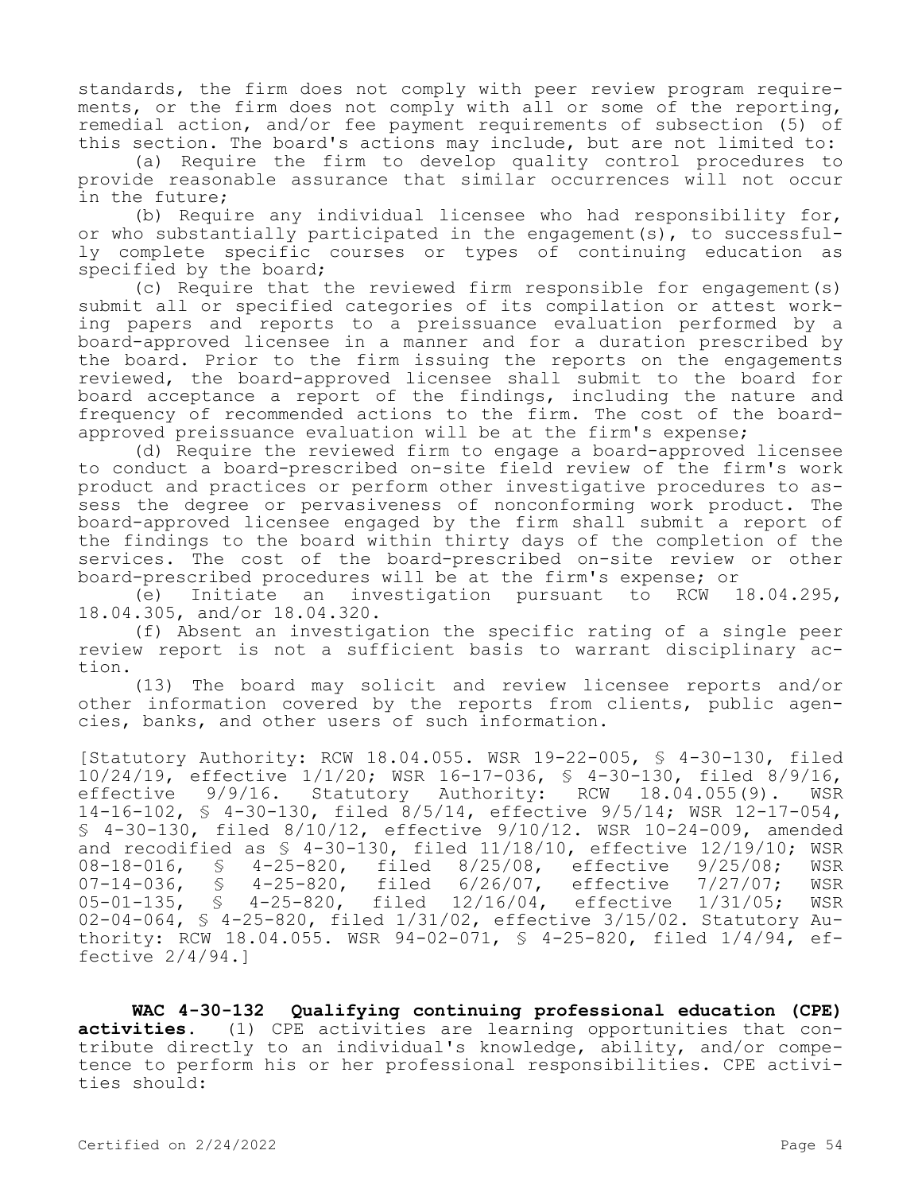standards, the firm does not comply with peer review program requirements, or the firm does not comply with all or some of the reporting, remedial action, and/or fee payment requirements of subsection (5) of this section. The board's actions may include, but are not limited to:

(a) Require the firm to develop quality control procedures to provide reasonable assurance that similar occurrences will not occur in the future;

(b) Require any individual licensee who had responsibility for, or who substantially participated in the engagement(s), to successfully complete specific courses or types of continuing education as specified by the board;

(c) Require that the reviewed firm responsible for engagement(s) submit all or specified categories of its compilation or attest working papers and reports to a preissuance evaluation performed by a board-approved licensee in a manner and for a duration prescribed by the board. Prior to the firm issuing the reports on the engagements reviewed, the board-approved licensee shall submit to the board for board acceptance a report of the findings, including the nature and frequency of recommended actions to the firm. The cost of the board-approved preissuance evaluation will be at the firm's expense;

(d) Require the reviewed firm to engage a board-approved licensee to conduct a board-prescribed on-site field review of the firm's work product and practices or perform other investigative procedures to assess the degree or pervasiveness of nonconforming work product. The board-approved licensee engaged by the firm shall submit a report of the findings to the board within thirty days of the completion of the services. The cost of the board-prescribed on-site review or other board-prescribed procedures will be at the firm's expense; or

(e) Initiate an investigation pursuant to RCW 18.04.295, 18.04.305, and/or 18.04.320.

(f) Absent an investigation the specific rating of a single peer review report is not a sufficient basis to warrant disciplinary action.

(13) The board may solicit and review licensee reports and/or other information covered by the reports from clients, public agencies, banks, and other users of such information.

[Statutory Authority: RCW 18.04.055. WSR 19-22-005, § 4-30-130, filed 10/24/19, effective 1/1/20; WSR 16-17-036, § 4-30-130, filed 8/9/16, effective 9/9/16. Statutory Authority: RCW 18.04.055(9). WSR 14-16-102, § 4-30-130, filed 8/5/14, effective 9/5/14; WSR 12-17-054, § 4-30-130, filed 8/10/12, effective 9/10/12. WSR 10-24-009, amended and recodified as § 4-30-130, filed 11/18/10, effective 12/19/10; WSR 08-18-016, § 4-25-820, filed 8/25/08, effective 9/25/08; WSR 07-14-036, § 4-25-820, filed 6/26/07, effective 7/27/07; WSR 05-01-135, § 4-25-820, filed 12/16/04, effective 1/31/05; WSR 02-04-064, § 4-25-820, filed 1/31/02, effective 3/15/02. Statutory Authority: RCW 18.04.055. WSR 94-02-071, § 4-25-820, filed 1/4/94, effective 2/4/94.]

**WAC 4-30-132 Qualifying continuing professional education (CPE) activities.** (1) CPE activities are learning opportunities that contribute directly to an individual's knowledge, ability, and/or competence to perform his or her professional responsibilities. CPE activities should: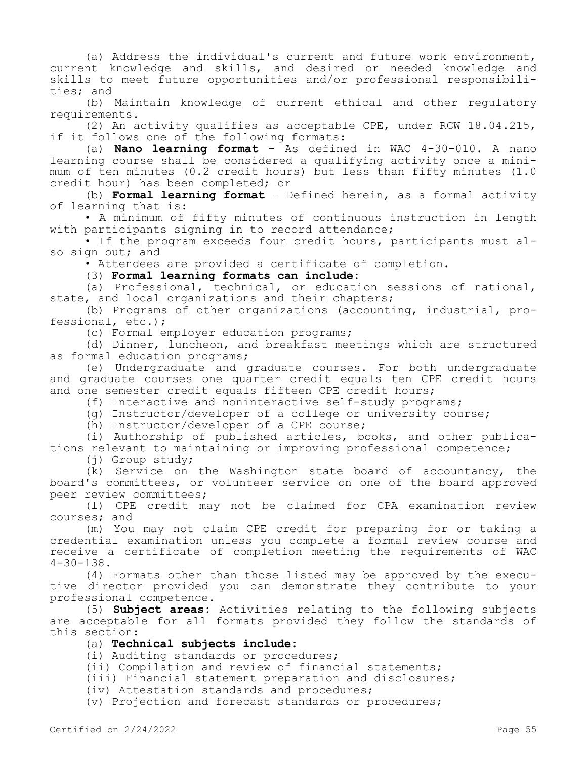(a) Address the individual's current and future work environment, current knowledge and skills, and desired or needed knowledge and skills to meet future opportunities and/or professional responsibilities; and

(b) Maintain knowledge of current ethical and other regulatory requirements.

(2) An activity qualifies as acceptable CPE, under RCW 18.04.215, if it follows one of the following formats:

(a) **Nano learning format** - As defined in WAC 4-30-010. A nano learning course shall be considered a qualifying activity once a minimum of ten minutes (0.2 credit hours) but less than fifty minutes (1.0 credit hour) has been completed; or

(b) **Formal learning format** - Defined herein, as a formal activity of learning that is:

• A minimum of fifty minutes of continuous instruction in length with participants signing in to record attendance;

• If the program exceeds four credit hours, participants must also sign out; and

• Attendees are provided a certificate of completion.

(3) **Formal learning formats can include:**

(a) Professional, technical, or education sessions of national, state, and local organizations and their chapters;

(b) Programs of other organizations (accounting, industrial, professional, etc.);

(c) Formal employer education programs;

(d) Dinner, luncheon, and breakfast meetings which are structured as formal education programs;

(e) Undergraduate and graduate courses. For both undergraduate and graduate courses one quarter credit equals ten CPE credit hours and one semester credit equals fifteen CPE credit hours;

(f) Interactive and noninteractive self-study programs;

(g) Instructor/developer of a college or university course;

(h) Instructor/developer of a CPE course;

(i) Authorship of published articles, books, and other publications relevant to maintaining or improving professional competence;

(j) Group study;

(k) Service on the Washington state board of accountancy, the board's committees, or volunteer service on one of the board approved peer review committees;

(l) CPE credit may not be claimed for CPA examination review courses; and

(m) You may not claim CPE credit for preparing for or taking a credential examination unless you complete a formal review course and receive a certificate of completion meeting the requirements of WAC 4-30-138.

(4) Formats other than those listed may be approved by the executive director provided you can demonstrate they contribute to your professional competence.

(5) **Subject areas:** Activities relating to the following subjects are acceptable for all formats provided they follow the standards of this section:

(a) **Technical subjects include:**

(i) Auditing standards or procedures;

(ii) Compilation and review of financial statements;

(iii) Financial statement preparation and disclosures;

(iv) Attestation standards and procedures;

(v) Projection and forecast standards or procedures;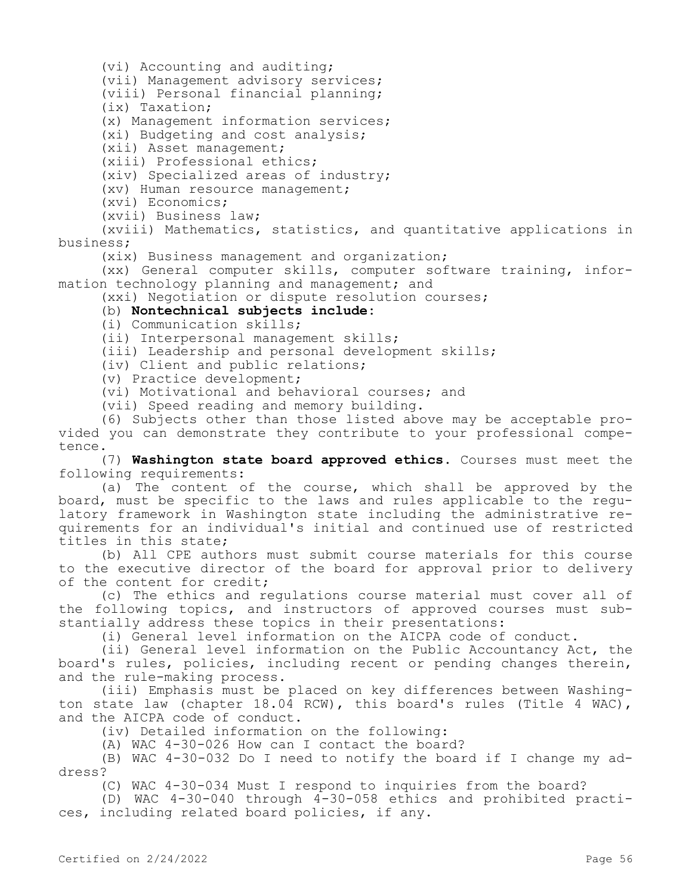(vi) Accounting and auditing;

(vii) Management advisory services;

(viii) Personal financial planning;

(ix) Taxation;

(x) Management information services;

(xi) Budgeting and cost analysis;

(xii) Asset management;

(xiii) Professional ethics;

(xiv) Specialized areas of industry;

(xv) Human resource management;

(xvi) Economics;

(xvii) Business law;

(xviii) Mathematics, statistics, and quantitative applications in business;

(xix) Business management and organization;

(xx) General computer skills, computer software training, information technology planning and management; and

(xxi) Negotiation or dispute resolution courses;

(b) **Nontechnical subjects include:**

(i) Communication skills;

(ii) Interpersonal management skills;

(iii) Leadership and personal development skills;

(iv) Client and public relations;

(v) Practice development;

(vi) Motivational and behavioral courses; and

(vii) Speed reading and memory building.

(6) Subjects other than those listed above may be acceptable provided you can demonstrate they contribute to your professional competence.

(7) **Washington state board approved ethics.** Courses must meet the following requirements:

(a) The content of the course, which shall be approved by the board, must be specific to the laws and rules applicable to the regulatory framework in Washington state including the administrative requirements for an individual's initial and continued use of restricted titles in this state;

(b) All CPE authors must submit course materials for this course to the executive director of the board for approval prior to delivery of the content for credit;

(c) The ethics and regulations course material must cover all of the following topics, and instructors of approved courses must substantially address these topics in their presentations:

(i) General level information on the AICPA code of conduct.

(ii) General level information on the Public Accountancy Act, the board's rules, policies, including recent or pending changes therein, and the rule-making process.

(iii) Emphasis must be placed on key differences between Washington state law (chapter 18.04 RCW), this board's rules (Title 4 WAC), and the AICPA code of conduct.

(iv) Detailed information on the following:

(A) WAC 4-30-026 How can I contact the board?

(B) WAC 4-30-032 Do I need to notify the board if I change my address?

(C) WAC 4-30-034 Must I respond to inquiries from the board?

(D) WAC 4-30-040 through 4-30-058 ethics and prohibited practices, including related board policies, if any.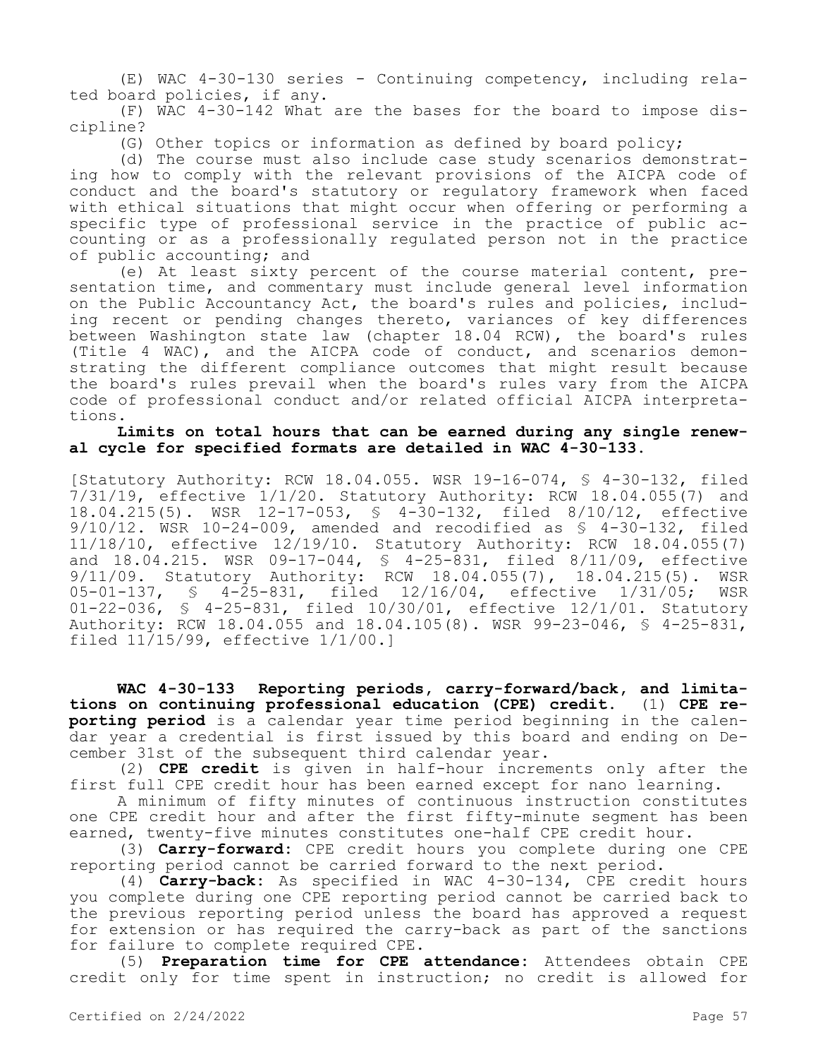(E) WAC 4-30-130 series - Continuing competency, including related board policies, if any.

(F) WAC 4-30-142 What are the bases for the board to impose discipline?

(G) Other topics or information as defined by board policy;

(d) The course must also include case study scenarios demonstrating how to comply with the relevant provisions of the AICPA code of conduct and the board's statutory or regulatory framework when faced with ethical situations that might occur when offering or performing a specific type of professional service in the practice of public accounting or as a professionally regulated person not in the practice of public accounting; and

(e) At least sixty percent of the course material content, presentation time, and commentary must include general level information on the Public Accountancy Act, the board's rules and policies, including recent or pending changes thereto, variances of key differences between Washington state law (chapter 18.04 RCW), the board's rules (Title 4 WAC), and the AICPA code of conduct, and scenarios demonstrating the different compliance outcomes that might result because the board's rules prevail when the board's rules vary from the AICPA code of professional conduct and/or related official AICPA interpretations.

**Limits on total hours that can be earned during any single renewal cycle for specified formats are detailed in WAC 4-30-133.**

[Statutory Authority: RCW 18.04.055. WSR 19-16-074, § 4-30-132, filed 7/31/19, effective 1/1/20. Statutory Authority: RCW 18.04.055(7) and 18.04.215(5). WSR 12-17-053, § 4-30-132, filed 8/10/12, effective 9/10/12. WSR 10-24-009, amended and recodified as § 4-30-132, filed 11/18/10, effective 12/19/10. Statutory Authority: RCW 18.04.055(7) and 18.04.215. WSR 09-17-044, § 4-25-831, filed 8/11/09, effective 9/11/09. Statutory Authority: RCW 18.04.055(7), 18.04.215(5). WSR 05-01-137, § 4-25-831, filed 12/16/04, effective 1/31/05; WSR 01-22-036, § 4-25-831, filed 10/30/01, effective 12/1/01. Statutory Authority: RCW 18.04.055 and 18.04.105(8). WSR 99-23-046, § 4-25-831, filed 11/15/99, effective 1/1/00.]

**WAC 4-30-133 Reporting periods, carry-forward/back, and limitations on continuing professional education (CPE) credit.** (1) **CPE reporting period** is a calendar year time period beginning in the calendar year a credential is first issued by this board and ending on December 31st of the subsequent third calendar year.

(2) **CPE credit** is given in half-hour increments only after the first full CPE credit hour has been earned except for nano learning.

A minimum of fifty minutes of continuous instruction constitutes one CPE credit hour and after the first fifty-minute segment has been earned, twenty-five minutes constitutes one-half CPE credit hour.

(3) **Carry-forward:** CPE credit hours you complete during one CPE reporting period cannot be carried forward to the next period.

(4) **Carry-back:** As specified in WAC 4-30-134, CPE credit hours you complete during one CPE reporting period cannot be carried back to the previous reporting period unless the board has approved a request for extension or has required the carry-back as part of the sanctions for failure to complete required CPE.

(5) **Preparation time for CPE attendance:** Attendees obtain CPE credit only for time spent in instruction; no credit is allowed for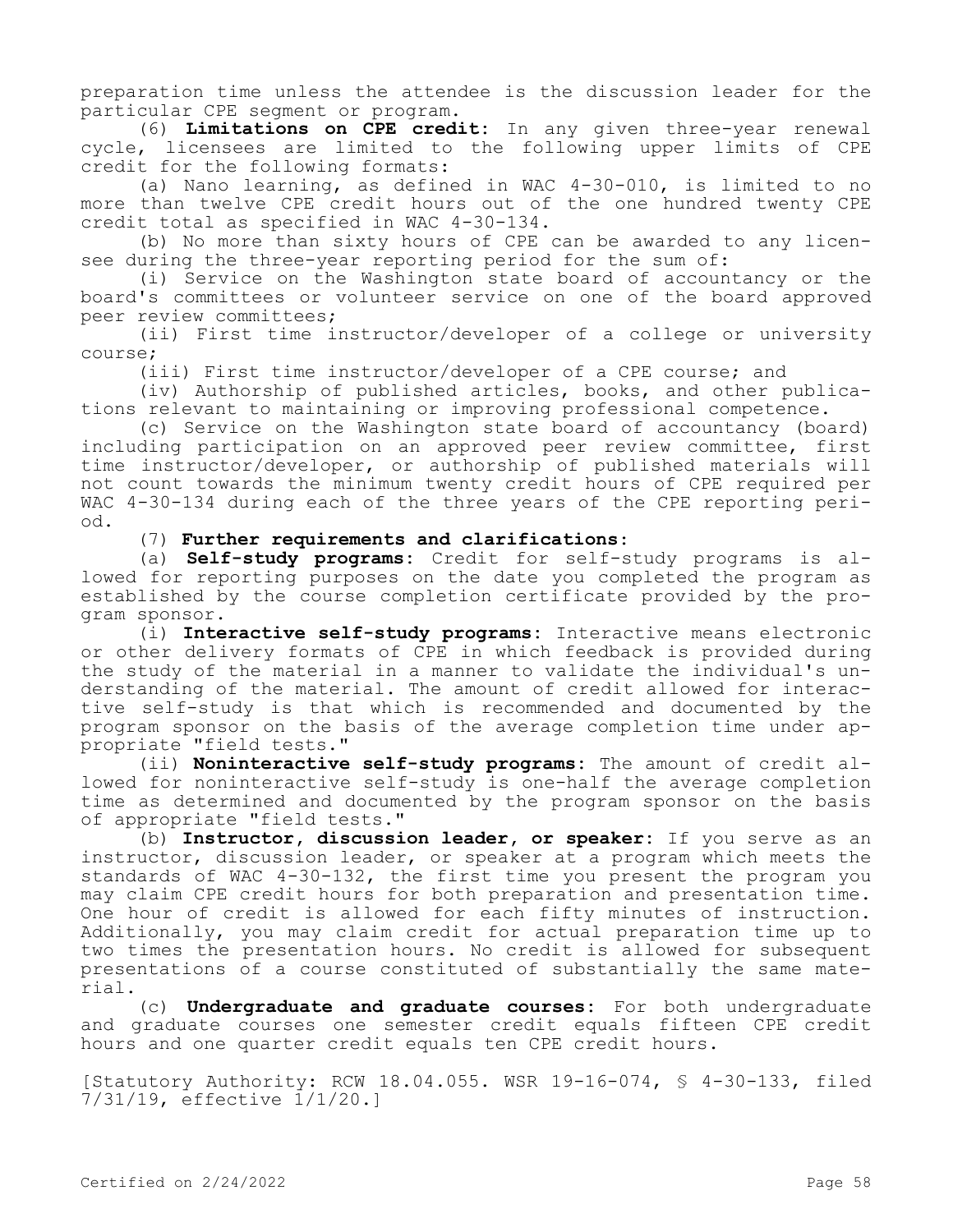preparation time unless the attendee is the discussion leader for the particular CPE segment or program.

(6) **Limitations on CPE credit:** In any given three-year renewal cycle, licensees are limited to the following upper limits of CPE credit for the following formats:

(a) Nano learning, as defined in WAC 4-30-010, is limited to no more than twelve CPE credit hours out of the one hundred twenty CPE credit total as specified in WAC 4-30-134.

(b) No more than sixty hours of CPE can be awarded to any licensee during the three-year reporting period for the sum of:

(i) Service on the Washington state board of accountancy or the board's committees or volunteer service on one of the board approved peer review committees;

(ii) First time instructor/developer of a college or university course;

(iii) First time instructor/developer of a CPE course; and

(iv) Authorship of published articles, books, and other publications relevant to maintaining or improving professional competence.

(c) Service on the Washington state board of accountancy (board) including participation on an approved peer review committee, first time instructor/developer, or authorship of published materials will not count towards the minimum twenty credit hours of CPE required per WAC 4-30-134 during each of the three years of the CPE reporting period.

(7) **Further requirements and clarifications:**

(a) **Self-study programs:** Credit for self-study programs is allowed for reporting purposes on the date you completed the program as established by the course completion certificate provided by the program sponsor.

(i) **Interactive self-study programs:** Interactive means electronic or other delivery formats of CPE in which feedback is provided during the study of the material in a manner to validate the individual's understanding of the material. The amount of credit allowed for interactive self-study is that which is recommended and documented by the program sponsor on the basis of the average completion time under appropriate "field tests."

(ii) **Noninteractive self-study programs:** The amount of credit allowed for noninteractive self-study is one-half the average completion time as determined and documented by the program sponsor on the basis of appropriate "field tests."

(b) **Instructor, discussion leader, or speaker:** If you serve as an instructor, discussion leader, or speaker at a program which meets the standards of WAC 4-30-132, the first time you present the program you may claim CPE credit hours for both preparation and presentation time. One hour of credit is allowed for each fifty minutes of instruction. Additionally, you may claim credit for actual preparation time up to two times the presentation hours. No credit is allowed for subsequent presentations of a course constituted of substantially the same material.

(c) **Undergraduate and graduate courses:** For both undergraduate and graduate courses one semester credit equals fifteen CPE credit hours and one quarter credit equals ten CPE credit hours.

[Statutory Authority: RCW 18.04.055. WSR 19-16-074, § 4-30-133, filed 7/31/19, effective 1/1/20.]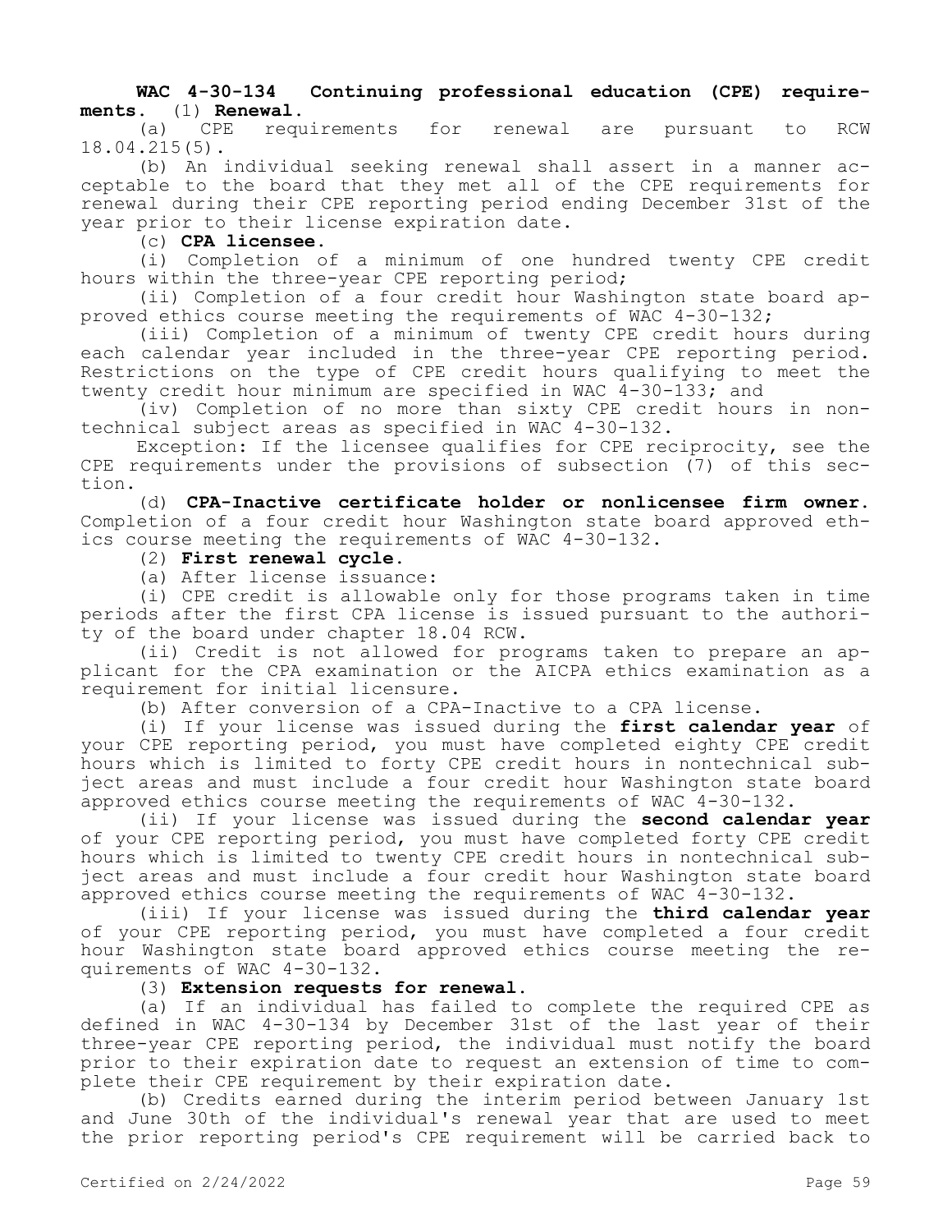**WAC 4-30-134 Continuing professional education (CPE) requirements.** (1) **Renewal.**

(a) CPE requirements for renewal are pursuant to RCW 18.04.215(5).

(b) An individual seeking renewal shall assert in a manner acceptable to the board that they met all of the CPE requirements for renewal during their CPE reporting period ending December 31st of the year prior to their license expiration date.

(c) **CPA licensee.**

(i) Completion of a minimum of one hundred twenty CPE credit hours within the three-year CPE reporting period;

(ii) Completion of a four credit hour Washington state board approved ethics course meeting the requirements of WAC 4-30-132;

(iii) Completion of a minimum of twenty CPE credit hours during each calendar year included in the three-year CPE reporting period. Restrictions on the type of CPE credit hours qualifying to meet the twenty credit hour minimum are specified in WAC 4-30-133; and

(iv) Completion of no more than sixty CPE credit hours in nontechnical subject areas as specified in WAC 4-30-132.

Exception: If the licensee qualifies for CPE reciprocity, see the CPE requirements under the provisions of subsection (7) of this section.

(d) **CPA-Inactive certificate holder or nonlicensee firm owner.** Completion of a four credit hour Washington state board approved ethics course meeting the requirements of WAC 4-30-132.

(2) **First renewal cycle.**

(a) After license issuance:

(i) CPE credit is allowable only for those programs taken in time periods after the first CPA license is issued pursuant to the authority of the board under chapter 18.04 RCW.

(ii) Credit is not allowed for programs taken to prepare an applicant for the CPA examination or the AICPA ethics examination as a requirement for initial licensure.

(b) After conversion of a CPA-Inactive to a CPA license.

(i) If your license was issued during the **first calendar year** of your CPE reporting period, you must have completed eighty CPE credit hours which is limited to forty CPE credit hours in nontechnical subject areas and must include a four credit hour Washington state board approved ethics course meeting the requirements of WAC 4-30-132.

(ii) If your license was issued during the **second calendar year** of your CPE reporting period, you must have completed forty CPE credit hours which is limited to twenty CPE credit hours in nontechnical subject areas and must include a four credit hour Washington state board approved ethics course meeting the requirements of WAC 4-30-132.

(iii) If your license was issued during the **third calendar year** of your CPE reporting period, you must have completed a four credit hour Washington state board approved ethics course meeting the requirements of WAC 4-30-132.

(3) **Extension requests for renewal.**

(a) If an individual has failed to complete the required CPE as defined in WAC 4-30-134 by December 31st of the last year of their three-year CPE reporting period, the individual must notify the board prior to their expiration date to request an extension of time to complete their CPE requirement by their expiration date.

(b) Credits earned during the interim period between January 1st and June 30th of the individual's renewal year that are used to meet the prior reporting period's CPE requirement will be carried back to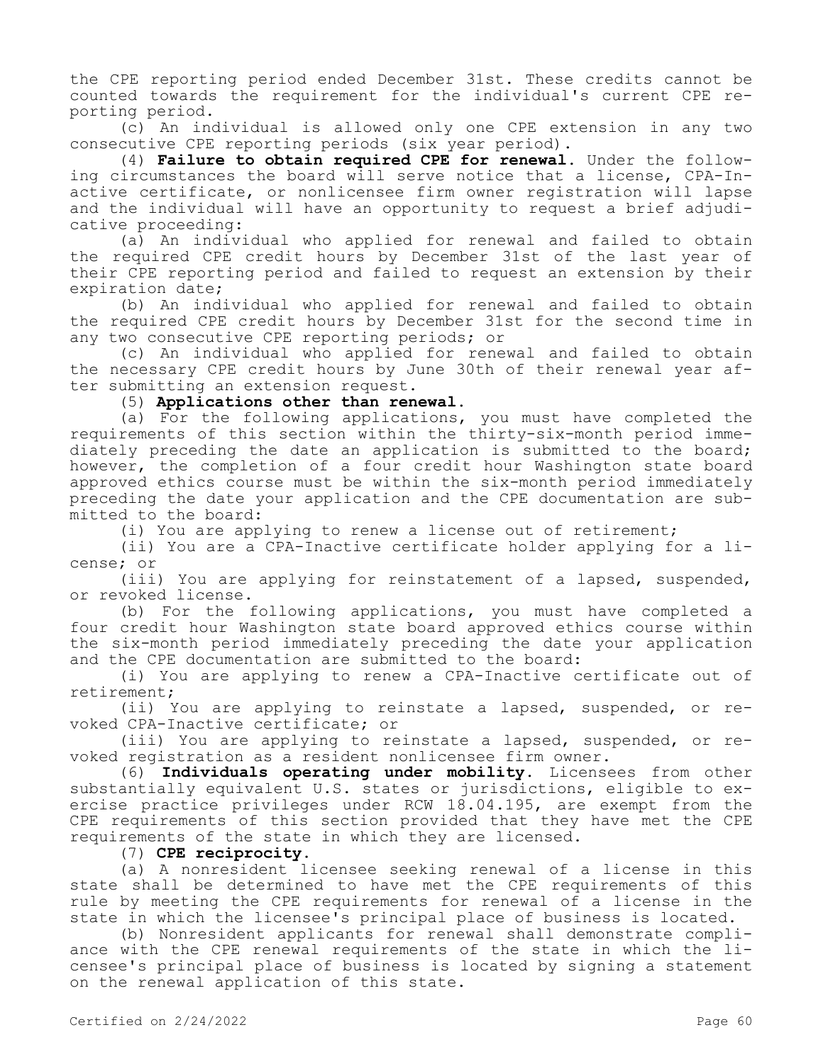the CPE reporting period ended December 31st. These credits cannot be counted towards the requirement for the individual's current CPE reporting period.

(c) An individual is allowed only one CPE extension in any two consecutive CPE reporting periods (six year period).

(4) **Failure to obtain required CPE for renewal.** Under the following circumstances the board will serve notice that a license, CPA-Inactive certificate, or nonlicensee firm owner registration will lapse and the individual will have an opportunity to request a brief adjudicative proceeding:

(a) An individual who applied for renewal and failed to obtain the required CPE credit hours by December 31st of the last year of their CPE reporting period and failed to request an extension by their expiration date;

(b) An individual who applied for renewal and failed to obtain the required CPE credit hours by December 31st for the second time in any two consecutive CPE reporting periods; or

(c) An individual who applied for renewal and failed to obtain the necessary CPE credit hours by June 30th of their renewal year after submitting an extension request.

(5) **Applications other than renewal.**

(a) For the following applications, you must have completed the requirements of this section within the thirty-six-month period immediately preceding the date an application is submitted to the board; however, the completion of a four credit hour Washington state board approved ethics course must be within the six-month period immediately preceding the date your application and the CPE documentation are submitted to the board:

(i) You are applying to renew a license out of retirement;

(ii) You are a CPA-Inactive certificate holder applying for a license; or

(iii) You are applying for reinstatement of a lapsed, suspended, or revoked license.

(b) For the following applications, you must have completed a four credit hour Washington state board approved ethics course within the six-month period immediately preceding the date your application and the CPE documentation are submitted to the board:

(i) You are applying to renew a CPA-Inactive certificate out of retirement;

(ii) You are applying to reinstate a lapsed, suspended, or revoked CPA-Inactive certificate; or

(iii) You are applying to reinstate a lapsed, suspended, or revoked registration as a resident nonlicensee firm owner.

(6) **Individuals operating under mobility.** Licensees from other substantially equivalent U.S. states or jurisdictions, eligible to exercise practice privileges under RCW 18.04.195, are exempt from the CPE requirements of this section provided that they have met the CPE requirements of the state in which they are licensed.

(7) **CPE reciprocity.**

(a) A nonresident licensee seeking renewal of a license in this state shall be determined to have met the CPE requirements of this rule by meeting the CPE requirements for renewal of a license in the state in which the licensee's principal place of business is located.

(b) Nonresident applicants for renewal shall demonstrate compliance with the CPE renewal requirements of the state in which the licensee's principal place of business is located by signing a statement on the renewal application of this state.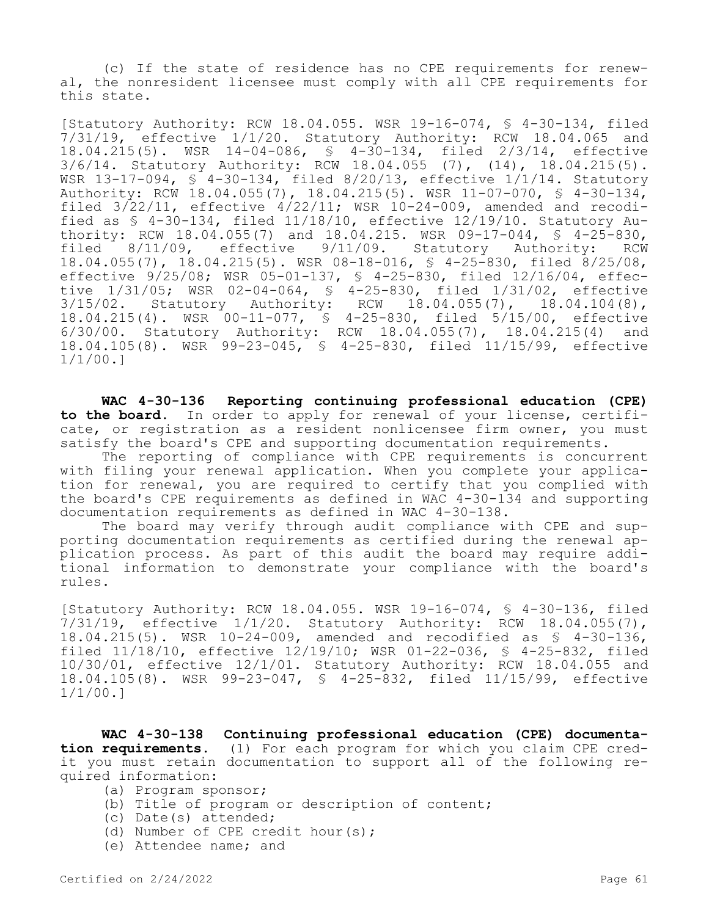(c) If the state of residence has no CPE requirements for renewal, the nonresident licensee must comply with all CPE requirements for this state.

[Statutory Authority: RCW 18.04.055. WSR 19-16-074, § 4-30-134, filed 7/31/19, effective 1/1/20. Statutory Authority: RCW 18.04.065 and 18.04.215(5). WSR 14-04-086, § 4-30-134, filed 2/3/14, effective 3/6/14. Statutory Authority: RCW 18.04.055 (7), (14), 18.04.215(5). WSR 13-17-094, § 4-30-134, filed 8/20/13, effective 1/1/14. Statutory Authority: RCW 18.04.055(7), 18.04.215(5). WSR 11-07-070, § 4-30-134, filed 3/22/11, effective 4/22/11; WSR 10-24-009, amended and recodified as § 4-30-134, filed 11/18/10, effective 12/19/10. Statutory Authority: RCW 18.04.055(7) and 18.04.215. WSR 09-17-044, § 4-25-830, filed 8/11/09, effective 9/11/09. Statutory Authority: RCW 18.04.055(7), 18.04.215(5). WSR 08-18-016, § 4-25-830, filed 8/25/08, effective 9/25/08; WSR 05-01-137, § 4-25-830, filed 12/16/04, effective 1/31/05; WSR 02-04-064, § 4-25-830, filed 1/31/02, effective 3/15/02. Statutory Authority: RCW 18.04.055(7), 18.04.104(8), 18.04.215(4). WSR 00-11-077, § 4-25-830, filed 5/15/00, effective 6/30/00. Statutory Authority: RCW 18.04.055(7), 18.04.215(4) and 18.04.105(8). WSR 99-23-045, § 4-25-830, filed 11/15/99, effective 1/1/00.]

**WAC 4-30-136 Reporting continuing professional education (CPE) to the board.** In order to apply for renewal of your license, certificate, or registration as a resident nonlicensee firm owner, you must satisfy the board's CPE and supporting documentation requirements.

The reporting of compliance with CPE requirements is concurrent with filing your renewal application. When you complete your application for renewal, you are required to certify that you complied with the board's CPE requirements as defined in WAC 4-30-134 and supporting documentation requirements as defined in WAC 4-30-138.

The board may verify through audit compliance with CPE and supporting documentation requirements as certified during the renewal application process. As part of this audit the board may require additional information to demonstrate your compliance with the board's rules.

[Statutory Authority: RCW 18.04.055. WSR 19-16-074, § 4-30-136, filed 7/31/19, effective 1/1/20. Statutory Authority: RCW 18.04.055(7), 18.04.215(5). WSR 10-24-009, amended and recodified as § 4-30-136, filed 11/18/10, effective 12/19/10; WSR 01-22-036, § 4-25-832, filed 10/30/01, effective 12/1/01. Statutory Authority: RCW 18.04.055 and 18.04.105(8). WSR 99-23-047, § 4-25-832, filed 11/15/99, effective 1/1/00.]

**WAC 4-30-138 Continuing professional education (CPE) documentation requirements.** (1) For each program for which you claim CPE credit you must retain documentation to support all of the following required information:

(a) Program sponsor;

(b) Title of program or description of content;

(c) Date(s) attended;

(d) Number of CPE credit hour(s);

(e) Attendee name; and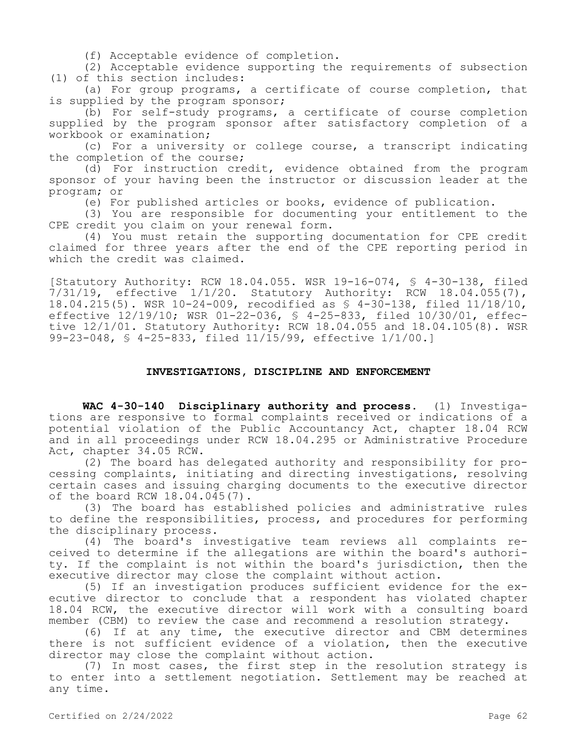(f) Acceptable evidence of completion.

(2) Acceptable evidence supporting the requirements of subsection (1) of this section includes:

(a) For group programs, a certificate of course completion, that is supplied by the program sponsor;

(b) For self-study programs, a certificate of course completion supplied by the program sponsor after satisfactory completion of a workbook or examination;

(c) For a university or college course, a transcript indicating the completion of the course;

(d) For instruction credit, evidence obtained from the program sponsor of your having been the instructor or discussion leader at the program; or

(e) For published articles or books, evidence of publication.

(3) You are responsible for documenting your entitlement to the CPE credit you claim on your renewal form.

(4) You must retain the supporting documentation for CPE credit claimed for three years after the end of the CPE reporting period in which the credit was claimed.

[Statutory Authority: RCW 18.04.055. WSR 19-16-074, § 4-30-138, filed 7/31/19, effective 1/1/20. Statutory Authority: RCW 18.04.055(7), 18.04.215(5). WSR 10-24-009, recodified as § 4-30-138, filed 11/18/10, effective 12/19/10; WSR 01-22-036, § 4-25-833, filed 10/30/01, effective 12/1/01. Statutory Authority: RCW 18.04.055 and 18.04.105(8). WSR 99-23-048, § 4-25-833, filed 11/15/99, effective 1/1/00.]

## INVESTIGATIONS, DISCIPLINE AND ENFORCEMENT

**WAC 4-30-140 Disciplinary authority and process.** (1) Investigations are responsive to formal complaints received or indications of a potential violation of the Public Accountancy Act, chapter 18.04 RCW and in all proceedings under RCW 18.04.295 or Administrative Procedure Act, chapter 34.05 RCW.

(2) The board has delegated authority and responsibility for processing complaints, initiating and directing investigations, resolving certain cases and issuing charging documents to the executive director of the board RCW 18.04.045(7).

(3) The board has established policies and administrative rules to define the responsibilities, process, and procedures for performing the disciplinary process.

(4) The board's investigative team reviews all complaints received to determine if the allegations are within the board's authority. If the complaint is not within the board's jurisdiction, then the executive director may close the complaint without action.

(5) If an investigation produces sufficient evidence for the executive director to conclude that a respondent has violated chapter 18.04 RCW, the executive director will work with a consulting board member (CBM) to review the case and recommend a resolution strategy.

(6) If at any time, the executive director and CBM determines there is not sufficient evidence of a violation, then the executive director may close the complaint without action.

(7) In most cases, the first step in the resolution strategy is to enter into a settlement negotiation. Settlement may be reached at any time.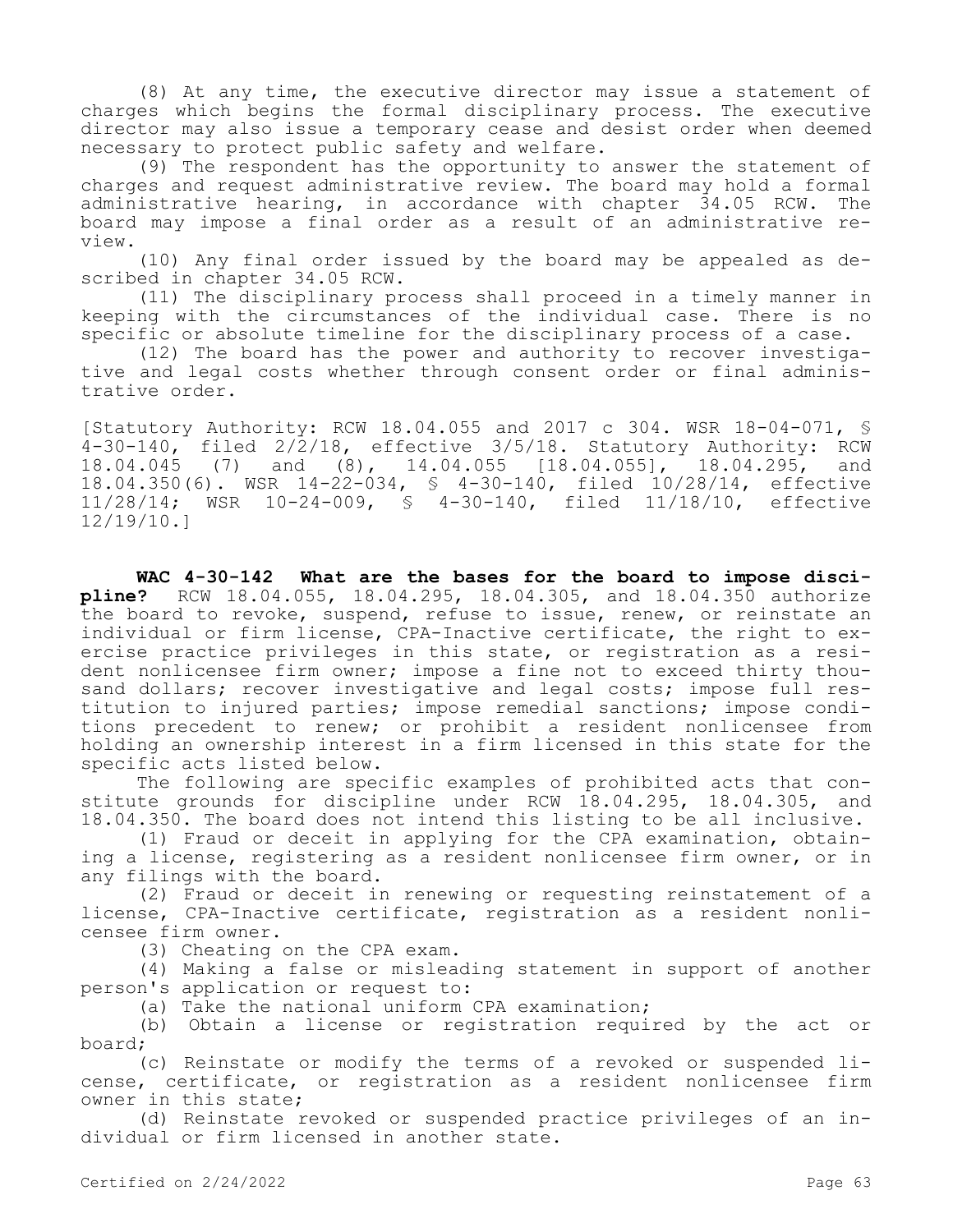(8) At any time, the executive director may issue a statement of charges which begins the formal disciplinary process. The executive director may also issue a temporary cease and desist order when deemed necessary to protect public safety and welfare.

(9) The respondent has the opportunity to answer the statement of charges and request administrative review. The board may hold a formal administrative hearing, in accordance with chapter 34.05 RCW. The board may impose a final order as a result of an administrative review.

(10) Any final order issued by the board may be appealed as described in chapter 34.05 RCW.

(11) The disciplinary process shall proceed in a timely manner in keeping with the circumstances of the individual case. There is no specific or absolute timeline for the disciplinary process of a case.

(12) The board has the power and authority to recover investigative and legal costs whether through consent order or final administrative order.

[Statutory Authority: RCW 18.04.055 and 2017 c 304. WSR 18-04-071, § 4-30-140, filed 2/2/18, effective 3/5/18. Statutory Authority: RCW 18.04.045 (7) and (8), 14.04.055 [18.04.055], 18.04.295, and 18.04.350(6). WSR 14-22-034, § 4-30-140, filed 10/28/14, effective 11/28/14; WSR 10-24-009, § 4-30-140, filed 11/18/10, effective 12/19/10.]

**WAC 4-30-142 What are the bases for the board to impose discipline?** RCW 18.04.055, 18.04.295, 18.04.305, and 18.04.350 authorize the board to revoke, suspend, refuse to issue, renew, or reinstate an individual or firm license, CPA-Inactive certificate, the right to exercise practice privileges in this state, or registration as a resident nonlicensee firm owner; impose a fine not to exceed thirty thousand dollars; recover investigative and legal costs; impose full restitution to injured parties; impose remedial sanctions; impose conditions precedent to renew; or prohibit a resident nonlicensee from holding an ownership interest in a firm licensed in this state for the specific acts listed below.

The following are specific examples of prohibited acts that constitute grounds for discipline under RCW 18.04.295, 18.04.305, and 18.04.350. The board does not intend this listing to be all inclusive.

(1) Fraud or deceit in applying for the CPA examination, obtaining a license, registering as a resident nonlicensee firm owner, or in any filings with the board.

(2) Fraud or deceit in renewing or requesting reinstatement of a license, CPA-Inactive certificate, registration as a resident nonlicensee firm owner.

(3) Cheating on the CPA exam.

(4) Making a false or misleading statement in support of another person's application or request to:

(a) Take the national uniform CPA examination;

(b) Obtain a license or registration required by the act or board;

(c) Reinstate or modify the terms of a revoked or suspended license, certificate, or registration as a resident nonlicensee firm owner in this state;

(d) Reinstate revoked or suspended practice privileges of an individual or firm licensed in another state.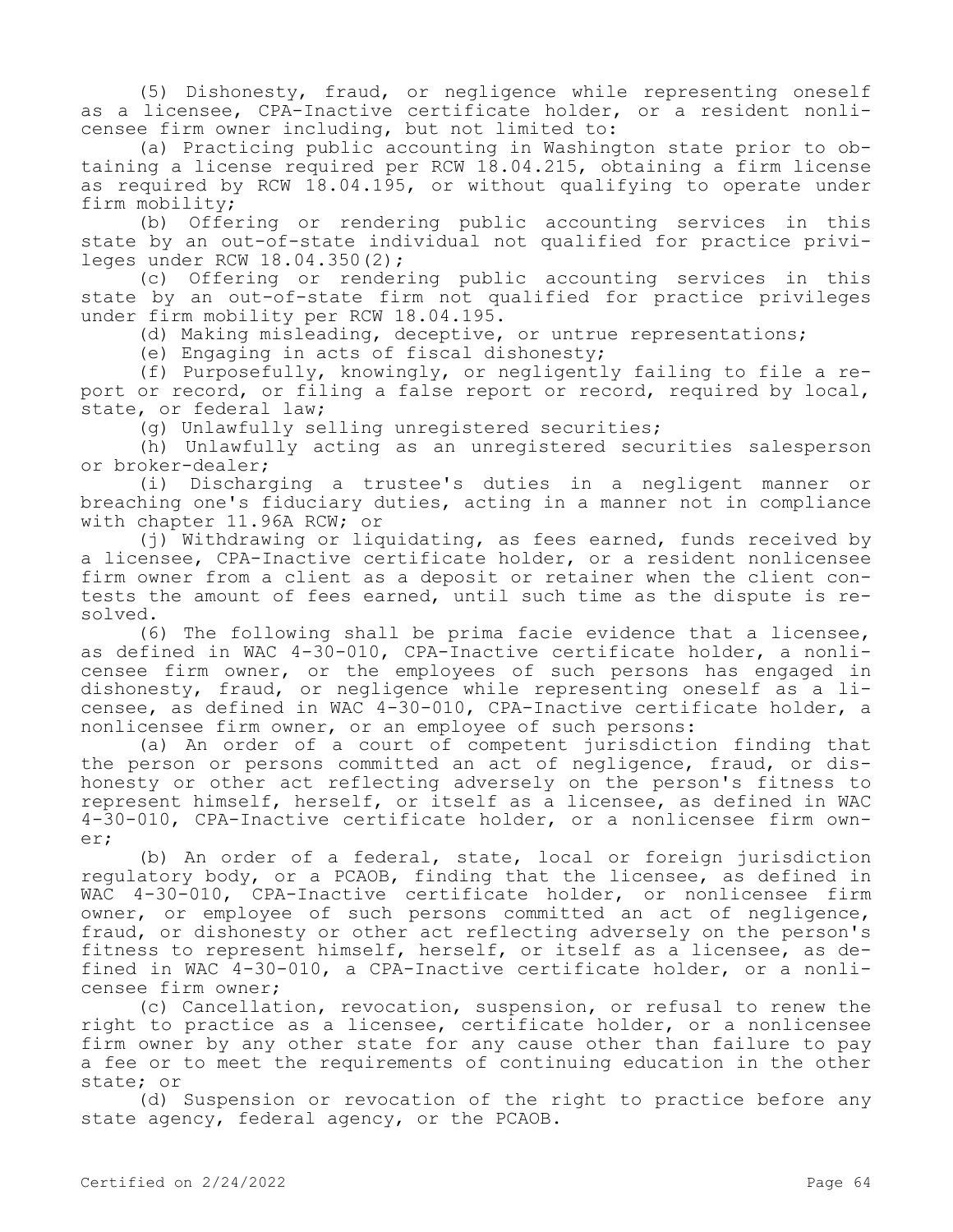(5) Dishonesty, fraud, or negligence while representing oneself as a licensee, CPA-Inactive certificate holder, or a resident nonlicensee firm owner including, but not limited to:

(a) Practicing public accounting in Washington state prior to obtaining a license required per RCW 18.04.215, obtaining a firm license as required by RCW 18.04.195, or without qualifying to operate under firm mobility;

(b) Offering or rendering public accounting services in this state by an out-of-state individual not qualified for practice privileges under RCW 18.04.350(2);

(c) Offering or rendering public accounting services in this state by an out-of-state firm not qualified for practice privileges under firm mobility per RCW 18.04.195.

(d) Making misleading, deceptive, or untrue representations;

(e) Engaging in acts of fiscal dishonesty;

(f) Purposefully, knowingly, or negligently failing to file a report or record, or filing a false report or record, required by local, state, or federal law;

(g) Unlawfully selling unregistered securities;

(h) Unlawfully acting as an unregistered securities salesperson or broker-dealer;

(i) Discharging a trustee's duties in a negligent manner or breaching one's fiduciary duties, acting in a manner not in compliance with chapter 11.96A RCW; or

(j) Withdrawing or liquidating, as fees earned, funds received by a licensee, CPA-Inactive certificate holder, or a resident nonlicensee firm owner from a client as a deposit or retainer when the client contests the amount of fees earned, until such time as the dispute is resolved.

(6) The following shall be prima facie evidence that a licensee, as defined in WAC 4-30-010, CPA-Inactive certificate holder, a nonlicensee firm owner, or the employees of such persons has engaged in dishonesty, fraud, or negligence while representing oneself as a licensee, as defined in WAC 4-30-010, CPA-Inactive certificate holder, a nonlicensee firm owner, or an employee of such persons:

(a) An order of a court of competent jurisdiction finding that the person or persons committed an act of negligence, fraud, or dishonesty or other act reflecting adversely on the person's fitness to represent himself, herself, or itself as a licensee, as defined in WAC 4-30-010, CPA-Inactive certificate holder, or a nonlicensee firm owner;

(b) An order of a federal, state, local or foreign jurisdiction regulatory body, or a PCAOB, finding that the licensee, as defined in WAC 4-30-010, CPA-Inactive certificate holder, or nonlicensee firm owner, or employee of such persons committed an act of negligence, fraud, or dishonesty or other act reflecting adversely on the person's fitness to represent himself, herself, or itself as a licensee, as defined in WAC 4-30-010, a CPA-Inactive certificate holder, or a nonlicensee firm owner;

(c) Cancellation, revocation, suspension, or refusal to renew the right to practice as a licensee, certificate holder, or a nonlicensee firm owner by any other state for any cause other than failure to pay a fee or to meet the requirements of continuing education in the other state; or

(d) Suspension or revocation of the right to practice before any state agency, federal agency, or the PCAOB.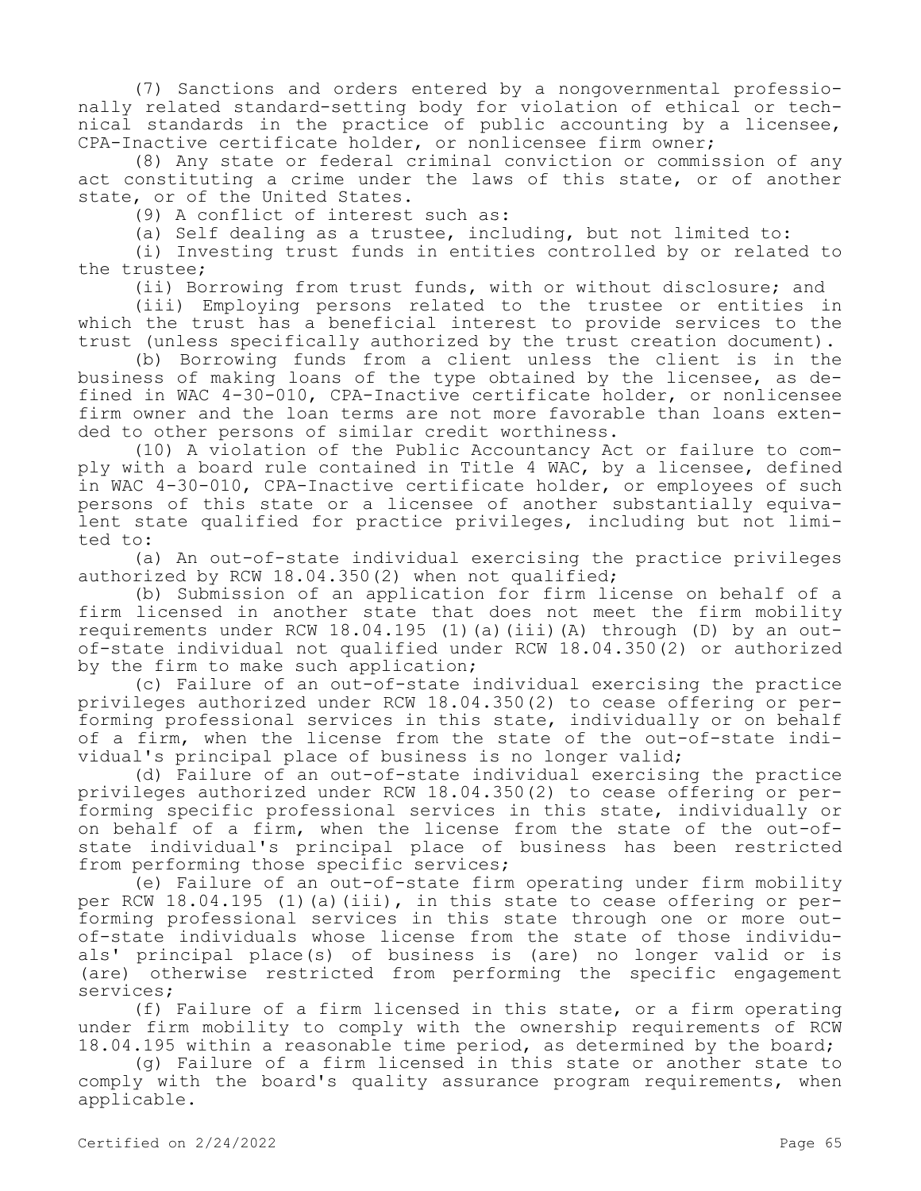(7) Sanctions and orders entered by a nongovernmental professionally related standard-setting body for violation of ethical or technical standards in the practice of public accounting by a licensee, CPA-Inactive certificate holder, or nonlicensee firm owner;

(8) Any state or federal criminal conviction or commission of any act constituting a crime under the laws of this state, or of another state, or of the United States.

(9) A conflict of interest such as:

(a) Self dealing as a trustee, including, but not limited to:

(i) Investing trust funds in entities controlled by or related to the trustee;

(ii) Borrowing from trust funds, with or without disclosure; and

(iii) Employing persons related to the trustee or entities in which the trust has a beneficial interest to provide services to the trust (unless specifically authorized by the trust creation document).

(b) Borrowing funds from a client unless the client is in the business of making loans of the type obtained by the licensee, as defined in WAC 4-30-010, CPA-Inactive certificate holder, or nonlicensee firm owner and the loan terms are not more favorable than loans extended to other persons of similar credit worthiness.

(10) A violation of the Public Accountancy Act or failure to comply with a board rule contained in Title 4 WAC, by a licensee, defined in WAC 4-30-010, CPA-Inactive certificate holder, or employees of such persons of this state or a licensee of another substantially equivalent state qualified for practice privileges, including but not limited to:

(a) An out-of-state individual exercising the practice privileges authorized by RCW 18.04.350(2) when not qualified;

(b) Submission of an application for firm license on behalf of a firm licensed in another state that does not meet the firm mobility requirements under RCW 18.04.195 (1)(a)(iii)(A) through (D) by an out-of-state individual not qualified under RCW 18.04.350(2) or authorized by the firm to make such application;

(c) Failure of an out-of-state individual exercising the practice privileges authorized under RCW 18.04.350(2) to cease offering or performing professional services in this state, individually or on behalf of a firm, when the license from the state of the out-of-state individual's principal place of business is no longer valid;

(d) Failure of an out-of-state individual exercising the practice privileges authorized under RCW 18.04.350(2) to cease offering or performing specific professional services in this state, individually or on behalf of a firm, when the license from the state of the out-of-state individual's principal place of business has been restricted from performing those specific services;

(e) Failure of an out-of-state firm operating under firm mobility per RCW 18.04.195 (1)(a)(iii), in this state to cease offering or performing professional services in this state through one or more out-of-state individuals whose license from the state of those individuals' principal place(s) of business is (are) no longer valid or is (are) otherwise restricted from performing the specific engagement services;

(f) Failure of a firm licensed in this state, or a firm operating under firm mobility to comply with the ownership requirements of RCW 18.04.195 within a reasonable time period, as determined by the board;

(g) Failure of a firm licensed in this state or another state to comply with the board's quality assurance program requirements, when applicable.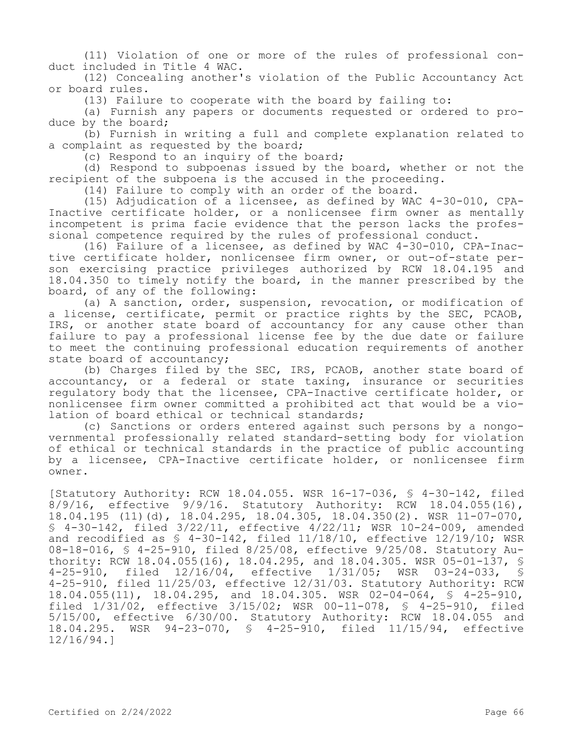(11) Violation of one or more of the rules of professional conduct included in Title 4 WAC.

(12) Concealing another's violation of the Public Accountancy Act or board rules.

(13) Failure to cooperate with the board by failing to:

(a) Furnish any papers or documents requested or ordered to produce by the board;

(b) Furnish in writing a full and complete explanation related to a complaint as requested by the board;

(c) Respond to an inquiry of the board;

(d) Respond to subpoenas issued by the board, whether or not the recipient of the subpoena is the accused in the proceeding.

(14) Failure to comply with an order of the board.

(15) Adjudication of a licensee, as defined by WAC 4-30-010, CPA-Inactive certificate holder, or a nonlicensee firm owner as mentally incompetent is prima facie evidence that the person lacks the professional competence required by the rules of professional conduct.

(16) Failure of a licensee, as defined by WAC 4-30-010, CPA-Inactive certificate holder, nonlicensee firm owner, or out-of-state person exercising practice privileges authorized by RCW 18.04.195 and 18.04.350 to timely notify the board, in the manner prescribed by the board, of any of the following:

(a) A sanction, order, suspension, revocation, or modification of a license, certificate, permit or practice rights by the SEC, PCAOB, IRS, or another state board of accountancy for any cause other than failure to pay a professional license fee by the due date or failure to meet the continuing professional education requirements of another state board of accountancy;

(b) Charges filed by the SEC, IRS, PCAOB, another state board of accountancy, or a federal or state taxing, insurance or securities regulatory body that the licensee, CPA-Inactive certificate holder, or nonlicensee firm owner committed a prohibited act that would be a violation of board ethical or technical standards;

(c) Sanctions or orders entered against such persons by a nongovernmental professionally related standard-setting body for violation of ethical or technical standards in the practice of public accounting by a licensee, CPA-Inactive certificate holder, or nonlicensee firm owner.

[Statutory Authority: RCW 18.04.055. WSR 16-17-036, § 4-30-142, filed 8/9/16, effective 9/9/16. Statutory Authority: RCW 18.04.055(16), 18.04.195 (11)(d), 18.04.295, 18.04.305, 18.04.350(2). WSR 11-07-070, § 4-30-142, filed 3/22/11, effective 4/22/11; WSR 10-24-009, amended and recodified as § 4-30-142, filed 11/18/10, effective 12/19/10; WSR 08-18-016, § 4-25-910, filed 8/25/08, effective 9/25/08. Statutory Authority: RCW 18.04.055(16), 18.04.295, and 18.04.305. WSR 05-01-137, § 4-25-910, filed 12/16/04, effective 1/31/05; WSR 03-24-033, § 4-25-910, filed 11/25/03, effective 12/31/03. Statutory Authority: RCW 18.04.055(11), 18.04.295, and 18.04.305. WSR 02-04-064, § 4-25-910, filed 1/31/02, effective 3/15/02; WSR 00-11-078, § 4-25-910, filed 5/15/00, effective 6/30/00. Statutory Authority: RCW 18.04.055 and 18.04.295. WSR 94-23-070, § 4-25-910, filed 11/15/94, effective 12/16/94.]